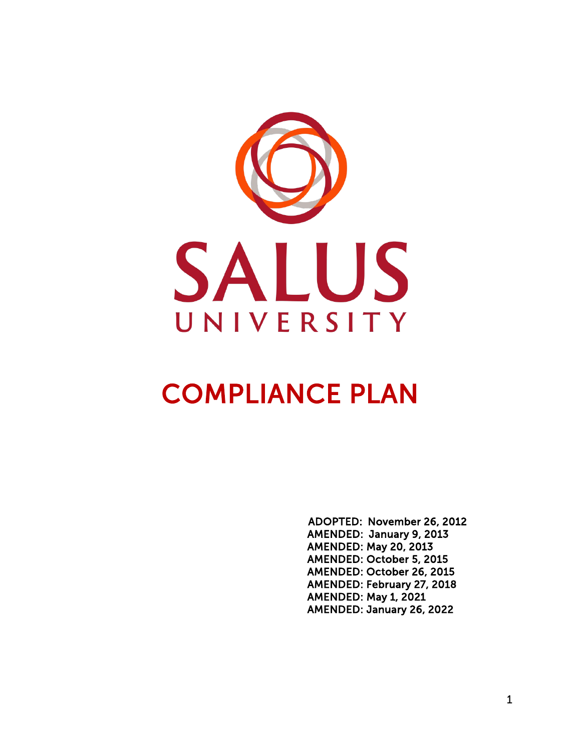SALUS

UNIVERSITY

# COMPLIANCE PLAN

ADOPTED: November 26, 2012
AMENDED: January 9, 2013
AMENDED: May 20, 2013
AMENDED: October 5, 2015
AMENDED: October 26, 2015
AMENDED: February 27, 2018
AMENDED: May 1, 2021
AMENDED: January 26, 2022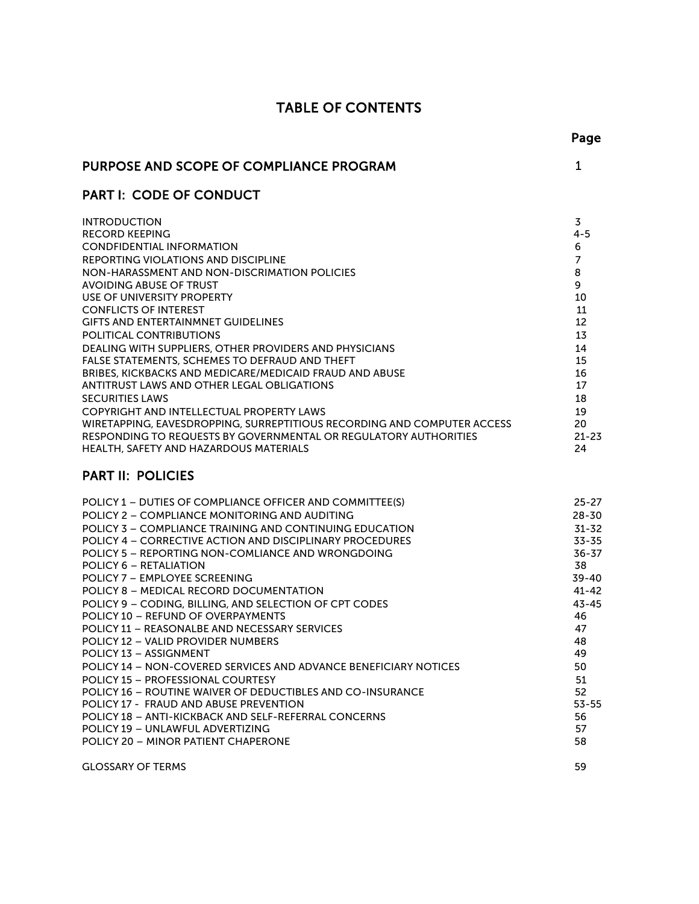# TABLE OF CONTENTS

| | Page |
|---|---|
| **PURPOSE AND SCOPE OF COMPLIANCE PROGRAM** | 1 |
| **PART I: CODE OF CONDUCT** | |
| INTRODUCTION | 3 |
| RECORD KEEPING | 4-5 |
| CONDFIDENTIAL INFORMATION | 6 |
| REPORTING VIOLATIONS AND DISCIPLINE | 7 |
| NON-HARASSMENT AND NON-DISCRIMATION POLICIES | 8 |
| AVOIDING ABUSE OF TRUST | 9 |
| USE OF UNIVERSITY PROPERTY | 10 |
| CONFLICTS OF INTEREST | 11 |
| GIFTS AND ENTERTAINMNET GUIDELINES | 12 |
| POLITICAL CONTRIBUTIONS | 13 |
| DEALING WITH SUPPLIERS, OTHER PROVIDERS AND PHYSICIANS | 14 |
| FALSE STATEMENTS, SCHEMES TO DEFRAUD AND THEFT | 15 |
| BRIBES, KICKBACKS AND MEDICARE/MEDICAID FRAUD AND ABUSE | 16 |
| ANTITRUST LAWS AND OTHER LEGAL OBLIGATIONS | 17 |
| SECURITIES LAWS | 18 |
| COPYRIGHT AND INTELLECTUAL PROPERTY LAWS | 19 |
| WIRETAPPING, EAVESDROPPING, SURREPTITIOUS RECORDING AND COMPUTER ACCESS | 20 |
| RESPONDING TO REQUESTS BY GOVERNMENTAL OR REGULATORY AUTHORITIES | 21-23 |
| HEALTH, SAFETY AND HAZARDOUS MATERIALS | 24 |
| **PART II: POLICIES** | |
| POLICY 1 – DUTIES OF COMPLIANCE OFFICER AND COMMITTEE(S) | 25-27 |
| POLICY 2 – COMPLIANCE MONITORING AND AUDITING | 28-30 |
| POLICY 3 – COMPLIANCE TRAINING AND CONTINUING EDUCATION | 31-32 |
| POLICY 4 – CORRECTIVE ACTION AND DISCIPLINARY PROCEDURES | 33-35 |
| POLICY 5 – REPORTING NON-COMLIANCE AND WRONGDOING | 36-37 |
| POLICY 6 – RETALIATION | 38 |
| POLICY 7 – EMPLOYEE SCREENING | 39-40 |
| POLICY 8 – MEDICAL RECORD DOCUMENTATION | 41-42 |
| POLICY 9 – CODING, BILLING, AND SELECTION OF CPT CODES | 43-45 |
| POLICY 10 – REFUND OF OVERPAYMENTS | 46 |
| POLICY 11 – REASONALBE AND NECESSARY SERVICES | 47 |
| POLICY 12 – VALID PROVIDER NUMBERS | 48 |
| POLICY 13 – ASSIGNMENT | 49 |
| POLICY 14 – NON-COVERED SERVICES AND ADVANCE BENEFICIARY NOTICES | 50 |
| POLICY 15 – PROFESSIONAL COURTESY | 51 |
| POLICY 16 – ROUTINE WAIVER OF DEDUCTIBLES AND CO-INSURANCE | 52 |
| POLICY 17 - FRAUD AND ABUSE PREVENTION | 53-55 |
| POLICY 18 – ANTI-KICKBACK AND SELF-REFERRAL CONCERNS | 56 |
| POLICY 19 – UNLAWFUL ADVERTIZING | 57 |
| POLICY 20 – MINOR PATIENT CHAPERONE | 58 |
| GLOSSARY OF TERMS | 59 |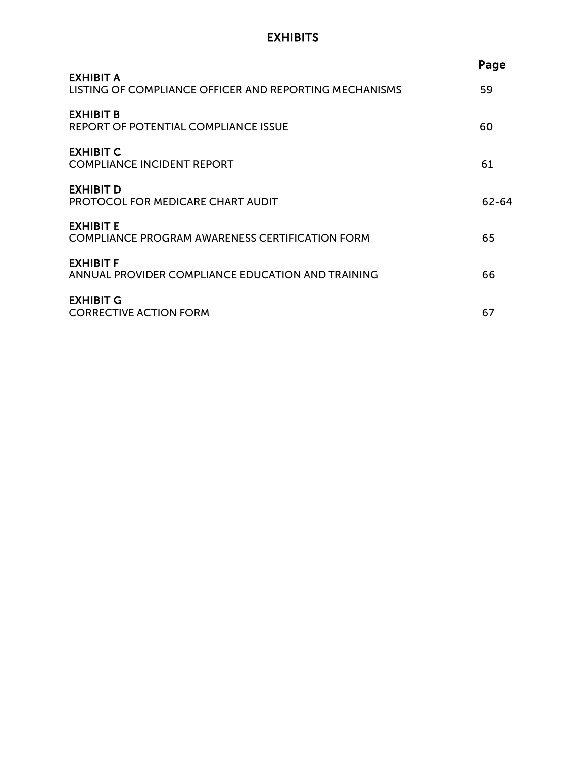# EXHIBITS

| | Page |
|---|---|
| **EXHIBIT A**<br>LISTING OF COMPLIANCE OFFICER AND REPORTING MECHANISMS | 59 |
| **EXHIBIT B**<br>REPORT OF POTENTIAL COMPLIANCE ISSUE | 60 |
| **EXHIBIT C**<br>COMPLIANCE INCIDENT REPORT | 61 |
| **EXHIBIT D**<br>PROTOCOL FOR MEDICARE CHART AUDIT | 62-64 |
| **EXHIBIT E**<br>COMPLIANCE PROGRAM AWARENESS CERTIFICATION FORM | 65 |
| **EXHIBIT F**<br>ANNUAL PROVIDER COMPLIANCE EDUCATION AND TRAINING | 66 |
| **EXHIBIT G**<br>CORRECTIVE ACTION FORM | 67 |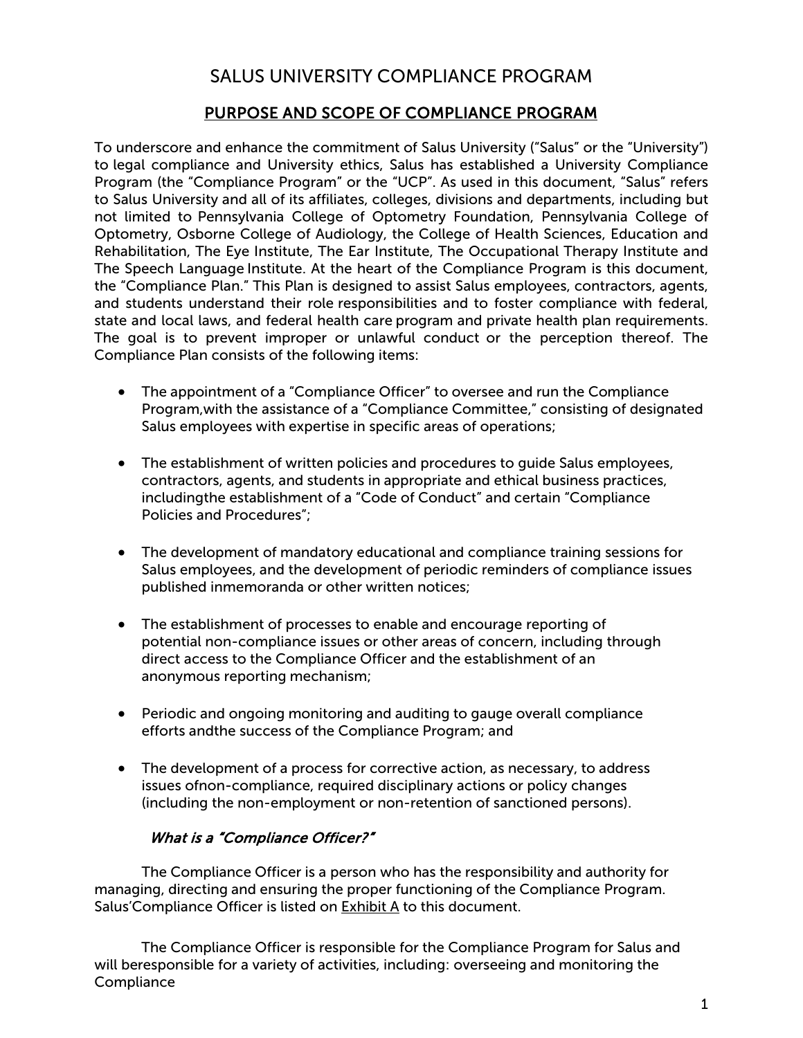# SALUS UNIVERSITY COMPLIANCE PROGRAM

## PURPOSE AND SCOPE OF COMPLIANCE PROGRAM

To underscore and enhance the commitment of Salus University ("Salus" or the "University") to legal compliance and University ethics, Salus has established a University Compliance Program (the "Compliance Program" or the "UCP". As used in this document, "Salus" refers to Salus University and all of its affiliates, colleges, divisions and departments, including but not limited to Pennsylvania College of Optometry Foundation, Pennsylvania College of Optometry, Osborne College of Audiology, the College of Health Sciences, Education and Rehabilitation, The Eye Institute, The Ear Institute, The Occupational Therapy Institute and The Speech Language Institute. At the heart of the Compliance Program is this document, the "Compliance Plan." This Plan is designed to assist Salus employees, contractors, agents, and students understand their role responsibilities and to foster compliance with federal, state and local laws, and federal health care program and private health plan requirements. The goal is to prevent improper or unlawful conduct or the perception thereof. The Compliance Plan consists of the following items:

- The appointment of a "Compliance Officer" to oversee and run the Compliance Program,with the assistance of a "Compliance Committee," consisting of designated Salus employees with expertise in specific areas of operations;
- The establishment of written policies and procedures to guide Salus employees, contractors, agents, and students in appropriate and ethical business practices, includingthe establishment of a "Code of Conduct" and certain "Compliance Policies and Procedures";
- The development of mandatory educational and compliance training sessions for Salus employees, and the development of periodic reminders of compliance issues published inmemoranda or other written notices;
- The establishment of processes to enable and encourage reporting of potential non-compliance issues or other areas of concern, including through direct access to the Compliance Officer and the establishment of an anonymous reporting mechanism;
- Periodic and ongoing monitoring and auditing to gauge overall compliance efforts andthe success of the Compliance Program; and
- The development of a process for corrective action, as necessary, to address issues ofnon-compliance, required disciplinary actions or policy changes (including the non-employment or non-retention of sanctioned persons).

### *What is a "Compliance Officer?"*

The Compliance Officer is a person who has the responsibility and authority for managing, directing and ensuring the proper functioning of the Compliance Program. Salus'Compliance Officer is listed on Exhibit A to this document.

The Compliance Officer is responsible for the Compliance Program for Salus and will beresponsible for a variety of activities, including: overseeing and monitoring the Compliance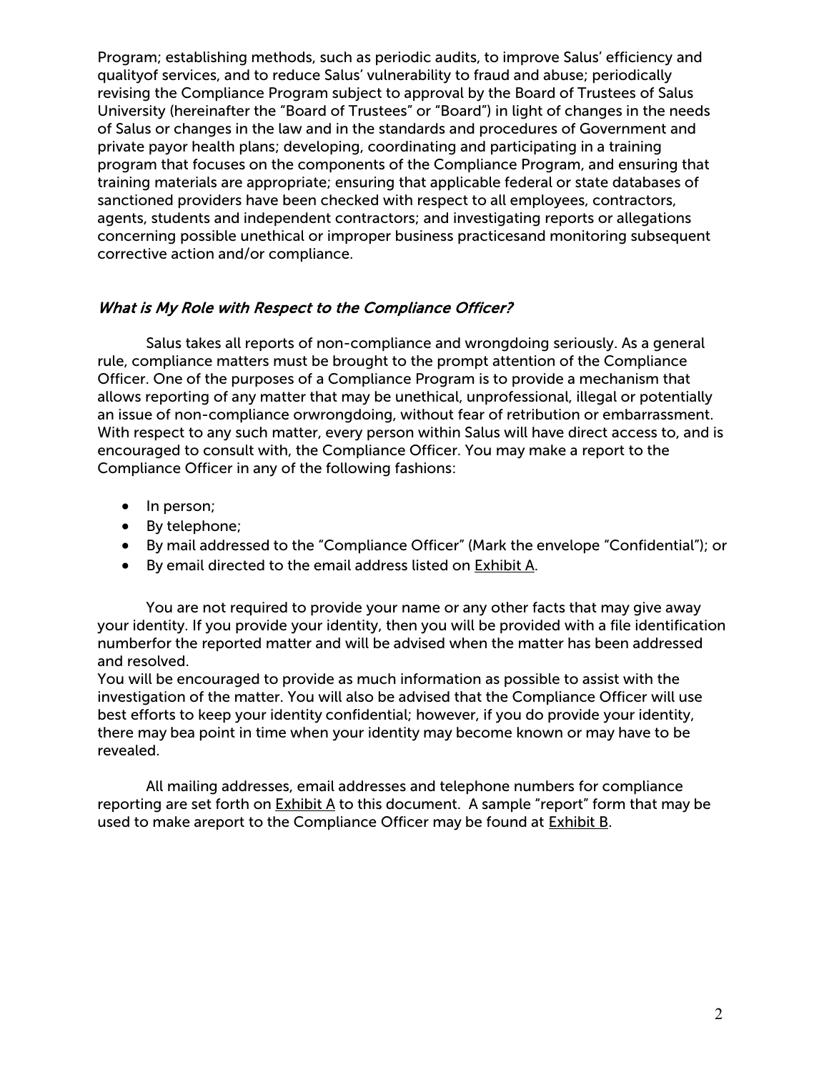Program; establishing methods, such as periodic audits, to improve Salus' efficiency and qualityof services, and to reduce Salus' vulnerability to fraud and abuse; periodically revising the Compliance Program subject to approval by the Board of Trustees of Salus University (hereinafter the "Board of Trustees" or "Board") in light of changes in the needs of Salus or changes in the law and in the standards and procedures of Government and private payor health plans; developing, coordinating and participating in a training program that focuses on the components of the Compliance Program, and ensuring that training materials are appropriate; ensuring that applicable federal or state databases of sanctioned providers have been checked with respect to all employees, contractors, agents, students and independent contractors; and investigating reports or allegations concerning possible unethical or improper business practicesand monitoring subsequent corrective action and/or compliance.

### *What is My Role with Respect to the Compliance Officer?*

Salus takes all reports of non-compliance and wrongdoing seriously. As a general rule, compliance matters must be brought to the prompt attention of the Compliance Officer. One of the purposes of a Compliance Program is to provide a mechanism that allows reporting of any matter that may be unethical, unprofessional, illegal or potentially an issue of non-compliance orwrongdoing, without fear of retribution or embarrassment. With respect to any such matter, every person within Salus will have direct access to, and is encouraged to consult with, the Compliance Officer. You may make a report to the Compliance Officer in any of the following fashions:

- In person;
- By telephone;
- By mail addressed to the "Compliance Officer" (Mark the envelope "Confidential"); or
- By email directed to the email address listed on Exhibit A.

You are not required to provide your name or any other facts that may give away your identity. If you provide your identity, then you will be provided with a file identification numberfor the reported matter and will be advised when the matter has been addressed and resolved.
You will be encouraged to provide as much information as possible to assist with the investigation of the matter. You will also be advised that the Compliance Officer will use best efforts to keep your identity confidential; however, if you do provide your identity, there may bea point in time when your identity may become known or may have to be revealed.

All mailing addresses, email addresses and telephone numbers for compliance reporting are set forth on Exhibit A to this document. A sample "report" form that may be used to make areport to the Compliance Officer may be found at Exhibit B.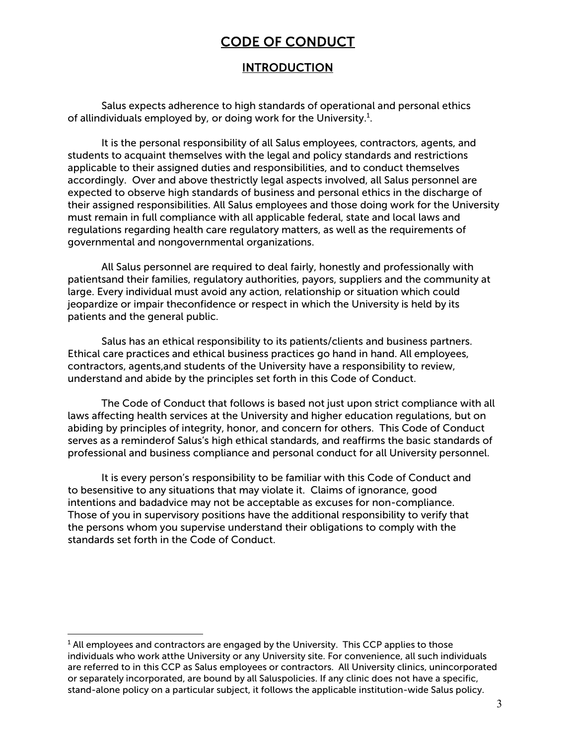# CODE OF CONDUCT

## INTRODUCTION

Salus expects adherence to high standards of operational and personal ethics of allindividuals employed by, or doing work for the University.[1].

It is the personal responsibility of all Salus employees, contractors, agents, and students to acquaint themselves with the legal and policy standards and restrictions applicable to their assigned duties and responsibilities, and to conduct themselves accordingly. Over and above thestrictly legal aspects involved, all Salus personnel are expected to observe high standards of business and personal ethics in the discharge of their assigned responsibilities. All Salus employees and those doing work for the University must remain in full compliance with all applicable federal, state and local laws and regulations regarding health care regulatory matters, as well as the requirements of governmental and nongovernmental organizations.

All Salus personnel are required to deal fairly, honestly and professionally with patientsand their families, regulatory authorities, payors, suppliers and the community at large. Every individual must avoid any action, relationship or situation which could jeopardize or impair theconfidence or respect in which the University is held by its patients and the general public.

Salus has an ethical responsibility to its patients/clients and business partners. Ethical care practices and ethical business practices go hand in hand. All employees, contractors, agents,and students of the University have a responsibility to review, understand and abide by the principles set forth in this Code of Conduct.

The Code of Conduct that follows is based not just upon strict compliance with all laws affecting health services at the University and higher education regulations, but on abiding by principles of integrity, honor, and concern for others. This Code of Conduct serves as a reminderof Salus's high ethical standards, and reaffirms the basic standards of professional and business compliance and personal conduct for all University personnel.

It is every person's responsibility to be familiar with this Code of Conduct and to besensitive to any situations that may violate it. Claims of ignorance, good intentions and badadvice may not be acceptable as excuses for non-compliance. Those of you in supervisory positions have the additional responsibility to verify that the persons whom you supervise understand their obligations to comply with the standards set forth in the Code of Conduct.

---

[1] All employees and contractors are engaged by the University. This CCP applies to those individuals who work atthe University or any University site. For convenience, all such individuals are referred to in this CCP as Salus employees or contractors. All University clinics, unincorporated or separately incorporated, are bound by all Saluspolicies. If any clinic does not have a specific, stand-alone policy on a particular subject, it follows the applicable institution-wide Salus policy.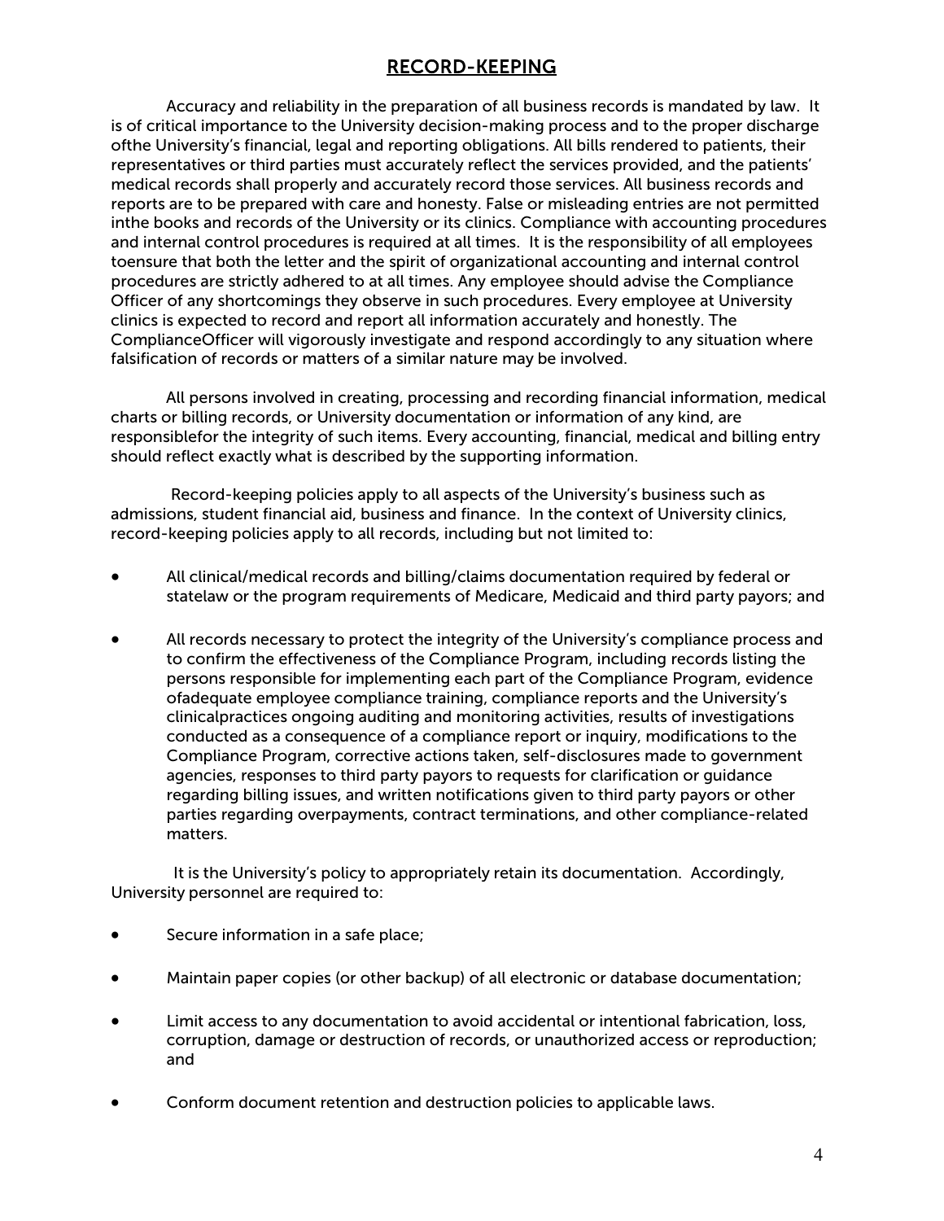## RECORD-KEEPING

Accuracy and reliability in the preparation of all business records is mandated by law. It is of critical importance to the University decision-making process and to the proper discharge ofthe University's financial, legal and reporting obligations. All bills rendered to patients, their representatives or third parties must accurately reflect the services provided, and the patients' medical records shall properly and accurately record those services. All business records and reports are to be prepared with care and honesty. False or misleading entries are not permitted inthe books and records of the University or its clinics. Compliance with accounting procedures and internal control procedures is required at all times. It is the responsibility of all employees toensure that both the letter and the spirit of organizational accounting and internal control procedures are strictly adhered to at all times. Any employee should advise the Compliance Officer of any shortcomings they observe in such procedures. Every employee at University clinics is expected to record and report all information accurately and honestly. The ComplianceOfficer will vigorously investigate and respond accordingly to any situation where falsification of records or matters of a similar nature may be involved.

All persons involved in creating, processing and recording financial information, medical charts or billing records, or University documentation or information of any kind, are responsiblefor the integrity of such items. Every accounting, financial, medical and billing entry should reflect exactly what is described by the supporting information.

Record-keeping policies apply to all aspects of the University's business such as admissions, student financial aid, business and finance. In the context of University clinics, record-keeping policies apply to all records, including but not limited to:

- All clinical/medical records and billing/claims documentation required by federal or statelaw or the program requirements of Medicare, Medicaid and third party payors; and
- All records necessary to protect the integrity of the University's compliance process and to confirm the effectiveness of the Compliance Program, including records listing the persons responsible for implementing each part of the Compliance Program, evidence ofadequate employee compliance training, compliance reports and the University's clinicalpractices ongoing auditing and monitoring activities, results of investigations conducted as a consequence of a compliance report or inquiry, modifications to the Compliance Program, corrective actions taken, self-disclosures made to government agencies, responses to third party payors to requests for clarification or guidance regarding billing issues, and written notifications given to third party payors or other parties regarding overpayments, contract terminations, and other compliance-related matters.

It is the University's policy to appropriately retain its documentation. Accordingly, University personnel are required to:

- Secure information in a safe place;
- Maintain paper copies (or other backup) of all electronic or database documentation;
- Limit access to any documentation to avoid accidental or intentional fabrication, loss, corruption, damage or destruction of records, or unauthorized access or reproduction; and
- Conform document retention and destruction policies to applicable laws.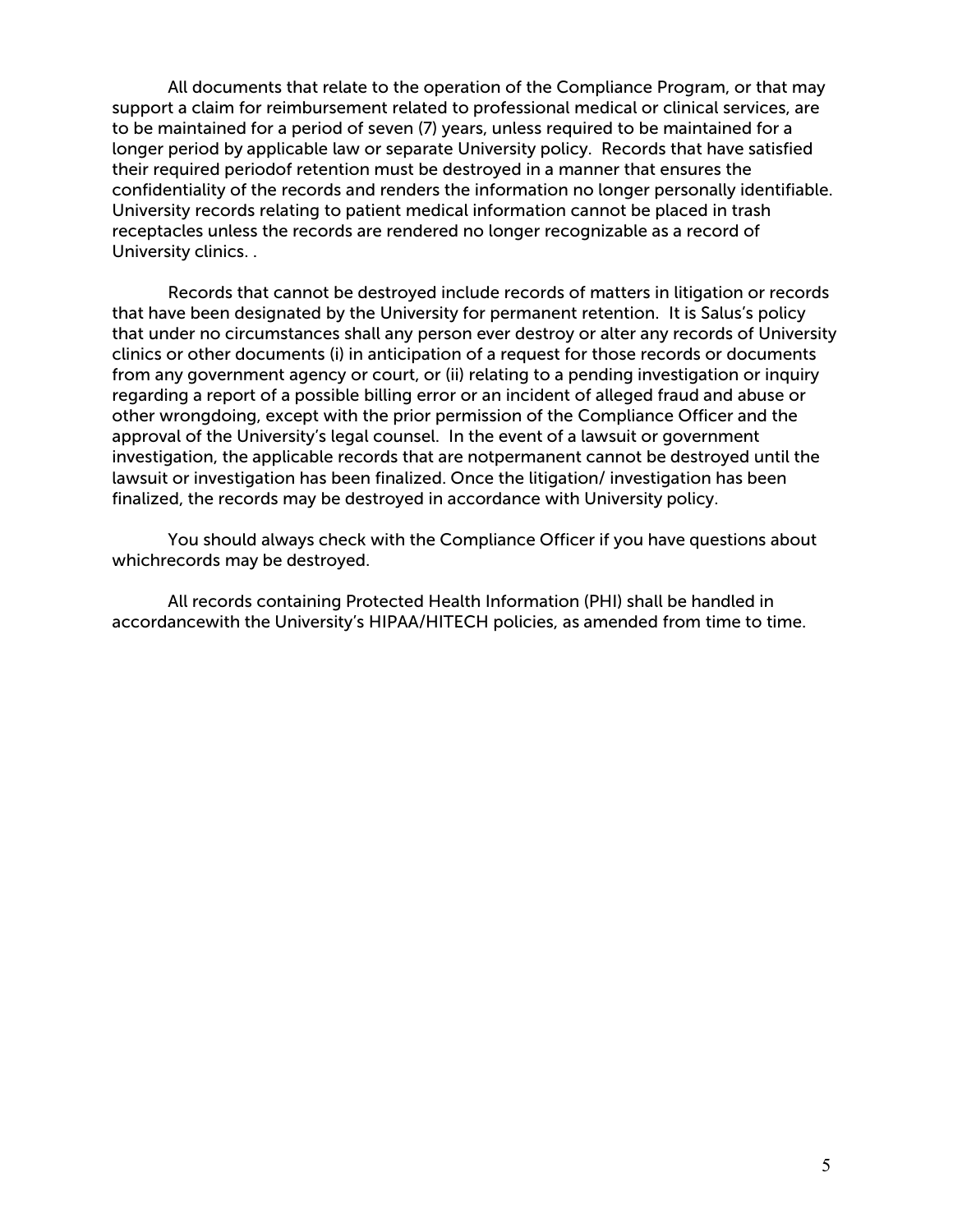All documents that relate to the operation of the Compliance Program, or that may support a claim for reimbursement related to professional medical or clinical services, are to be maintained for a period of seven (7) years, unless required to be maintained for a longer period by applicable law or separate University policy. Records that have satisfied their required periodof retention must be destroyed in a manner that ensures the confidentiality of the records and renders the information no longer personally identifiable. University records relating to patient medical information cannot be placed in trash receptacles unless the records are rendered no longer recognizable as a record of University clinics. .

Records that cannot be destroyed include records of matters in litigation or records that have been designated by the University for permanent retention. It is Salus's policy that under no circumstances shall any person ever destroy or alter any records of University clinics or other documents (i) in anticipation of a request for those records or documents from any government agency or court, or (ii) relating to a pending investigation or inquiry regarding a report of a possible billing error or an incident of alleged fraud and abuse or other wrongdoing, except with the prior permission of the Compliance Officer and the approval of the University's legal counsel. In the event of a lawsuit or government investigation, the applicable records that are notpermanent cannot be destroyed until the lawsuit or investigation has been finalized. Once the litigation/ investigation has been finalized, the records may be destroyed in accordance with University policy.

You should always check with the Compliance Officer if you have questions about whichrecords may be destroyed.

All records containing Protected Health Information (PHI) shall be handled in accordancewith the University's HIPAA/HITECH policies, as amended from time to time.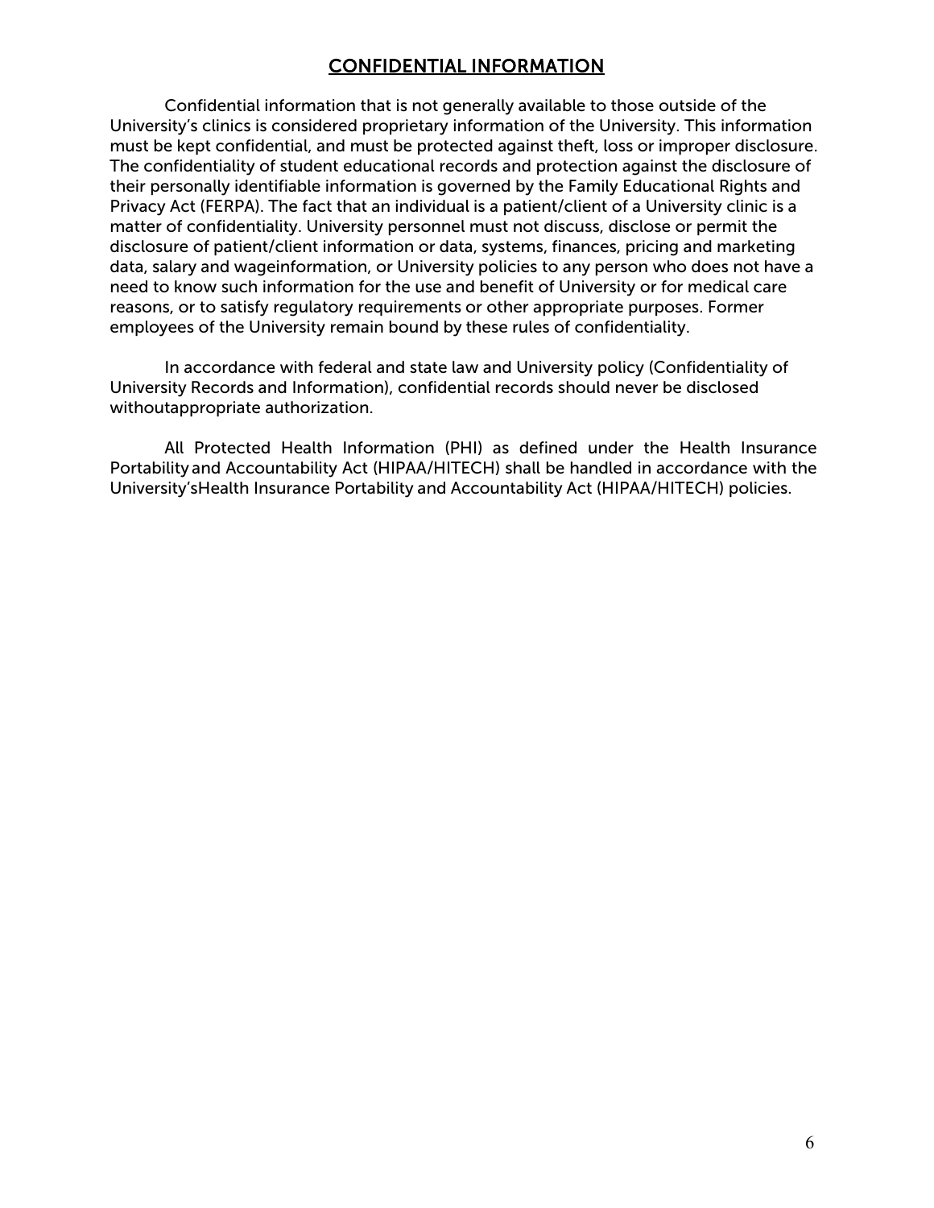## CONFIDENTIAL INFORMATION

Confidential information that is not generally available to those outside of the University's clinics is considered proprietary information of the University. This information must be kept confidential, and must be protected against theft, loss or improper disclosure. The confidentiality of student educational records and protection against the disclosure of their personally identifiable information is governed by the Family Educational Rights and Privacy Act (FERPA). The fact that an individual is a patient/client of a University clinic is a matter of confidentiality. University personnel must not discuss, disclose or permit the disclosure of patient/client information or data, systems, finances, pricing and marketing data, salary and wageinformation, or University policies to any person who does not have a need to know such information for the use and benefit of University or for medical care reasons, or to satisfy regulatory requirements or other appropriate purposes. Former employees of the University remain bound by these rules of confidentiality.

In accordance with federal and state law and University policy (Confidentiality of University Records and Information), confidential records should never be disclosed withoutappropriate authorization.

All Protected Health Information (PHI) as defined under the Health Insurance Portability and Accountability Act (HIPAA/HITECH) shall be handled in accordance with the University'sHealth Insurance Portability and Accountability Act (HIPAA/HITECH) policies.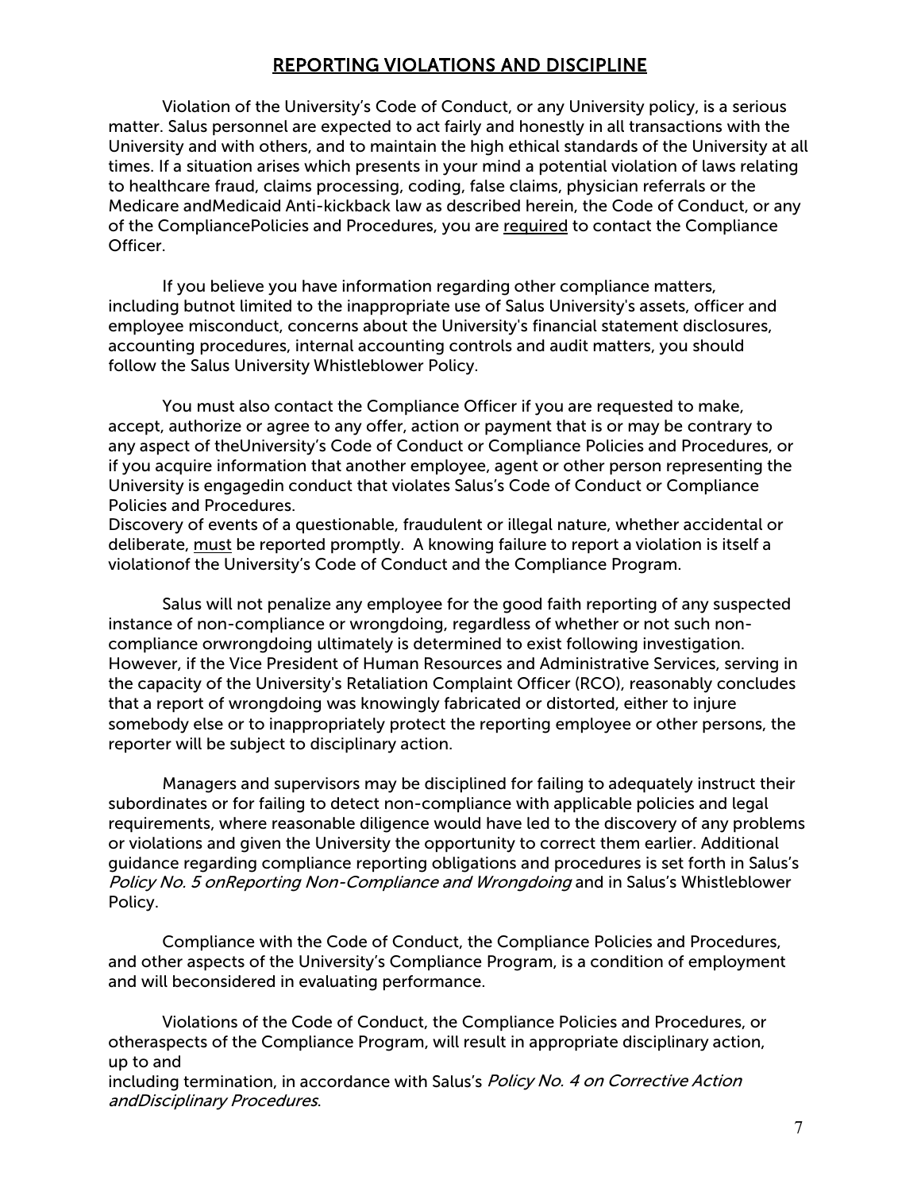## REPORTING VIOLATIONS AND DISCIPLINE

Violation of the University's Code of Conduct, or any University policy, is a serious matter. Salus personnel are expected to act fairly and honestly in all transactions with the University and with others, and to maintain the high ethical standards of the University at all times. If a situation arises which presents in your mind a potential violation of laws relating to healthcare fraud, claims processing, coding, false claims, physician referrals or the Medicare andMedicaid Anti-kickback law as described herein, the Code of Conduct, or any of the CompliancePolicies and Procedures, you are <u>required</u> to contact the Compliance Officer.

If you believe you have information regarding other compliance matters, including butnot limited to the inappropriate use of Salus University's assets, officer and employee misconduct, concerns about the University's financial statement disclosures, accounting procedures, internal accounting controls and audit matters, you should follow the Salus University Whistleblower Policy.

You must also contact the Compliance Officer if you are requested to make, accept, authorize or agree to any offer, action or payment that is or may be contrary to any aspect of theUniversity's Code of Conduct or Compliance Policies and Procedures, or if you acquire information that another employee, agent or other person representing the University is engagedin conduct that violates Salus's Code of Conduct or Compliance Policies and Procedures.
Discovery of events of a questionable, fraudulent or illegal nature, whether accidental or deliberate, <u>must</u> be reported promptly. A knowing failure to report a violation is itself a violationof the University's Code of Conduct and the Compliance Program.

Salus will not penalize any employee for the good faith reporting of any suspected instance of non-compliance or wrongdoing, regardless of whether or not such non-compliance orwrongdoing ultimately is determined to exist following investigation. However, if the Vice President of Human Resources and Administrative Services, serving in the capacity of the University's Retaliation Complaint Officer (RCO), reasonably concludes that a report of wrongdoing was knowingly fabricated or distorted, either to injure somebody else or to inappropriately protect the reporting employee or other persons, the reporter will be subject to disciplinary action.

Managers and supervisors may be disciplined for failing to adequately instruct their subordinates or for failing to detect non-compliance with applicable policies and legal requirements, where reasonable diligence would have led to the discovery of any problems or violations and given the University the opportunity to correct them earlier. Additional guidance regarding compliance reporting obligations and procedures is set forth in Salus's *Policy No. 5 onReporting Non-Compliance and Wrongdoing* and in Salus's Whistleblower Policy.

Compliance with the Code of Conduct, the Compliance Policies and Procedures, and other aspects of the University's Compliance Program, is a condition of employment and will beconsidered in evaluating performance.

Violations of the Code of Conduct, the Compliance Policies and Procedures, or otheraspects of the Compliance Program, will result in appropriate disciplinary action, up to and
including termination, in accordance with Salus's *Policy No. 4 on Corrective Action andDisciplinary Procedures*.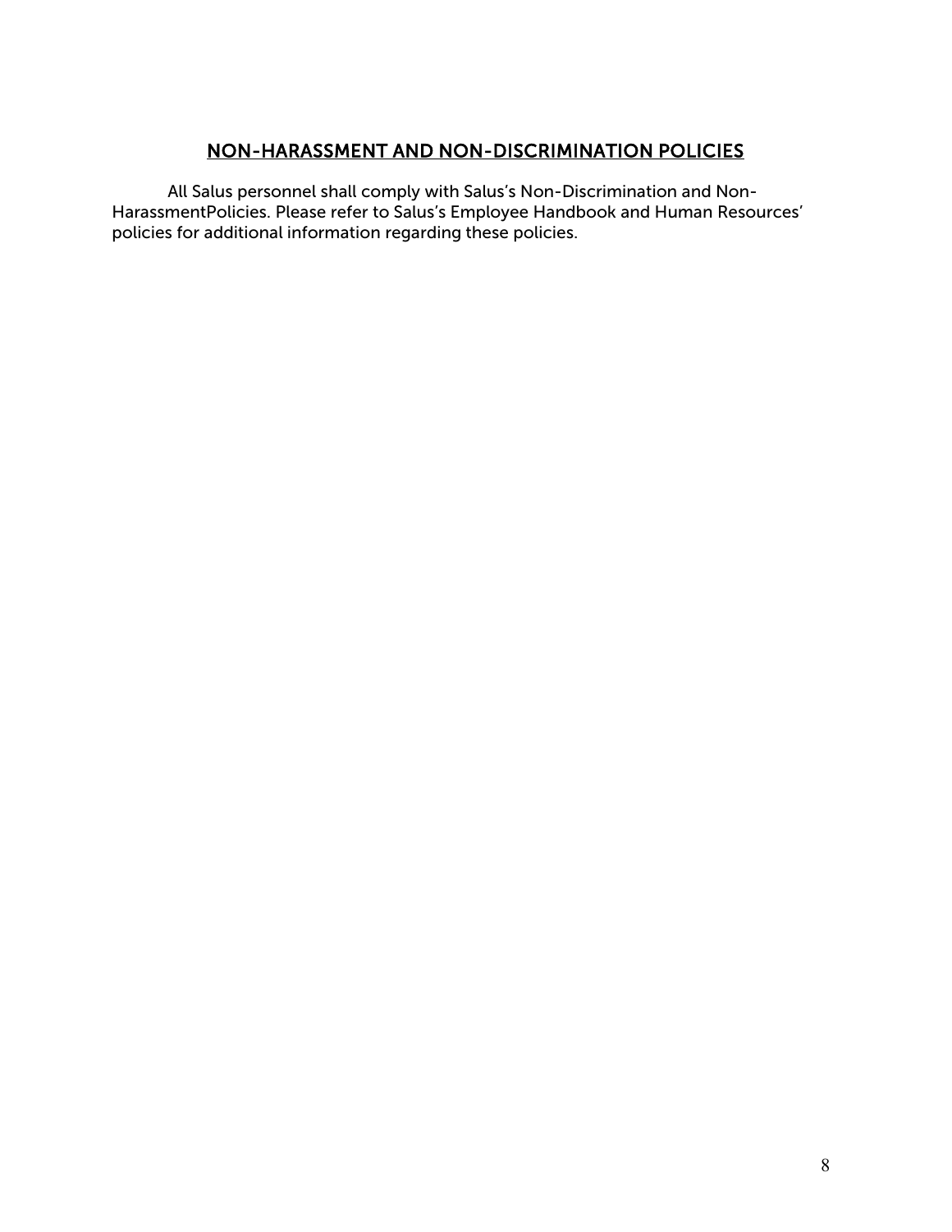## NON-HARASSMENT AND NON-DISCRIMINATION POLICIES

All Salus personnel shall comply with Salus's Non-Discrimination and Non-HarassmentPolicies. Please refer to Salus's Employee Handbook and Human Resources' policies for additional information regarding these policies.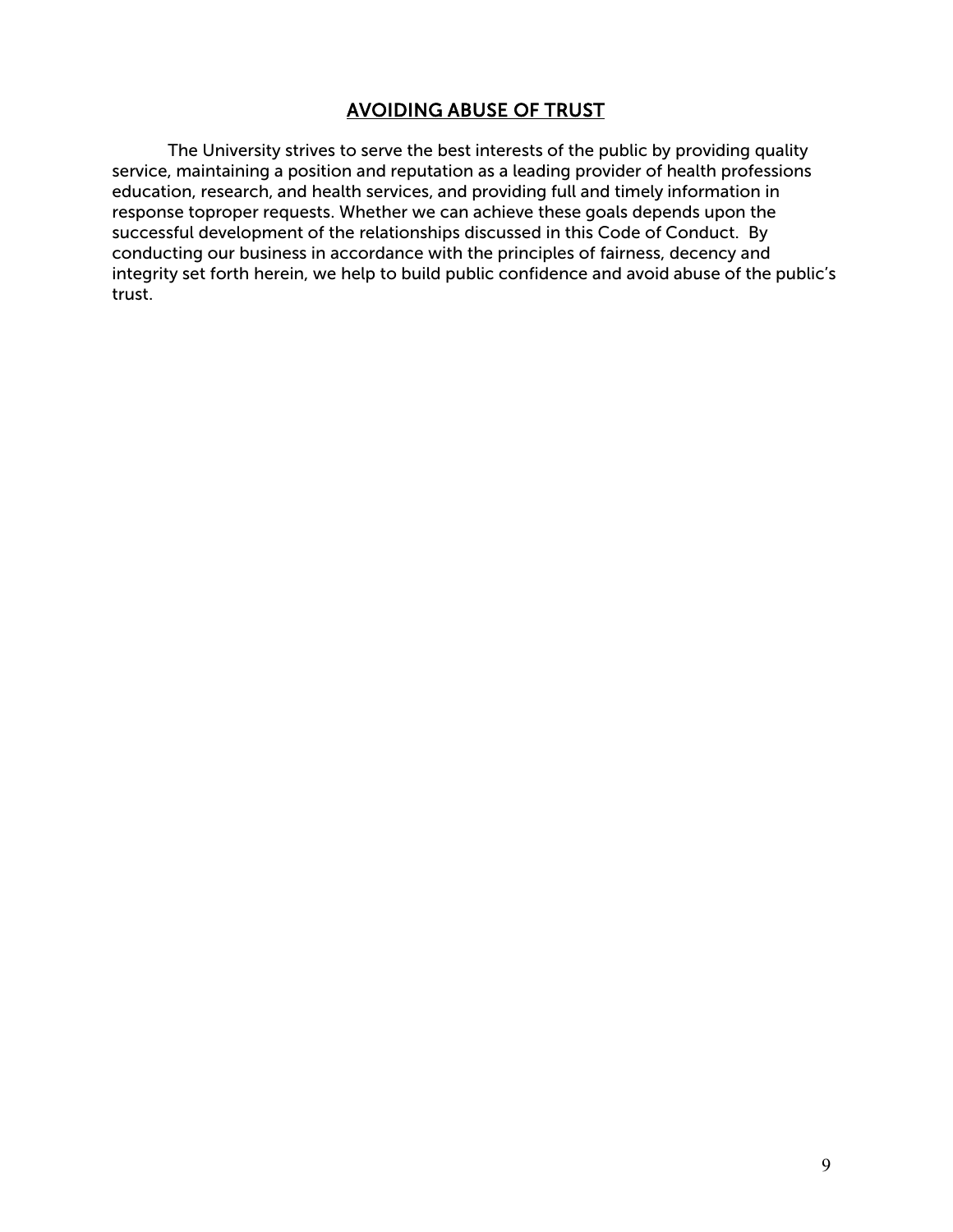## AVOIDING ABUSE OF TRUST

The University strives to serve the best interests of the public by providing quality service, maintaining a position and reputation as a leading provider of health professions education, research, and health services, and providing full and timely information in response toproper requests. Whether we can achieve these goals depends upon the successful development of the relationships discussed in this Code of Conduct. By conducting our business in accordance with the principles of fairness, decency and integrity set forth herein, we help to build public confidence and avoid abuse of the public's trust.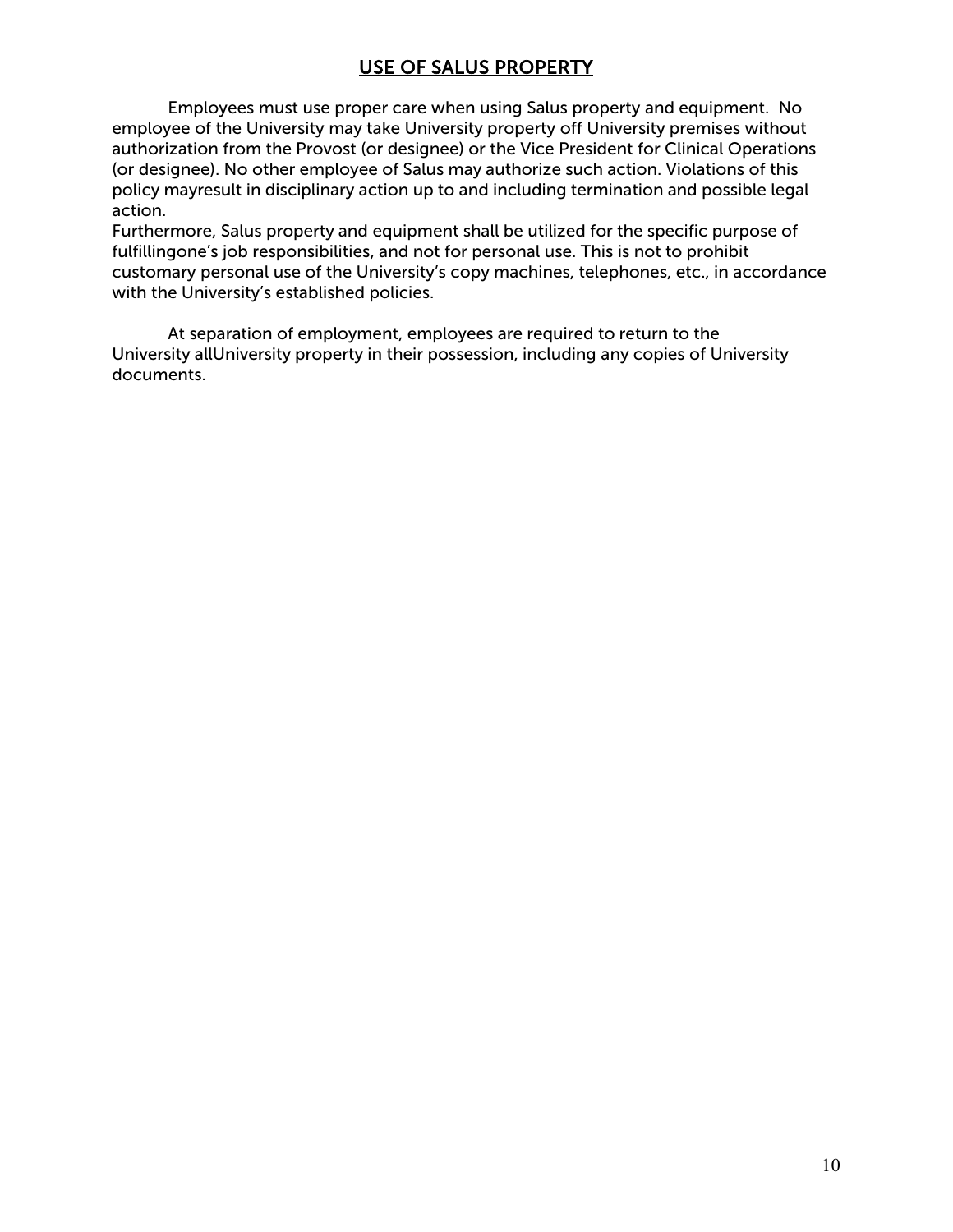## USE OF SALUS PROPERTY

Employees must use proper care when using Salus property and equipment. No employee of the University may take University property off University premises without authorization from the Provost (or designee) or the Vice President for Clinical Operations (or designee). No other employee of Salus may authorize such action. Violations of this policy mayresult in disciplinary action up to and including termination and possible legal action.
Furthermore, Salus property and equipment shall be utilized for the specific purpose of fulfillingone's job responsibilities, and not for personal use. This is not to prohibit customary personal use of the University's copy machines, telephones, etc., in accordance with the University's established policies.

At separation of employment, employees are required to return to the University allUniversity property in their possession, including any copies of University documents.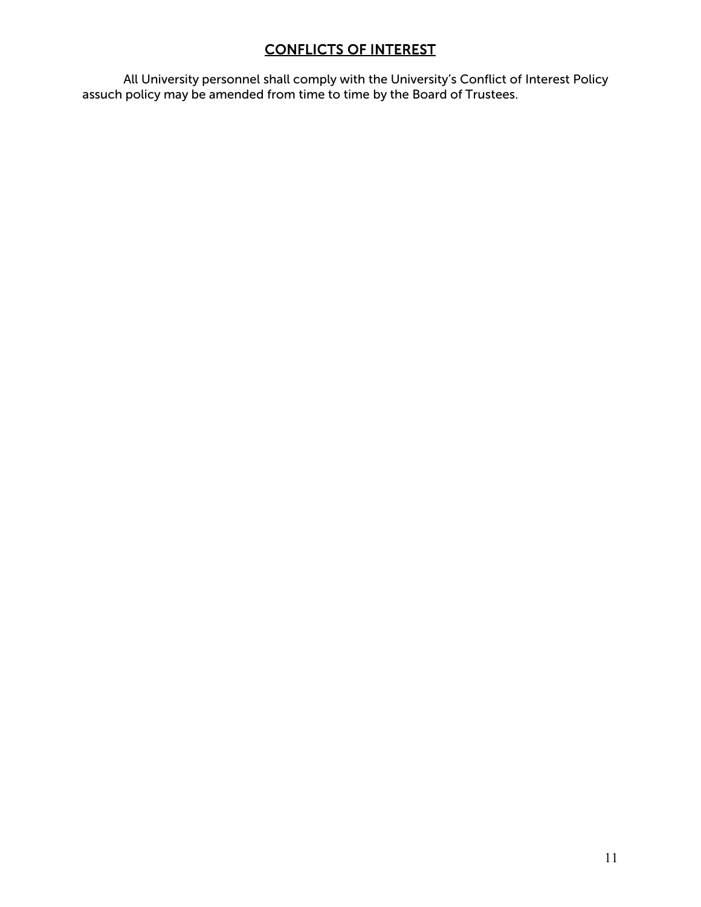## CONFLICTS OF INTEREST

All University personnel shall comply with the University's Conflict of Interest Policy assuch policy may be amended from time to time by the Board of Trustees.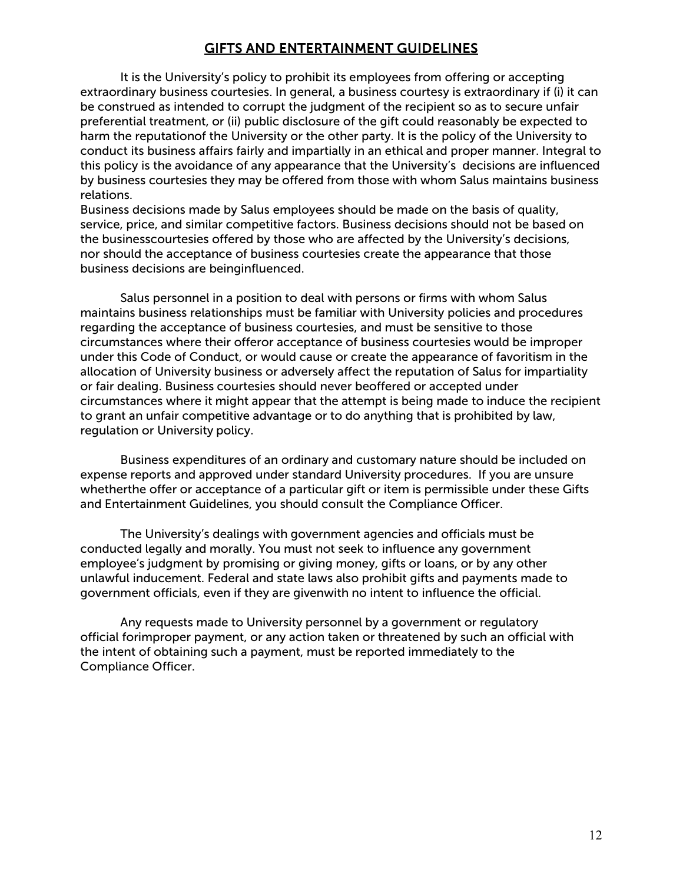## GIFTS AND ENTERTAINMENT GUIDELINES

It is the University's policy to prohibit its employees from offering or accepting extraordinary business courtesies. In general, a business courtesy is extraordinary if (i) it can be construed as intended to corrupt the judgment of the recipient so as to secure unfair preferential treatment, or (ii) public disclosure of the gift could reasonably be expected to harm the reputationof the University or the other party. It is the policy of the University to conduct its business affairs fairly and impartially in an ethical and proper manner. Integral to this policy is the avoidance of any appearance that the University's decisions are influenced by business courtesies they may be offered from those with whom Salus maintains business relations.
Business decisions made by Salus employees should be made on the basis of quality, service, price, and similar competitive factors. Business decisions should not be based on the businesscourtesies offered by those who are affected by the University's decisions, nor should the acceptance of business courtesies create the appearance that those business decisions are beinginfluenced.

Salus personnel in a position to deal with persons or firms with whom Salus maintains business relationships must be familiar with University policies and procedures regarding the acceptance of business courtesies, and must be sensitive to those circumstances where their offeror acceptance of business courtesies would be improper under this Code of Conduct, or would cause or create the appearance of favoritism in the allocation of University business or adversely affect the reputation of Salus for impartiality or fair dealing. Business courtesies should never beoffered or accepted under circumstances where it might appear that the attempt is being made to induce the recipient to grant an unfair competitive advantage or to do anything that is prohibited by law, regulation or University policy.

Business expenditures of an ordinary and customary nature should be included on expense reports and approved under standard University procedures. If you are unsure whetherthe offer or acceptance of a particular gift or item is permissible under these Gifts and Entertainment Guidelines, you should consult the Compliance Officer.

The University's dealings with government agencies and officials must be conducted legally and morally. You must not seek to influence any government employee's judgment by promising or giving money, gifts or loans, or by any other unlawful inducement. Federal and state laws also prohibit gifts and payments made to government officials, even if they are givenwith no intent to influence the official.

Any requests made to University personnel by a government or regulatory official forimproper payment, or any action taken or threatened by such an official with the intent of obtaining such a payment, must be reported immediately to the Compliance Officer.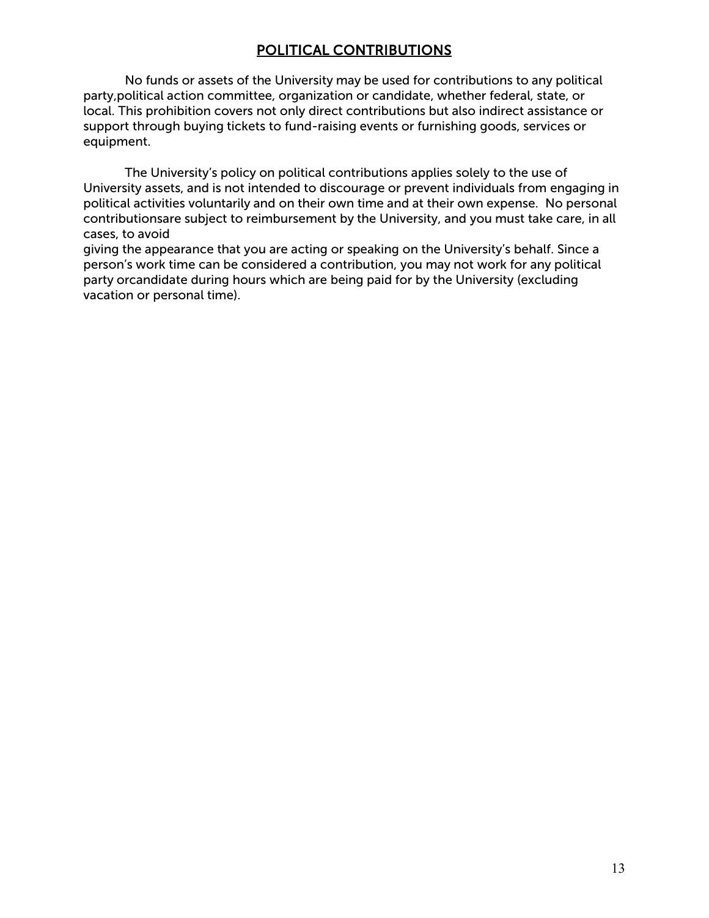## POLITICAL CONTRIBUTIONS

No funds or assets of the University may be used for contributions to any political party,political action committee, organization or candidate, whether federal, state, or local. This prohibition covers not only direct contributions but also indirect assistance or support through buying tickets to fund-raising events or furnishing goods, services or equipment.

The University's policy on political contributions applies solely to the use of University assets, and is not intended to discourage or prevent individuals from engaging in political activities voluntarily and on their own time and at their own expense. No personal contributionsare subject to reimbursement by the University, and you must take care, in all cases, to avoid giving the appearance that you are acting or speaking on the University's behalf. Since a person's work time can be considered a contribution, you may not work for any political party orcandidate during hours which are being paid for by the University (excluding vacation or personal time).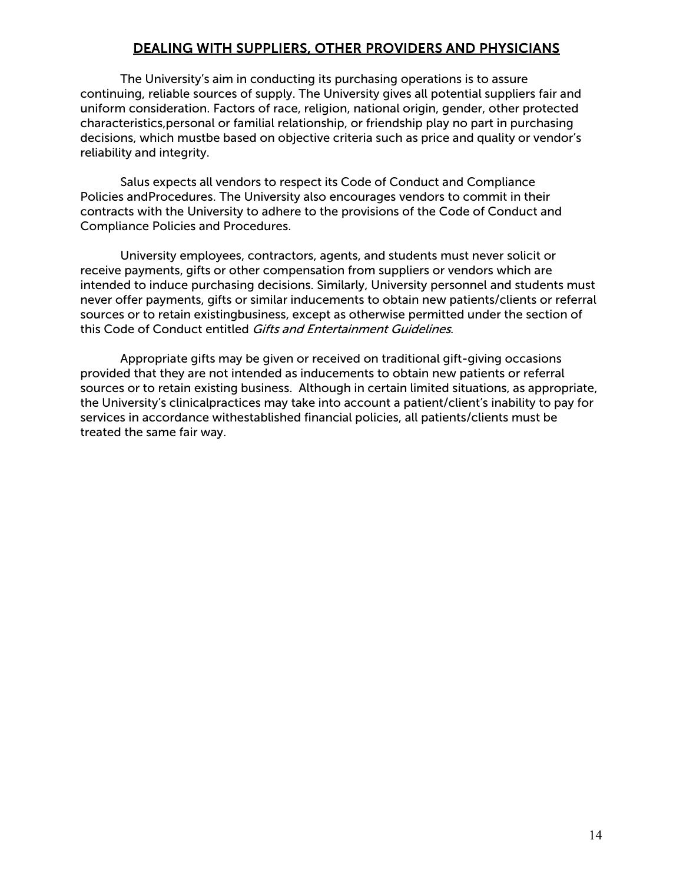## DEALING WITH SUPPLIERS, OTHER PROVIDERS AND PHYSICIANS

The University's aim in conducting its purchasing operations is to assure continuing, reliable sources of supply. The University gives all potential suppliers fair and uniform consideration. Factors of race, religion, national origin, gender, other protected characteristics,personal or familial relationship, or friendship play no part in purchasing decisions, which mustbe based on objective criteria such as price and quality or vendor's reliability and integrity.

Salus expects all vendors to respect its Code of Conduct and Compliance Policies andProcedures. The University also encourages vendors to commit in their contracts with the University to adhere to the provisions of the Code of Conduct and Compliance Policies and Procedures.

University employees, contractors, agents, and students must never solicit or receive payments, gifts or other compensation from suppliers or vendors which are intended to induce purchasing decisions. Similarly, University personnel and students must never offer payments, gifts or similar inducements to obtain new patients/clients or referral sources or to retain existingbusiness, except as otherwise permitted under the section of this Code of Conduct entitled *Gifts and Entertainment Guidelines*.

Appropriate gifts may be given or received on traditional gift-giving occasions provided that they are not intended as inducements to obtain new patients or referral sources or to retain existing business. Although in certain limited situations, as appropriate, the University's clinicalpractices may take into account a patient/client's inability to pay for services in accordance withestablished financial policies, all patients/clients must be treated the same fair way.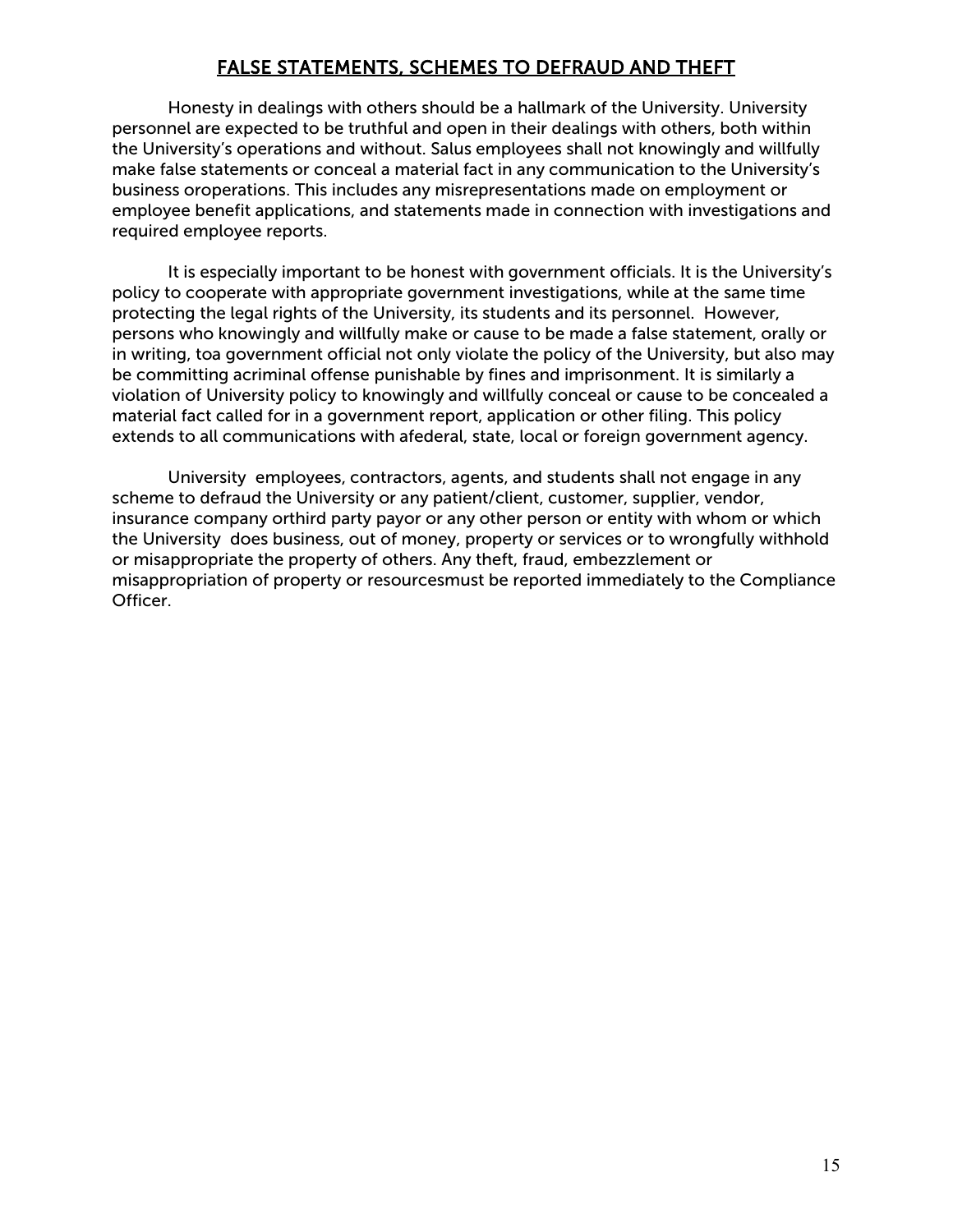## FALSE STATEMENTS, SCHEMES TO DEFRAUD AND THEFT

Honesty in dealings with others should be a hallmark of the University. University personnel are expected to be truthful and open in their dealings with others, both within the University's operations and without. Salus employees shall not knowingly and willfully make false statements or conceal a material fact in any communication to the University's business oroperations. This includes any misrepresentations made on employment or employee benefit applications, and statements made in connection with investigations and required employee reports.

It is especially important to be honest with government officials. It is the University's policy to cooperate with appropriate government investigations, while at the same time protecting the legal rights of the University, its students and its personnel. However, persons who knowingly and willfully make or cause to be made a false statement, orally or in writing, toa government official not only violate the policy of the University, but also may be committing acriminal offense punishable by fines and imprisonment. It is similarly a violation of University policy to knowingly and willfully conceal or cause to be concealed a material fact called for in a government report, application or other filing. This policy extends to all communications with afederal, state, local or foreign government agency.

University employees, contractors, agents, and students shall not engage in any scheme to defraud the University or any patient/client, customer, supplier, vendor, insurance company orthird party payor or any other person or entity with whom or which the University does business, out of money, property or services or to wrongfully withhold or misappropriate the property of others. Any theft, fraud, embezzlement or misappropriation of property or resourcesmust be reported immediately to the Compliance Officer.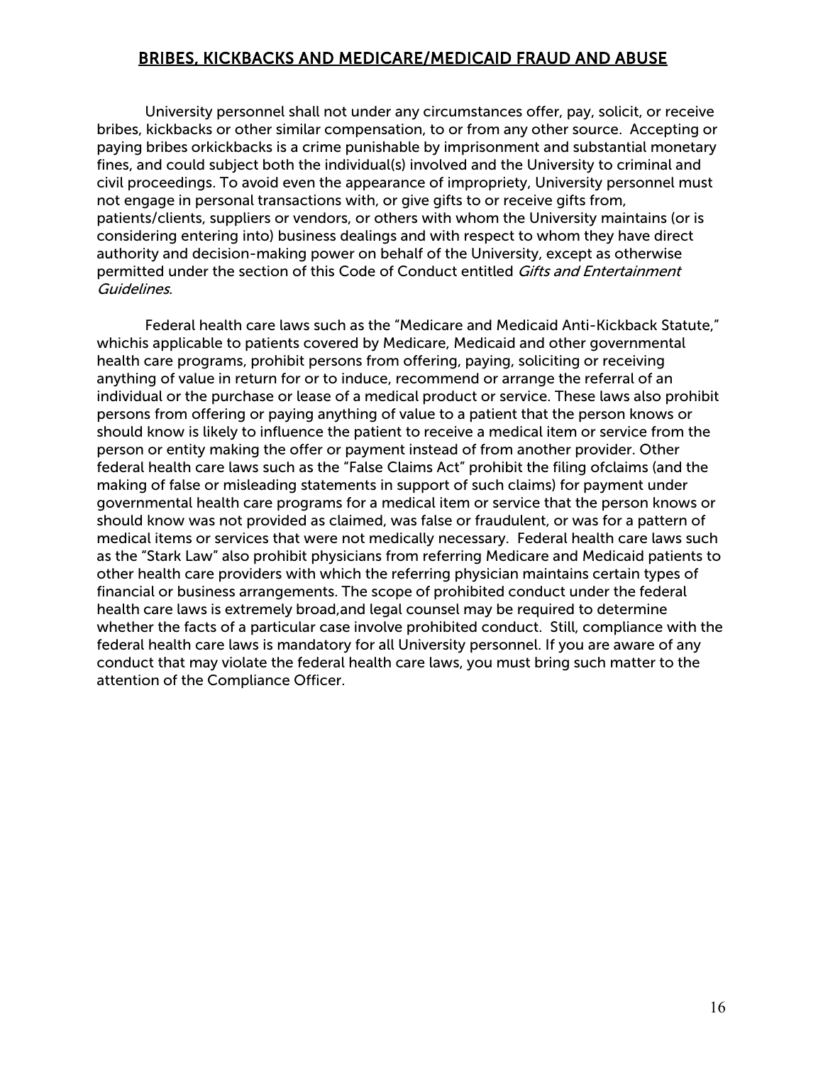## BRIBES, KICKBACKS AND MEDICARE/MEDICAID FRAUD AND ABUSE

University personnel shall not under any circumstances offer, pay, solicit, or receive bribes, kickbacks or other similar compensation, to or from any other source. Accepting or paying bribes orkickbacks is a crime punishable by imprisonment and substantial monetary fines, and could subject both the individual(s) involved and the University to criminal and civil proceedings. To avoid even the appearance of impropriety, University personnel must not engage in personal transactions with, or give gifts to or receive gifts from, patients/clients, suppliers or vendors, or others with whom the University maintains (or is considering entering into) business dealings and with respect to whom they have direct authority and decision-making power on behalf of the University, except as otherwise permitted under the section of this Code of Conduct entitled *Gifts and Entertainment Guidelines*.

Federal health care laws such as the "Medicare and Medicaid Anti-Kickback Statute," whichis applicable to patients covered by Medicare, Medicaid and other governmental health care programs, prohibit persons from offering, paying, soliciting or receiving anything of value in return for or to induce, recommend or arrange the referral of an individual or the purchase or lease of a medical product or service. These laws also prohibit persons from offering or paying anything of value to a patient that the person knows or should know is likely to influence the patient to receive a medical item or service from the person or entity making the offer or payment instead of from another provider. Other federal health care laws such as the "False Claims Act" prohibit the filing ofclaims (and the making of false or misleading statements in support of such claims) for payment under governmental health care programs for a medical item or service that the person knows or should know was not provided as claimed, was false or fraudulent, or was for a pattern of medical items or services that were not medically necessary. Federal health care laws such as the "Stark Law" also prohibit physicians from referring Medicare and Medicaid patients to other health care providers with which the referring physician maintains certain types of financial or business arrangements. The scope of prohibited conduct under the federal health care laws is extremely broad,and legal counsel may be required to determine whether the facts of a particular case involve prohibited conduct. Still, compliance with the federal health care laws is mandatory for all University personnel. If you are aware of any conduct that may violate the federal health care laws, you must bring such matter to the attention of the Compliance Officer.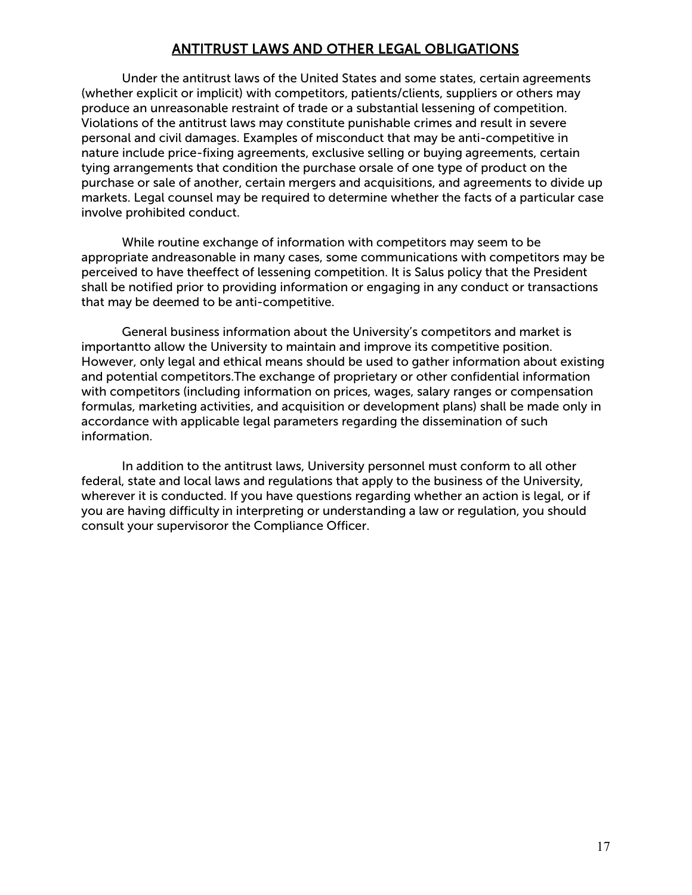## ANTITRUST LAWS AND OTHER LEGAL OBLIGATIONS

Under the antitrust laws of the United States and some states, certain agreements (whether explicit or implicit) with competitors, patients/clients, suppliers or others may produce an unreasonable restraint of trade or a substantial lessening of competition. Violations of the antitrust laws may constitute punishable crimes and result in severe personal and civil damages. Examples of misconduct that may be anti-competitive in nature include price-fixing agreements, exclusive selling or buying agreements, certain tying arrangements that condition the purchase orsale of one type of product on the purchase or sale of another, certain mergers and acquisitions, and agreements to divide up markets. Legal counsel may be required to determine whether the facts of a particular case involve prohibited conduct.

While routine exchange of information with competitors may seem to be appropriate andreasonable in many cases, some communications with competitors may be perceived to have theeffect of lessening competition. It is Salus policy that the President shall be notified prior to providing information or engaging in any conduct or transactions that may be deemed to be anti-competitive.

General business information about the University's competitors and market is importantto allow the University to maintain and improve its competitive position. However, only legal and ethical means should be used to gather information about existing and potential competitors.The exchange of proprietary or other confidential information with competitors (including information on prices, wages, salary ranges or compensation formulas, marketing activities, and acquisition or development plans) shall be made only in accordance with applicable legal parameters regarding the dissemination of such information.

In addition to the antitrust laws, University personnel must conform to all other federal, state and local laws and regulations that apply to the business of the University, wherever it is conducted. If you have questions regarding whether an action is legal, or if you are having difficulty in interpreting or understanding a law or regulation, you should consult your supervisoror the Compliance Officer.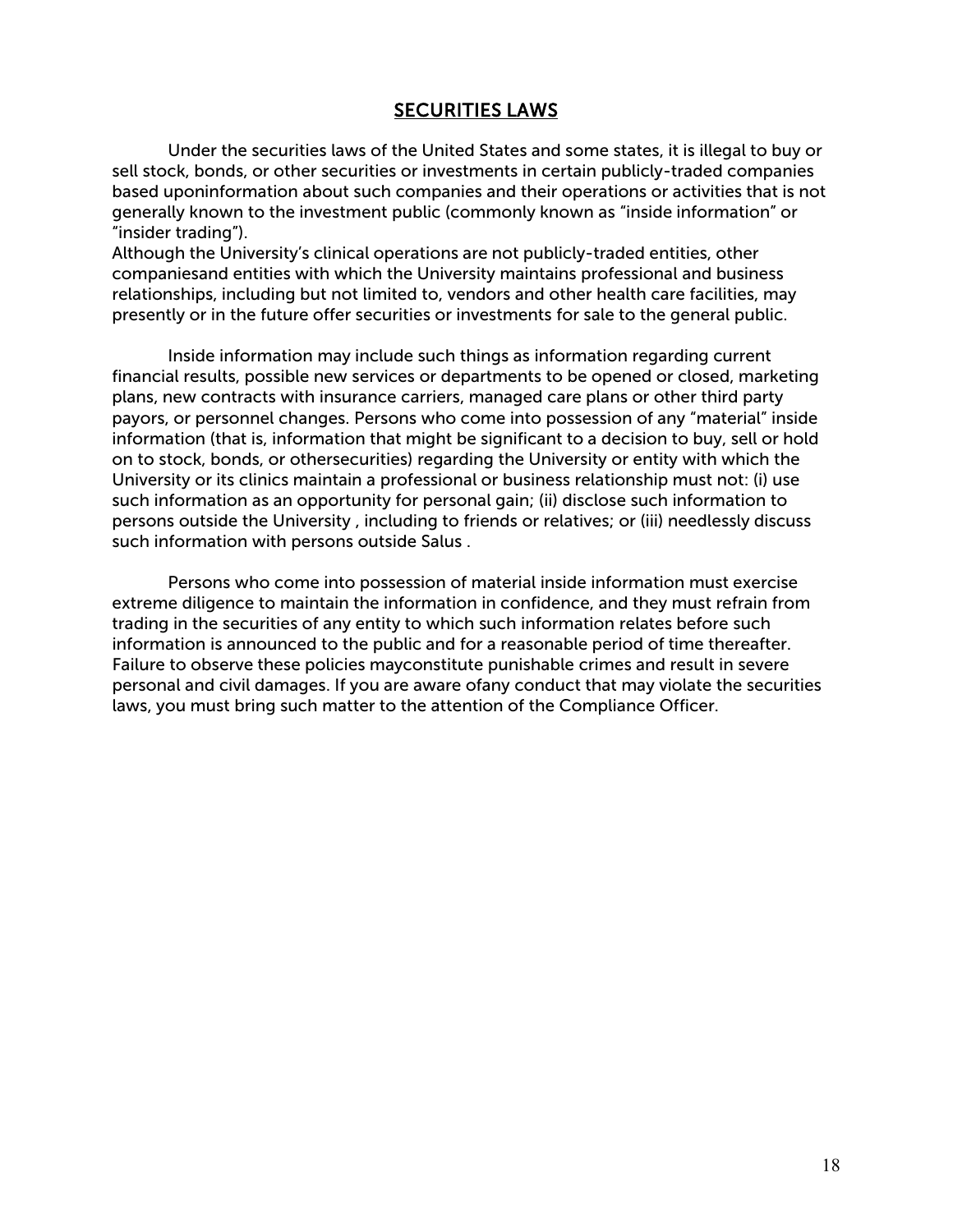## SECURITIES LAWS

Under the securities laws of the United States and some states, it is illegal to buy or sell stock, bonds, or other securities or investments in certain publicly-traded companies based uponinformation about such companies and their operations or activities that is not generally known to the investment public (commonly known as "inside information" or "insider trading").
Although the University's clinical operations are not publicly-traded entities, other companiesand entities with which the University maintains professional and business relationships, including but not limited to, vendors and other health care facilities, may presently or in the future offer securities or investments for sale to the general public.

Inside information may include such things as information regarding current financial results, possible new services or departments to be opened or closed, marketing plans, new contracts with insurance carriers, managed care plans or other third party payors, or personnel changes. Persons who come into possession of any "material" inside information (that is, information that might be significant to a decision to buy, sell or hold on to stock, bonds, or othersecurities) regarding the University or entity with which the University or its clinics maintain a professional or business relationship must not: (i) use such information as an opportunity for personal gain; (ii) disclose such information to persons outside the University , including to friends or relatives; or (iii) needlessly discuss such information with persons outside Salus .

Persons who come into possession of material inside information must exercise extreme diligence to maintain the information in confidence, and they must refrain from trading in the securities of any entity to which such information relates before such information is announced to the public and for a reasonable period of time thereafter. Failure to observe these policies mayconstitute punishable crimes and result in severe personal and civil damages. If you are aware ofany conduct that may violate the securities laws, you must bring such matter to the attention of the Compliance Officer.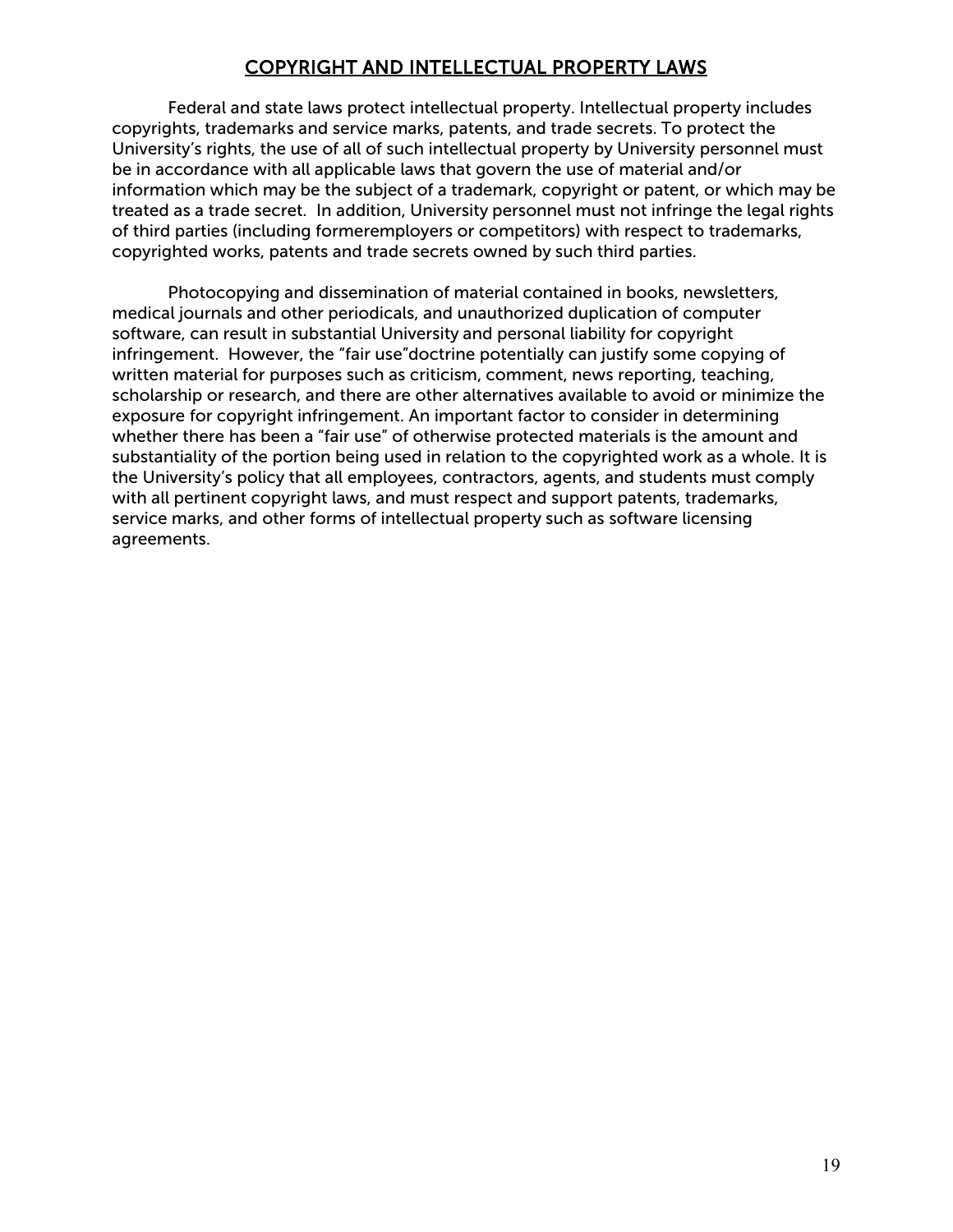## COPYRIGHT AND INTELLECTUAL PROPERTY LAWS

Federal and state laws protect intellectual property. Intellectual property includes copyrights, trademarks and service marks, patents, and trade secrets. To protect the University's rights, the use of all of such intellectual property by University personnel must be in accordance with all applicable laws that govern the use of material and/or information which may be the subject of a trademark, copyright or patent, or which may be treated as a trade secret. In addition, University personnel must not infringe the legal rights of third parties (including formeremployers or competitors) with respect to trademarks, copyrighted works, patents and trade secrets owned by such third parties.

Photocopying and dissemination of material contained in books, newsletters, medical journals and other periodicals, and unauthorized duplication of computer software, can result in substantial University and personal liability for copyright infringement. However, the "fair use"doctrine potentially can justify some copying of written material for purposes such as criticism, comment, news reporting, teaching, scholarship or research, and there are other alternatives available to avoid or minimize the exposure for copyright infringement. An important factor to consider in determining whether there has been a "fair use" of otherwise protected materials is the amount and substantiality of the portion being used in relation to the copyrighted work as a whole. It is the University's policy that all employees, contractors, agents, and students must comply with all pertinent copyright laws, and must respect and support patents, trademarks, service marks, and other forms of intellectual property such as software licensing agreements.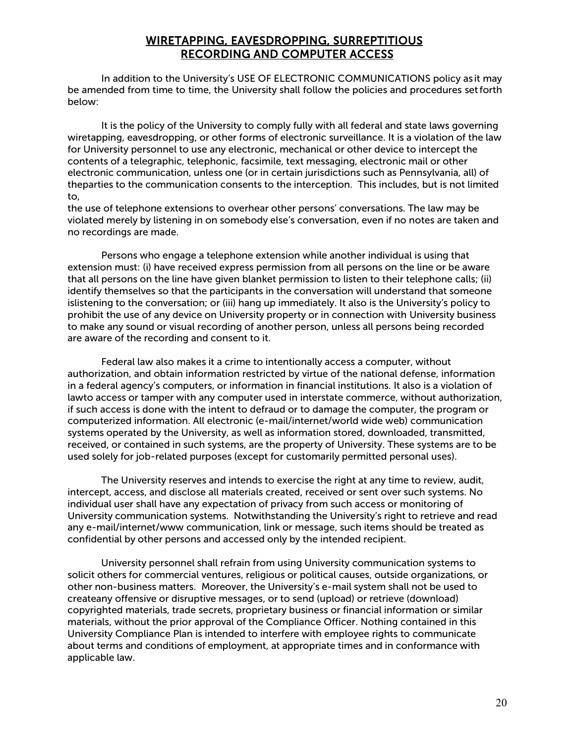## WIRETAPPING, EAVESDROPPING, SURREPTITIOUS RECORDING AND COMPUTER ACCESS

In addition to the University's USE OF ELECTRONIC COMMUNICATIONS policy as it may be amended from time to time, the University shall follow the policies and procedures set forth below:

It is the policy of the University to comply fully with all federal and state laws governing wiretapping, eavesdropping, or other forms of electronic surveillance. It is a violation of the law for University personnel to use any electronic, mechanical or other device to intercept the contents of a telegraphic, telephonic, facsimile, text messaging, electronic mail or other electronic communication, unless one (or in certain jurisdictions such as Pennsylvania, all) of the parties to the communication consents to the interception. This includes, but is not limited to, the use of telephone extensions to overhear other persons' conversations. The law may be violated merely by listening in on somebody else's conversation, even if no notes are taken and no recordings are made.

Persons who engage a telephone extension while another individual is using that extension must: (i) have received express permission from all persons on the line or be aware that all persons on the line have given blanket permission to listen to their telephone calls; (ii) identify themselves so that the participants in the conversation will understand that someone is listening to the conversation; or (iii) hang up immediately. It also is the University's policy to prohibit the use of any device on University property or in connection with University business to make any sound or visual recording of another person, unless all persons being recorded are aware of the recording and consent to it.

Federal law also makes it a crime to intentionally access a computer, without authorization, and obtain information restricted by virtue of the national defense, information in a federal agency's computers, or information in financial institutions. It also is a violation of law to access or tamper with any computer used in interstate commerce, without authorization, if such access is done with the intent to defraud or to damage the computer, the program or computerized information. All electronic (e-mail/internet/world wide web) communication systems operated by the University, as well as information stored, downloaded, transmitted, received, or contained in such systems, are the property of University. These systems are to be used solely for job-related purposes (except for customarily permitted personal uses).

The University reserves and intends to exercise the right at any time to review, audit, intercept, access, and disclose all materials created, received or sent over such systems. No individual user shall have any expectation of privacy from such access or monitoring of University communication systems. Notwithstanding the University's right to retrieve and read any e-mail/internet/www communication, link or message, such items should be treated as confidential by other persons and accessed only by the intended recipient.

University personnel shall refrain from using University communication systems to solicit others for commercial ventures, religious or political causes, outside organizations, or other non-business matters. Moreover, the University's e-mail system shall not be used to create any offensive or disruptive messages, or to send (upload) or retrieve (download) copyrighted materials, trade secrets, proprietary business or financial information or similar materials, without the prior approval of the Compliance Officer. Nothing contained in this University Compliance Plan is intended to interfere with employee rights to communicate about terms and conditions of employment, at appropriate times and in conformance with applicable law.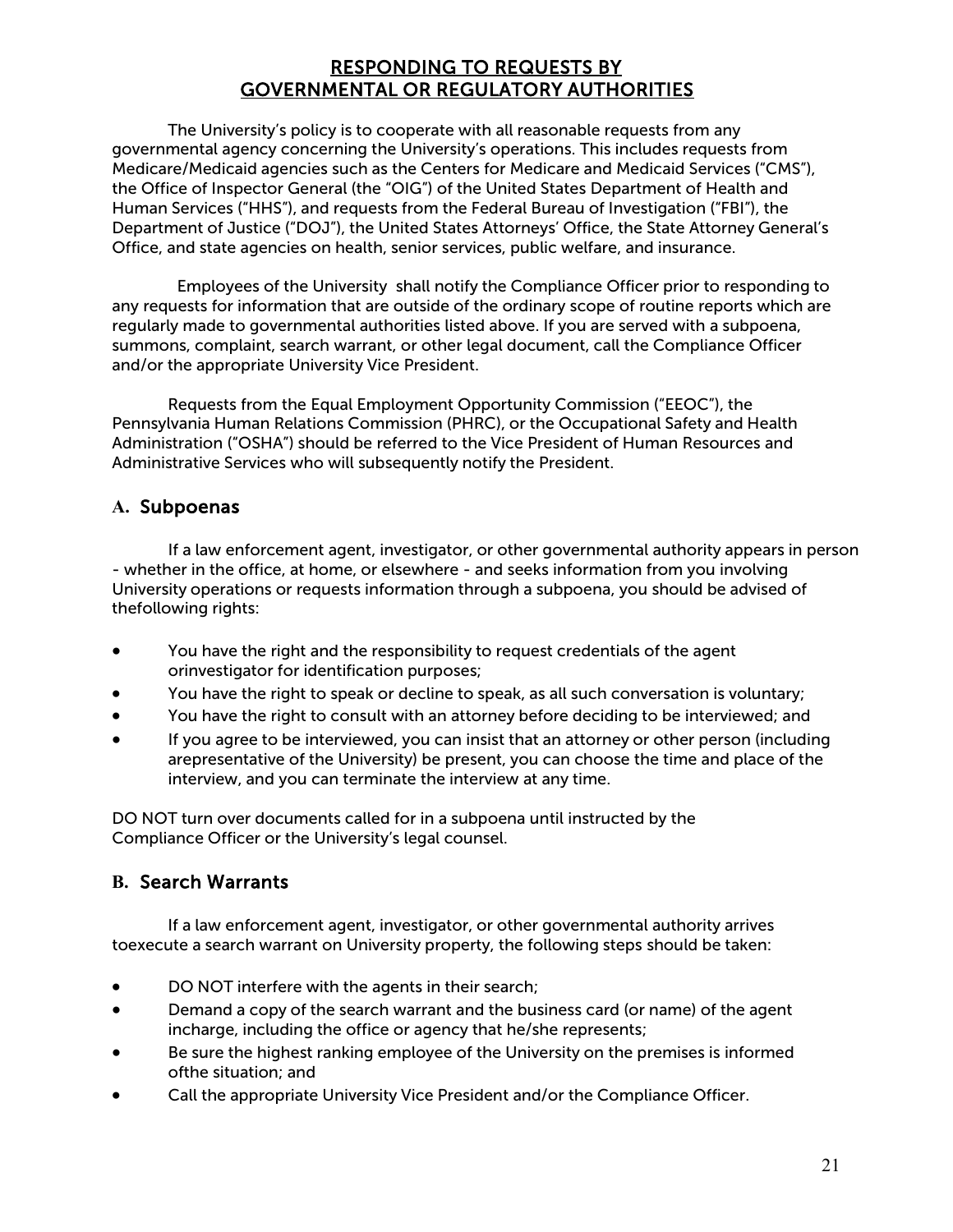## RESPONDING TO REQUESTS BY GOVERNMENTAL OR REGULATORY AUTHORITIES

The University's policy is to cooperate with all reasonable requests from any governmental agency concerning the University's operations. This includes requests from Medicare/Medicaid agencies such as the Centers for Medicare and Medicaid Services ("CMS"), the Office of Inspector General (the "OIG") of the United States Department of Health and Human Services ("HHS"), and requests from the Federal Bureau of Investigation ("FBI"), the Department of Justice ("DOJ"), the United States Attorneys' Office, the State Attorney General's Office, and state agencies on health, senior services, public welfare, and insurance.

Employees of the University shall notify the Compliance Officer prior to responding to any requests for information that are outside of the ordinary scope of routine reports which are regularly made to governmental authorities listed above. If you are served with a subpoena, summons, complaint, search warrant, or other legal document, call the Compliance Officer and/or the appropriate University Vice President.

Requests from the Equal Employment Opportunity Commission ("EEOC"), the Pennsylvania Human Relations Commission (PHRC), or the Occupational Safety and Health Administration ("OSHA") should be referred to the Vice President of Human Resources and Administrative Services who will subsequently notify the President.

### A. Subpoenas

If a law enforcement agent, investigator, or other governmental authority appears in person - whether in the office, at home, or elsewhere - and seeks information from you involving University operations or requests information through a subpoena, you should be advised of thefollowing rights:

- You have the right and the responsibility to request credentials of the agent orinvestigator for identification purposes;
- You have the right to speak or decline to speak, as all such conversation is voluntary;
- You have the right to consult with an attorney before deciding to be interviewed; and
- If you agree to be interviewed, you can insist that an attorney or other person (including arepresentative of the University) be present, you can choose the time and place of the interview, and you can terminate the interview at any time.

DO NOT turn over documents called for in a subpoena until instructed by the Compliance Officer or the University's legal counsel.

### B. Search Warrants

If a law enforcement agent, investigator, or other governmental authority arrives toexecute a search warrant on University property, the following steps should be taken:

- DO NOT interfere with the agents in their search;
- Demand a copy of the search warrant and the business card (or name) of the agent incharge, including the office or agency that he/she represents;
- Be sure the highest ranking employee of the University on the premises is informed ofthe situation; and
- Call the appropriate University Vice President and/or the Compliance Officer.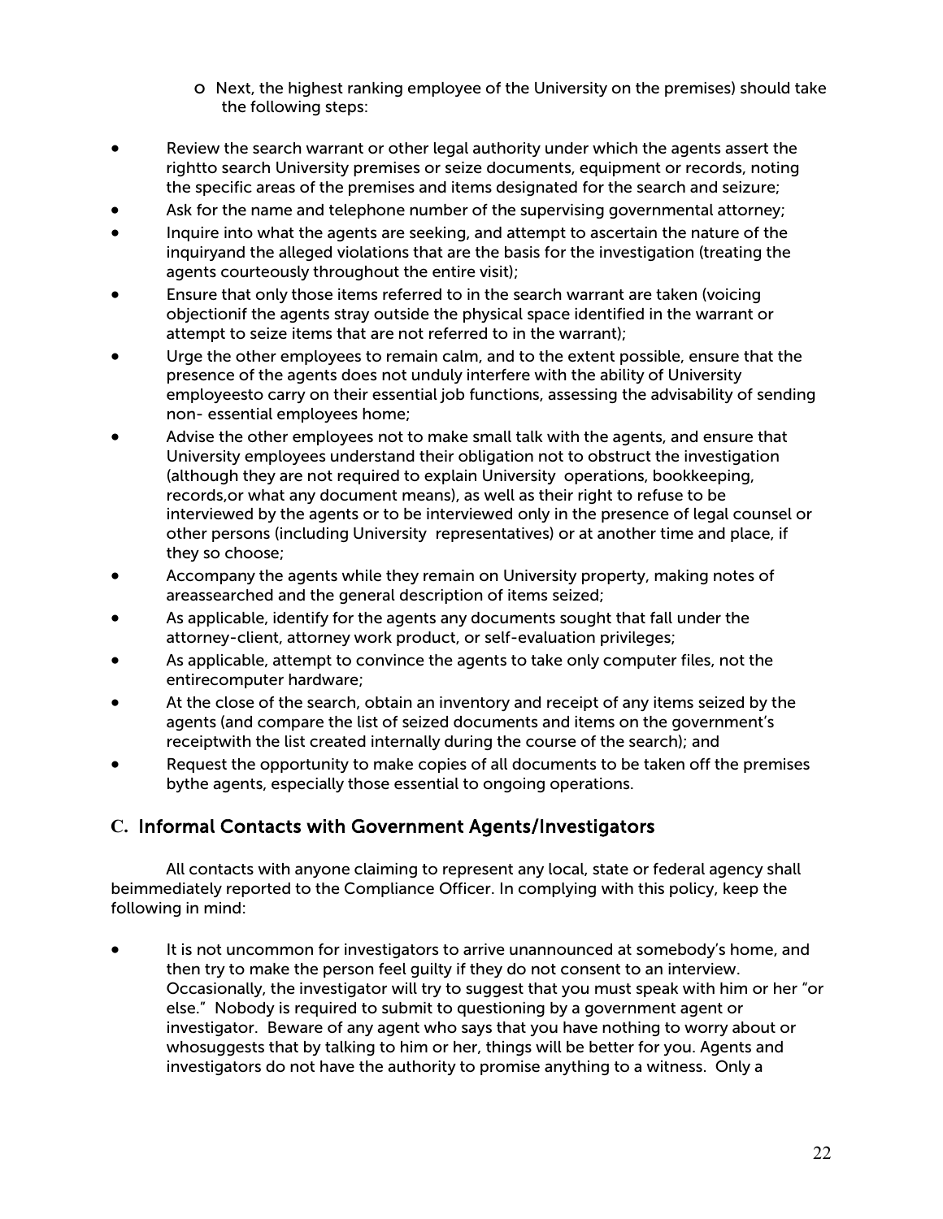- Next, the highest ranking employee of the University on the premises) should take the following steps:

- Review the search warrant or other legal authority under which the agents assert the rightto search University premises or seize documents, equipment or records, noting the specific areas of the premises and items designated for the search and seizure;
- Ask for the name and telephone number of the supervising governmental attorney;
- Inquire into what the agents are seeking, and attempt to ascertain the nature of the inquiryand the alleged violations that are the basis for the investigation (treating the agents courteously throughout the entire visit);
- Ensure that only those items referred to in the search warrant are taken (voicing objectionif the agents stray outside the physical space identified in the warrant or attempt to seize items that are not referred to in the warrant);
- Urge the other employees to remain calm, and to the extent possible, ensure that the presence of the agents does not unduly interfere with the ability of University employeesto carry on their essential job functions, assessing the advisability of sending non- essential employees home;
- Advise the other employees not to make small talk with the agents, and ensure that University employees understand their obligation not to obstruct the investigation (although they are not required to explain University operations, bookkeeping, records,or what any document means), as well as their right to refuse to be interviewed by the agents or to be interviewed only in the presence of legal counsel or other persons (including University representatives) or at another time and place, if they so choose;
- Accompany the agents while they remain on University property, making notes of areassearched and the general description of items seized;
- As applicable, identify for the agents any documents sought that fall under the attorney-client, attorney work product, or self-evaluation privileges;
- As applicable, attempt to convince the agents to take only computer files, not the entirecomputer hardware;
- At the close of the search, obtain an inventory and receipt of any items seized by the agents (and compare the list of seized documents and items on the government's receiptwith the list created internally during the course of the search); and
- Request the opportunity to make copies of all documents to be taken off the premises bythe agents, especially those essential to ongoing operations.

## C. Informal Contacts with Government Agents/Investigators

All contacts with anyone claiming to represent any local, state or federal agency shall beimmediately reported to the Compliance Officer. In complying with this policy, keep the following in mind:

- It is not uncommon for investigators to arrive unannounced at somebody's home, and then try to make the person feel guilty if they do not consent to an interview. Occasionally, the investigator will try to suggest that you must speak with him or her "or else." Nobody is required to submit to questioning by a government agent or investigator. Beware of any agent who says that you have nothing to worry about or whosuggests that by talking to him or her, things will be better for you. Agents and investigators do not have the authority to promise anything to a witness. Only a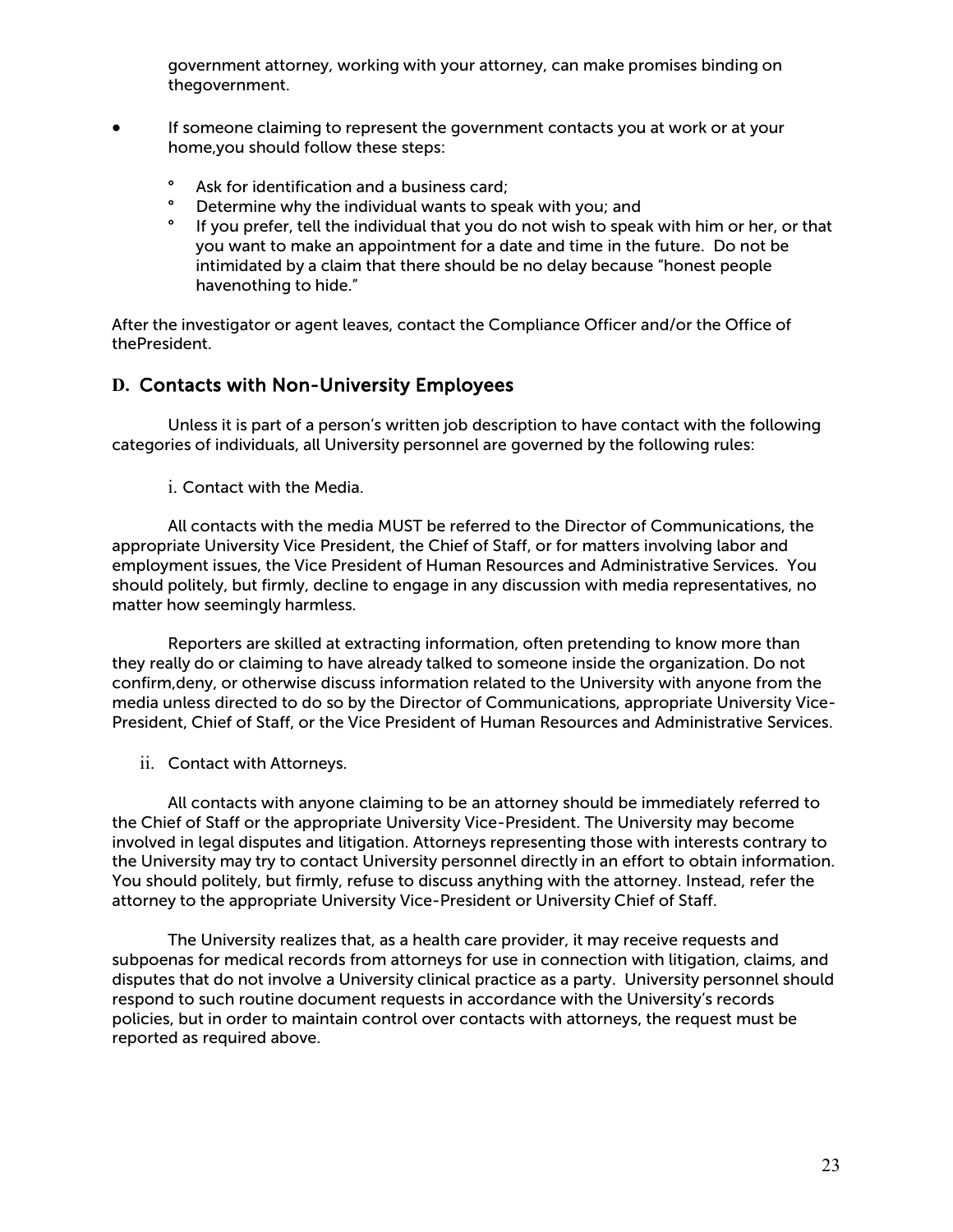government attorney, working with your attorney, can make promises binding on thegovernment.

- If someone claiming to represent the government contacts you at work or at your home,you should follow these steps:
  - Ask for identification and a business card;
  - Determine why the individual wants to speak with you; and
  - If you prefer, tell the individual that you do not wish to speak with him or her, or that you want to make an appointment for a date and time in the future. Do not be intimidated by a claim that there should be no delay because "honest people havenothing to hide."

After the investigator or agent leaves, contact the Compliance Officer and/or the Office of thePresident.

## D. Contacts with Non-University Employees

Unless it is part of a person's written job description to have contact with the following categories of individuals, all University personnel are governed by the following rules:

i. Contact with the Media.

All contacts with the media MUST be referred to the Director of Communications, the appropriate University Vice President, the Chief of Staff, or for matters involving labor and employment issues, the Vice President of Human Resources and Administrative Services. You should politely, but firmly, decline to engage in any discussion with media representatives, no matter how seemingly harmless.

Reporters are skilled at extracting information, often pretending to know more than they really do or claiming to have already talked to someone inside the organization. Do not confirm,deny, or otherwise discuss information related to the University with anyone from the media unless directed to do so by the Director of Communications, appropriate University Vice-President, Chief of Staff, or the Vice President of Human Resources and Administrative Services.

ii. Contact with Attorneys.

All contacts with anyone claiming to be an attorney should be immediately referred to the Chief of Staff or the appropriate University Vice-President. The University may become involved in legal disputes and litigation. Attorneys representing those with interests contrary to the University may try to contact University personnel directly in an effort to obtain information. You should politely, but firmly, refuse to discuss anything with the attorney. Instead, refer the attorney to the appropriate University Vice-President or University Chief of Staff.

The University realizes that, as a health care provider, it may receive requests and subpoenas for medical records from attorneys for use in connection with litigation, claims, and disputes that do not involve a University clinical practice as a party. University personnel should respond to such routine document requests in accordance with the University's records policies, but in order to maintain control over contacts with attorneys, the request must be reported as required above.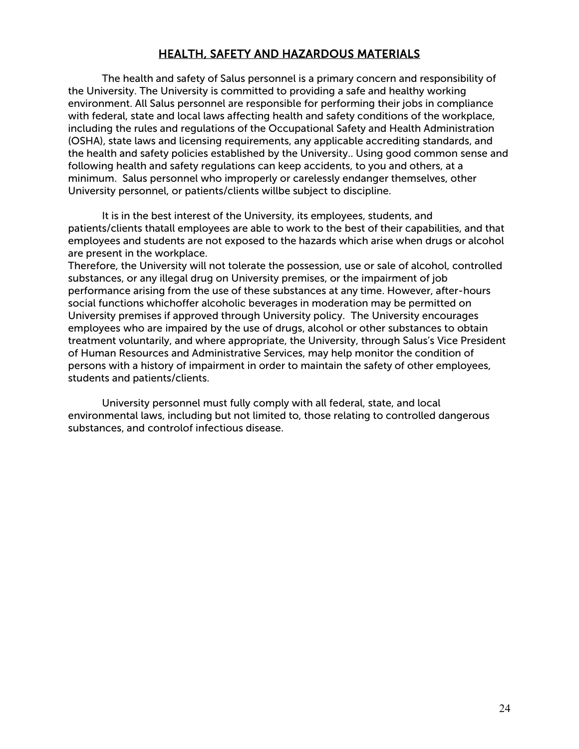## HEALTH, SAFETY AND HAZARDOUS MATERIALS

The health and safety of Salus personnel is a primary concern and responsibility of the University. The University is committed to providing a safe and healthy working environment. All Salus personnel are responsible for performing their jobs in compliance with federal, state and local laws affecting health and safety conditions of the workplace, including the rules and regulations of the Occupational Safety and Health Administration (OSHA), state laws and licensing requirements, any applicable accrediting standards, and the health and safety policies established by the University.. Using good common sense and following health and safety regulations can keep accidents, to you and others, at a minimum. Salus personnel who improperly or carelessly endanger themselves, other University personnel, or patients/clients willbe subject to discipline.

It is in the best interest of the University, its employees, students, and patients/clients thatall employees are able to work to the best of their capabilities, and that employees and students are not exposed to the hazards which arise when drugs or alcohol are present in the workplace.
Therefore, the University will not tolerate the possession, use or sale of alcohol, controlled substances, or any illegal drug on University premises, or the impairment of job performance arising from the use of these substances at any time. However, after-hours social functions whichoffer alcoholic beverages in moderation may be permitted on University premises if approved through University policy. The University encourages employees who are impaired by the use of drugs, alcohol or other substances to obtain treatment voluntarily, and where appropriate, the University, through Salus's Vice President of Human Resources and Administrative Services, may help monitor the condition of persons with a history of impairment in order to maintain the safety of other employees, students and patients/clients.

University personnel must fully comply with all federal, state, and local environmental laws, including but not limited to, those relating to controlled dangerous substances, and controlof infectious disease.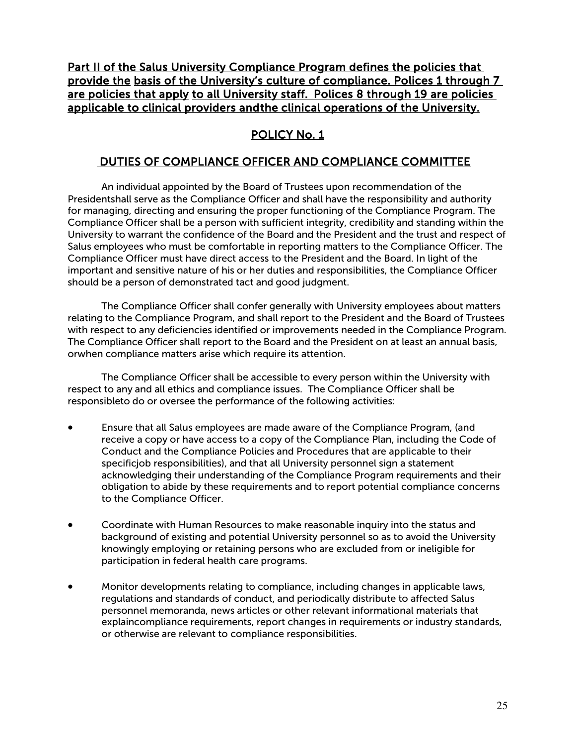**Part II of the Salus University Compliance Program defines the policies that provide the basis of the University's culture of compliance. Polices 1 through 7 are policies that apply to all University staff. Polices 8 through 19 are policies applicable to clinical providers andthe clinical operations of the University.**

## POLICY No. 1

## DUTIES OF COMPLIANCE OFFICER AND COMPLIANCE COMMITTEE

An individual appointed by the Board of Trustees upon recommendation of the Presidentshall serve as the Compliance Officer and shall have the responsibility and authority for managing, directing and ensuring the proper functioning of the Compliance Program. The Compliance Officer shall be a person with sufficient integrity, credibility and standing within the University to warrant the confidence of the Board and the President and the trust and respect of Salus employees who must be comfortable in reporting matters to the Compliance Officer. The Compliance Officer must have direct access to the President and the Board. In light of the important and sensitive nature of his or her duties and responsibilities, the Compliance Officer should be a person of demonstrated tact and good judgment.

The Compliance Officer shall confer generally with University employees about matters relating to the Compliance Program, and shall report to the President and the Board of Trustees with respect to any deficiencies identified or improvements needed in the Compliance Program. The Compliance Officer shall report to the Board and the President on at least an annual basis, orwhen compliance matters arise which require its attention.

The Compliance Officer shall be accessible to every person within the University with respect to any and all ethics and compliance issues. The Compliance Officer shall be responsibleto do or oversee the performance of the following activities:

- Ensure that all Salus employees are made aware of the Compliance Program, (and receive a copy or have access to a copy of the Compliance Plan, including the Code of Conduct and the Compliance Policies and Procedures that are applicable to their specificjob responsibilities), and that all University personnel sign a statement acknowledging their understanding of the Compliance Program requirements and their obligation to abide by these requirements and to report potential compliance concerns to the Compliance Officer.

- Coordinate with Human Resources to make reasonable inquiry into the status and background of existing and potential University personnel so as to avoid the University knowingly employing or retaining persons who are excluded from or ineligible for participation in federal health care programs.

- Monitor developments relating to compliance, including changes in applicable laws, regulations and standards of conduct, and periodically distribute to affected Salus personnel memoranda, news articles or other relevant informational materials that explaincompliance requirements, report changes in requirements or industry standards, or otherwise are relevant to compliance responsibilities.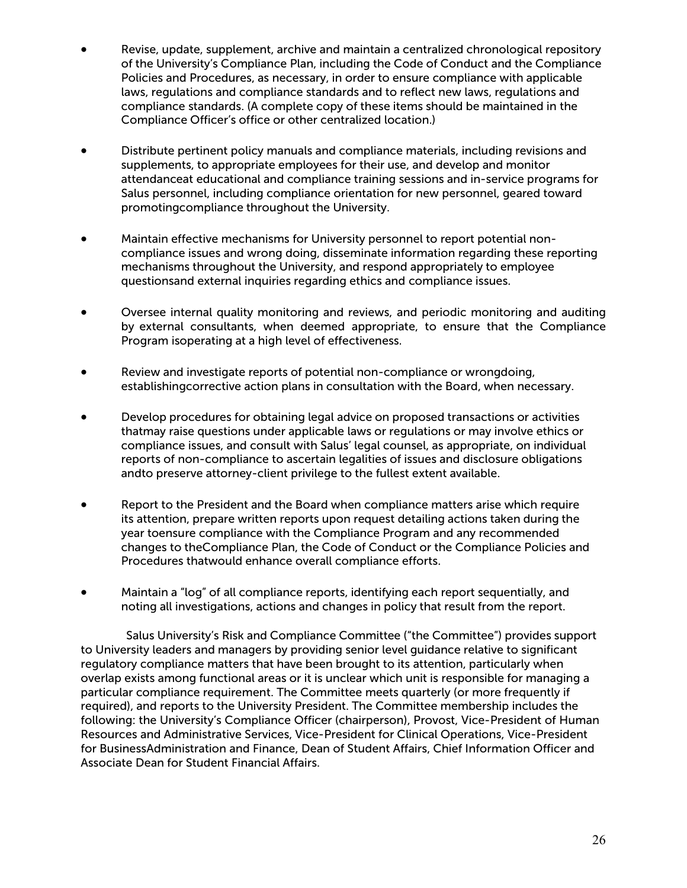- Revise, update, supplement, archive and maintain a centralized chronological repository of the University's Compliance Plan, including the Code of Conduct and the Compliance Policies and Procedures, as necessary, in order to ensure compliance with applicable laws, regulations and compliance standards and to reflect new laws, regulations and compliance standards. (A complete copy of these items should be maintained in the Compliance Officer's office or other centralized location.)

- Distribute pertinent policy manuals and compliance materials, including revisions and supplements, to appropriate employees for their use, and develop and monitor attendanceat educational and compliance training sessions and in-service programs for Salus personnel, including compliance orientation for new personnel, geared toward promotingcompliance throughout the University.

- Maintain effective mechanisms for University personnel to report potential non-compliance issues and wrong doing, disseminate information regarding these reporting mechanisms throughout the University, and respond appropriately to employee questionsand external inquiries regarding ethics and compliance issues.

- Oversee internal quality monitoring and reviews, and periodic monitoring and auditing by external consultants, when deemed appropriate, to ensure that the Compliance Program isoperating at a high level of effectiveness.

- Review and investigate reports of potential non-compliance or wrongdoing, establishingcorrective action plans in consultation with the Board, when necessary.

- Develop procedures for obtaining legal advice on proposed transactions or activities thatmay raise questions under applicable laws or regulations or may involve ethics or compliance issues, and consult with Salus' legal counsel, as appropriate, on individual reports of non-compliance to ascertain legalities of issues and disclosure obligations andto preserve attorney-client privilege to the fullest extent available.

- Report to the President and the Board when compliance matters arise which require its attention, prepare written reports upon request detailing actions taken during the year toensure compliance with the Compliance Program and any recommended changes to theCompliance Plan, the Code of Conduct or the Compliance Policies and Procedures thatwould enhance overall compliance efforts.

- Maintain a "log" of all compliance reports, identifying each report sequentially, and noting all investigations, actions and changes in policy that result from the report.

Salus University's Risk and Compliance Committee ("the Committee") provides support to University leaders and managers by providing senior level guidance relative to significant regulatory compliance matters that have been brought to its attention, particularly when overlap exists among functional areas or it is unclear which unit is responsible for managing a particular compliance requirement. The Committee meets quarterly (or more frequently if required), and reports to the University President. The Committee membership includes the following: the University's Compliance Officer (chairperson), Provost, Vice-President of Human Resources and Administrative Services, Vice-President for Clinical Operations, Vice-President for BusinessAdministration and Finance, Dean of Student Affairs, Chief Information Officer and Associate Dean for Student Financial Affairs.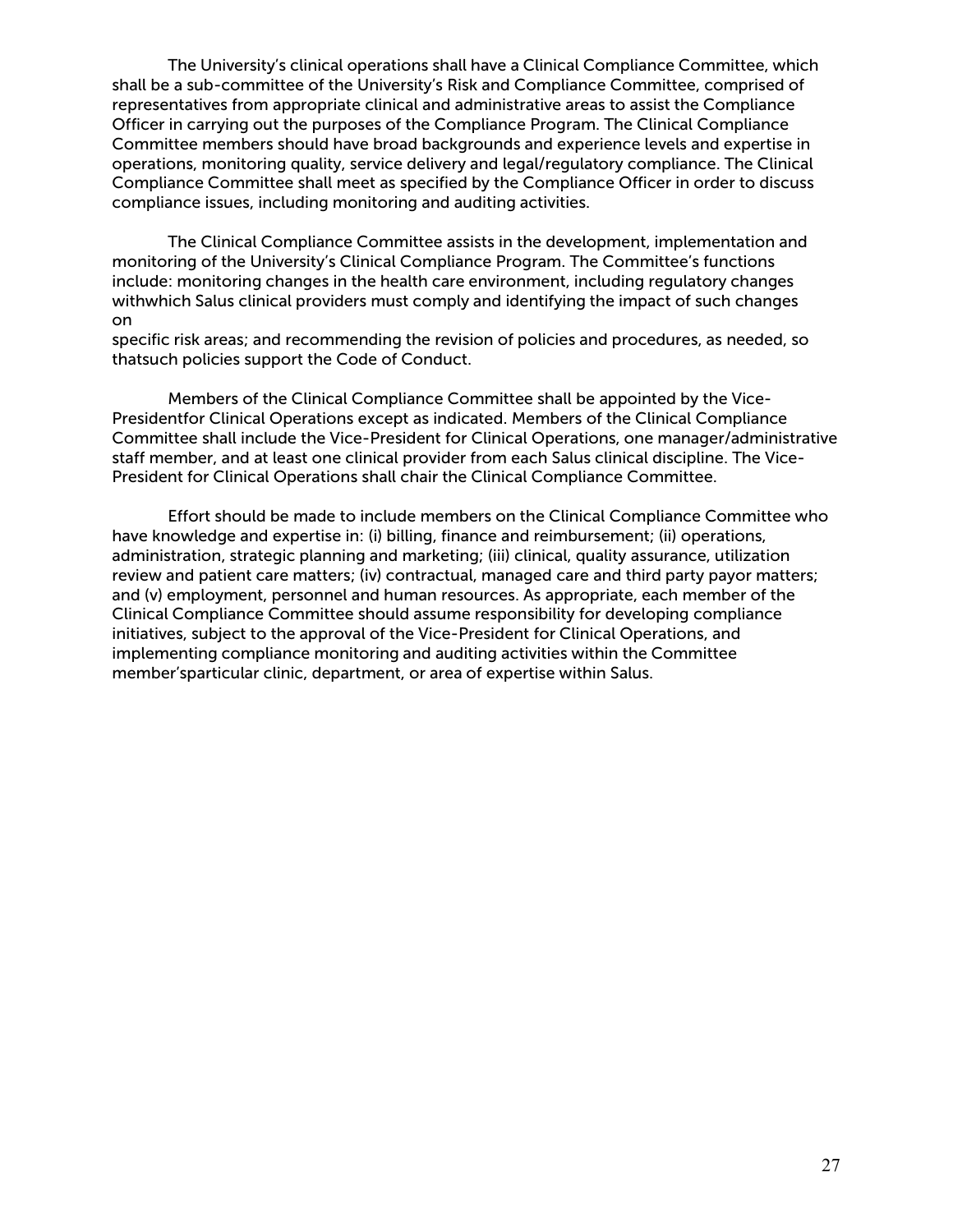The University's clinical operations shall have a Clinical Compliance Committee, which shall be a sub-committee of the University's Risk and Compliance Committee, comprised of representatives from appropriate clinical and administrative areas to assist the Compliance Officer in carrying out the purposes of the Compliance Program. The Clinical Compliance Committee members should have broad backgrounds and experience levels and expertise in operations, monitoring quality, service delivery and legal/regulatory compliance. The Clinical Compliance Committee shall meet as specified by the Compliance Officer in order to discuss compliance issues, including monitoring and auditing activities.

The Clinical Compliance Committee assists in the development, implementation and monitoring of the University's Clinical Compliance Program. The Committee's functions include: monitoring changes in the health care environment, including regulatory changes withwhich Salus clinical providers must comply and identifying the impact of such changes on specific risk areas; and recommending the revision of policies and procedures, as needed, so thatsuch policies support the Code of Conduct.

Members of the Clinical Compliance Committee shall be appointed by the Vice-Presidentfor Clinical Operations except as indicated. Members of the Clinical Compliance Committee shall include the Vice-President for Clinical Operations, one manager/administrative staff member, and at least one clinical provider from each Salus clinical discipline. The Vice-President for Clinical Operations shall chair the Clinical Compliance Committee.

Effort should be made to include members on the Clinical Compliance Committee who have knowledge and expertise in: (i) billing, finance and reimbursement; (ii) operations, administration, strategic planning and marketing; (iii) clinical, quality assurance, utilization review and patient care matters; (iv) contractual, managed care and third party payor matters; and (v) employment, personnel and human resources. As appropriate, each member of the Clinical Compliance Committee should assume responsibility for developing compliance initiatives, subject to the approval of the Vice-President for Clinical Operations, and implementing compliance monitoring and auditing activities within the Committee member'sparticular clinic, department, or area of expertise within Salus.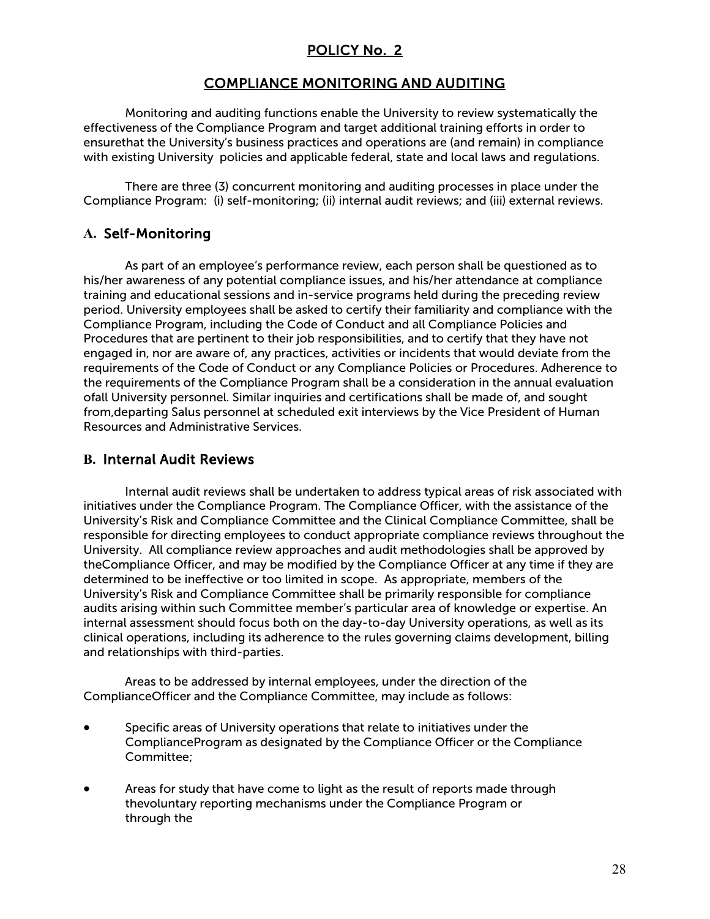# POLICY No. 2

## COMPLIANCE MONITORING AND AUDITING

Monitoring and auditing functions enable the University to review systematically the effectiveness of the Compliance Program and target additional training efforts in order to ensurethat the University's business practices and operations are (and remain) in compliance with existing University policies and applicable federal, state and local laws and regulations.

There are three (3) concurrent monitoring and auditing processes in place under the Compliance Program: (i) self-monitoring; (ii) internal audit reviews; and (iii) external reviews.

### A. Self-Monitoring

As part of an employee's performance review, each person shall be questioned as to his/her awareness of any potential compliance issues, and his/her attendance at compliance training and educational sessions and in-service programs held during the preceding review period. University employees shall be asked to certify their familiarity and compliance with the Compliance Program, including the Code of Conduct and all Compliance Policies and Procedures that are pertinent to their job responsibilities, and to certify that they have not engaged in, nor are aware of, any practices, activities or incidents that would deviate from the requirements of the Code of Conduct or any Compliance Policies or Procedures. Adherence to the requirements of the Compliance Program shall be a consideration in the annual evaluation ofall University personnel. Similar inquiries and certifications shall be made of, and sought from,departing Salus personnel at scheduled exit interviews by the Vice President of Human Resources and Administrative Services.

### B. Internal Audit Reviews

Internal audit reviews shall be undertaken to address typical areas of risk associated with initiatives under the Compliance Program. The Compliance Officer, with the assistance of the University's Risk and Compliance Committee and the Clinical Compliance Committee, shall be responsible for directing employees to conduct appropriate compliance reviews throughout the University. All compliance review approaches and audit methodologies shall be approved by theCompliance Officer, and may be modified by the Compliance Officer at any time if they are determined to be ineffective or too limited in scope. As appropriate, members of the University's Risk and Compliance Committee shall be primarily responsible for compliance audits arising within such Committee member's particular area of knowledge or expertise. An internal assessment should focus both on the day-to-day University operations, as well as its clinical operations, including its adherence to the rules governing claims development, billing and relationships with third-parties.

Areas to be addressed by internal employees, under the direction of the ComplianceOfficer and the Compliance Committee, may include as follows:

- Specific areas of University operations that relate to initiatives under the ComplianceProgram as designated by the Compliance Officer or the Compliance Committee;
- Areas for study that have come to light as the result of reports made through thevoluntary reporting mechanisms under the Compliance Program or through the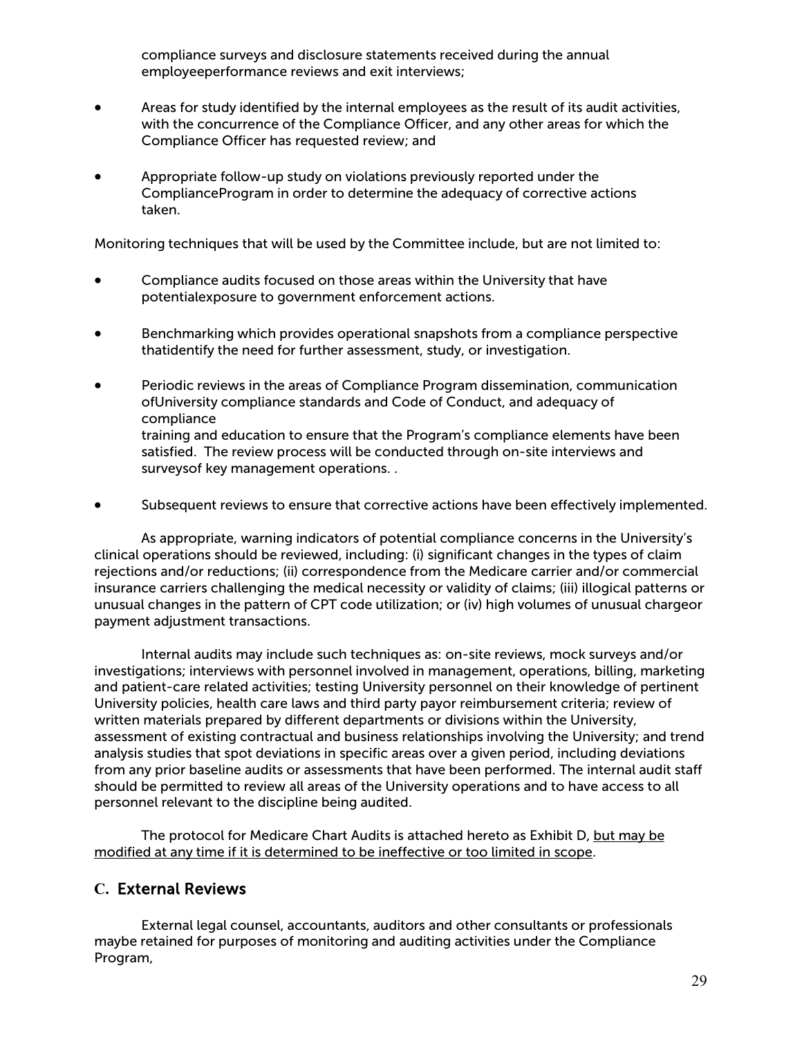compliance surveys and disclosure statements received during the annual employeeperformance reviews and exit interviews;

- Areas for study identified by the internal employees as the result of its audit activities, with the concurrence of the Compliance Officer, and any other areas for which the Compliance Officer has requested review; and
- Appropriate follow-up study on violations previously reported under the ComplianceProgram in order to determine the adequacy of corrective actions taken.

Monitoring techniques that will be used by the Committee include, but are not limited to:

- Compliance audits focused on those areas within the University that have potentialexposure to government enforcement actions.
- Benchmarking which provides operational snapshots from a compliance perspective thatidentify the need for further assessment, study, or investigation.
- Periodic reviews in the areas of Compliance Program dissemination, communication ofUniversity compliance standards and Code of Conduct, and adequacy of compliance training and education to ensure that the Program's compliance elements have been satisfied. The review process will be conducted through on-site interviews and surveysof key management operations. .
- Subsequent reviews to ensure that corrective actions have been effectively implemented.

As appropriate, warning indicators of potential compliance concerns in the University's clinical operations should be reviewed, including: (i) significant changes in the types of claim rejections and/or reductions; (ii) correspondence from the Medicare carrier and/or commercial insurance carriers challenging the medical necessity or validity of claims; (iii) illogical patterns or unusual changes in the pattern of CPT code utilization; or (iv) high volumes of unusual chargeor payment adjustment transactions.

Internal audits may include such techniques as: on-site reviews, mock surveys and/or investigations; interviews with personnel involved in management, operations, billing, marketing and patient-care related activities; testing University personnel on their knowledge of pertinent University policies, health care laws and third party payor reimbursement criteria; review of written materials prepared by different departments or divisions within the University, assessment of existing contractual and business relationships involving the University; and trend analysis studies that spot deviations in specific areas over a given period, including deviations from any prior baseline audits or assessments that have been performed. The internal audit staff should be permitted to review all areas of the University operations and to have access to all personnel relevant to the discipline being audited.

The protocol for Medicare Chart Audits is attached hereto as Exhibit D, <u>but may be modified at any time if it is determined to be ineffective or too limited in scope</u>.

## C. External Reviews

External legal counsel, accountants, auditors and other consultants or professionals maybe retained for purposes of monitoring and auditing activities under the Compliance Program,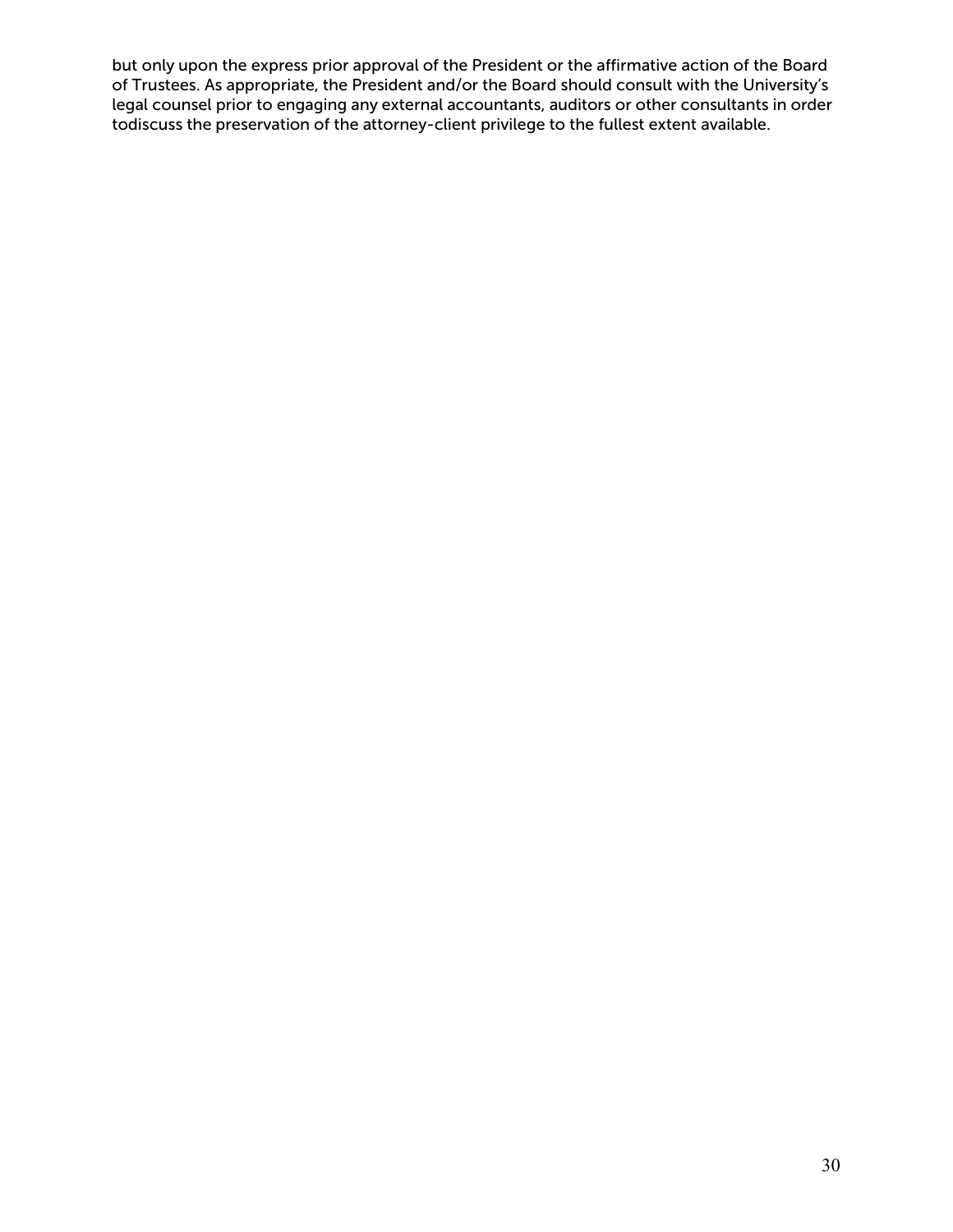but only upon the express prior approval of the President or the affirmative action of the Board of Trustees. As appropriate, the President and/or the Board should consult with the University's legal counsel prior to engaging any external accountants, auditors or other consultants in order todiscuss the preservation of the attorney-client privilege to the fullest extent available.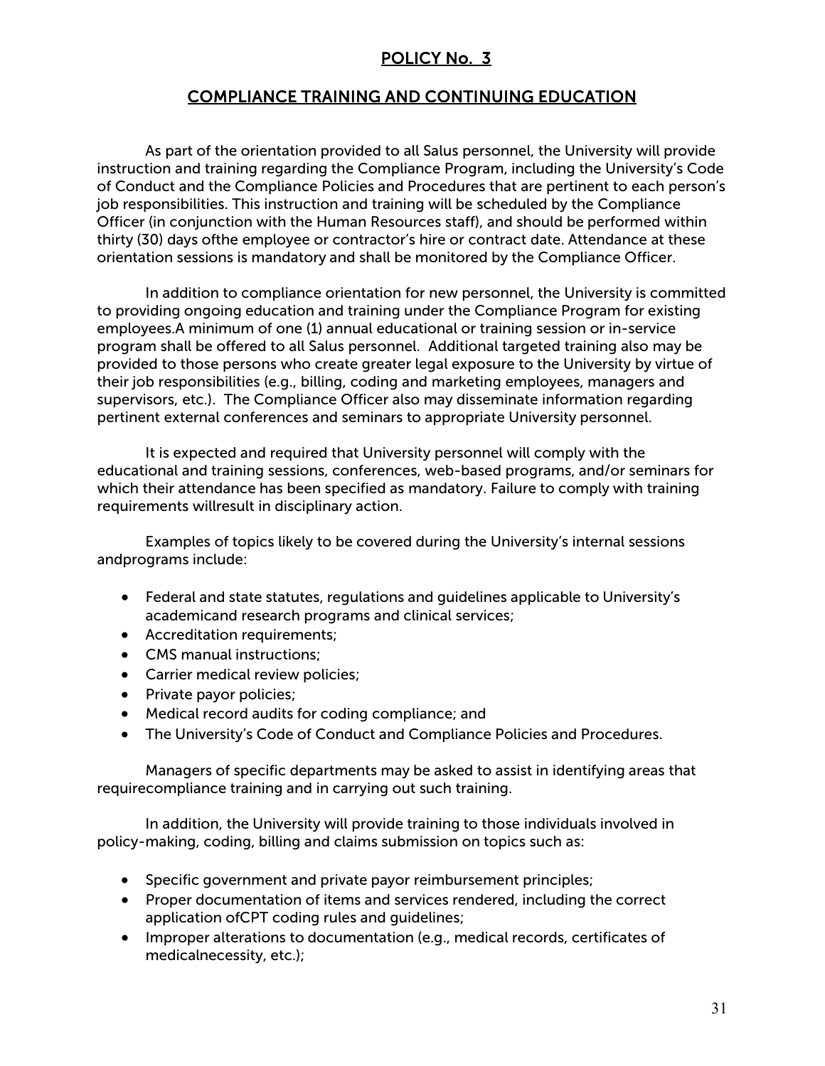## POLICY No. 3

## COMPLIANCE TRAINING AND CONTINUING EDUCATION

As part of the orientation provided to all Salus personnel, the University will provide instruction and training regarding the Compliance Program, including the University's Code of Conduct and the Compliance Policies and Procedures that are pertinent to each person's job responsibilities. This instruction and training will be scheduled by the Compliance Officer (in conjunction with the Human Resources staff), and should be performed within thirty (30) days ofthe employee or contractor's hire or contract date. Attendance at these orientation sessions is mandatory and shall be monitored by the Compliance Officer.

In addition to compliance orientation for new personnel, the University is committed to providing ongoing education and training under the Compliance Program for existing employees.A minimum of one (1) annual educational or training session or in-service program shall be offered to all Salus personnel. Additional targeted training also may be provided to those persons who create greater legal exposure to the University by virtue of their job responsibilities (e.g., billing, coding and marketing employees, managers and supervisors, etc.). The Compliance Officer also may disseminate information regarding pertinent external conferences and seminars to appropriate University personnel.

It is expected and required that University personnel will comply with the educational and training sessions, conferences, web-based programs, and/or seminars for which their attendance has been specified as mandatory. Failure to comply with training requirements willresult in disciplinary action.

Examples of topics likely to be covered during the University's internal sessions andprograms include:

- Federal and state statutes, regulations and guidelines applicable to University's academicand research programs and clinical services;
- Accreditation requirements;
- CMS manual instructions;
- Carrier medical review policies;
- Private payor policies;
- Medical record audits for coding compliance; and
- The University's Code of Conduct and Compliance Policies and Procedures.

Managers of specific departments may be asked to assist in identifying areas that requirecompliance training and in carrying out such training.

In addition, the University will provide training to those individuals involved in policy-making, coding, billing and claims submission on topics such as:

- Specific government and private payor reimbursement principles;
- Proper documentation of items and services rendered, including the correct application ofCPT coding rules and guidelines;
- Improper alterations to documentation (e.g., medical records, certificates of medicalnecessity, etc.);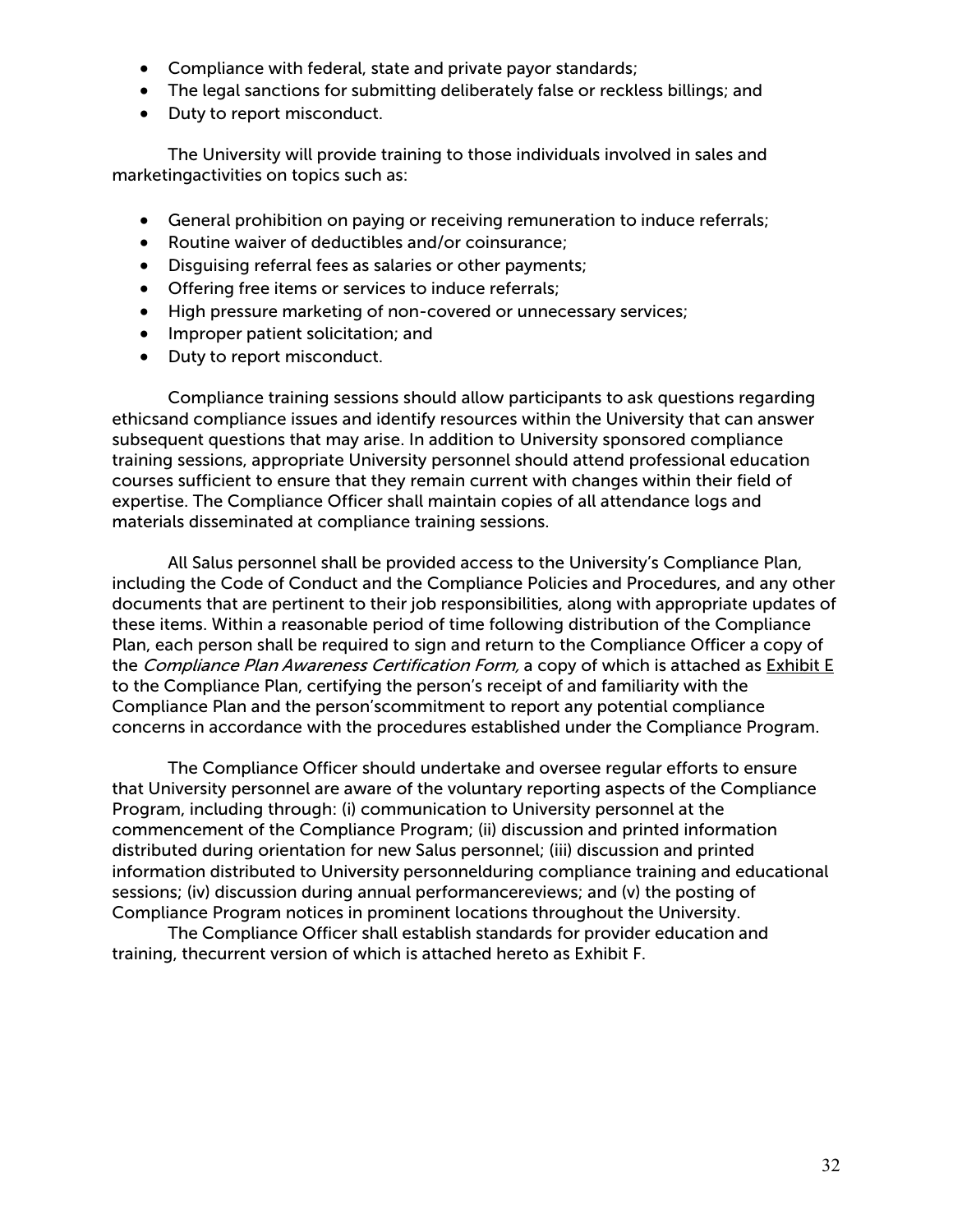- Compliance with federal, state and private payor standards;
- The legal sanctions for submitting deliberately false or reckless billings; and
- Duty to report misconduct.

The University will provide training to those individuals involved in sales and marketingactivities on topics such as:

- General prohibition on paying or receiving remuneration to induce referrals;
- Routine waiver of deductibles and/or coinsurance;
- Disguising referral fees as salaries or other payments;
- Offering free items or services to induce referrals;
- High pressure marketing of non-covered or unnecessary services;
- Improper patient solicitation; and
- Duty to report misconduct.

Compliance training sessions should allow participants to ask questions regarding ethicsand compliance issues and identify resources within the University that can answer subsequent questions that may arise. In addition to University sponsored compliance training sessions, appropriate University personnel should attend professional education courses sufficient to ensure that they remain current with changes within their field of expertise. The Compliance Officer shall maintain copies of all attendance logs and materials disseminated at compliance training sessions.

All Salus personnel shall be provided access to the University's Compliance Plan, including the Code of Conduct and the Compliance Policies and Procedures, and any other documents that are pertinent to their job responsibilities, along with appropriate updates of these items. Within a reasonable period of time following distribution of the Compliance Plan, each person shall be required to sign and return to the Compliance Officer a copy of the *Compliance Plan Awareness Certification Form,* a copy of which is attached as Exhibit E to the Compliance Plan, certifying the person's receipt of and familiarity with the Compliance Plan and the person'scommitment to report any potential compliance concerns in accordance with the procedures established under the Compliance Program.

The Compliance Officer should undertake and oversee regular efforts to ensure that University personnel are aware of the voluntary reporting aspects of the Compliance Program, including through: (i) communication to University personnel at the commencement of the Compliance Program; (ii) discussion and printed information distributed during orientation for new Salus personnel; (iii) discussion and printed information distributed to University personnelduring compliance training and educational sessions; (iv) discussion during annual performancereviews; and (v) the posting of Compliance Program notices in prominent locations throughout the University.

The Compliance Officer shall establish standards for provider education and training, thecurrent version of which is attached hereto as Exhibit F.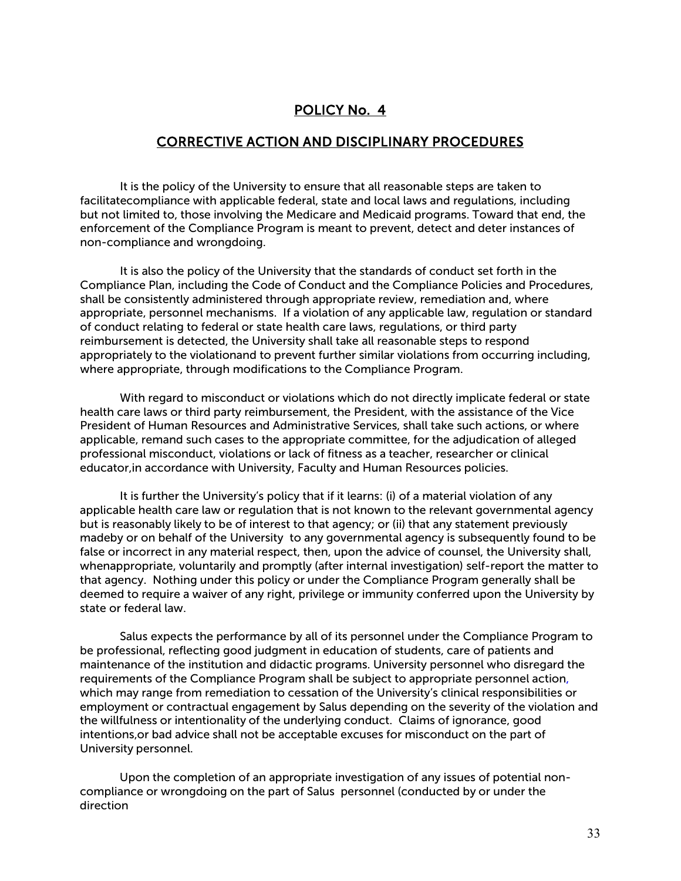## POLICY No. 4

## CORRECTIVE ACTION AND DISCIPLINARY PROCEDURES

It is the policy of the University to ensure that all reasonable steps are taken to facilitatecompliance with applicable federal, state and local laws and regulations, including but not limited to, those involving the Medicare and Medicaid programs. Toward that end, the enforcement of the Compliance Program is meant to prevent, detect and deter instances of non-compliance and wrongdoing.

It is also the policy of the University that the standards of conduct set forth in the Compliance Plan, including the Code of Conduct and the Compliance Policies and Procedures, shall be consistently administered through appropriate review, remediation and, where appropriate, personnel mechanisms. If a violation of any applicable law, regulation or standard of conduct relating to federal or state health care laws, regulations, or third party reimbursement is detected, the University shall take all reasonable steps to respond appropriately to the violationand to prevent further similar violations from occurring including, where appropriate, through modifications to the Compliance Program.

With regard to misconduct or violations which do not directly implicate federal or state health care laws or third party reimbursement, the President, with the assistance of the Vice President of Human Resources and Administrative Services, shall take such actions, or where applicable, remand such cases to the appropriate committee, for the adjudication of alleged professional misconduct, violations or lack of fitness as a teacher, researcher or clinical educator,in accordance with University, Faculty and Human Resources policies.

It is further the University's policy that if it learns: (i) of a material violation of any applicable health care law or regulation that is not known to the relevant governmental agency but is reasonably likely to be of interest to that agency; or (ii) that any statement previously madeby or on behalf of the University to any governmental agency is subsequently found to be false or incorrect in any material respect, then, upon the advice of counsel, the University shall, whenappropriate, voluntarily and promptly (after internal investigation) self-report the matter to that agency. Nothing under this policy or under the Compliance Program generally shall be deemed to require a waiver of any right, privilege or immunity conferred upon the University by state or federal law.

Salus expects the performance by all of its personnel under the Compliance Program to be professional, reflecting good judgment in education of students, care of patients and maintenance of the institution and didactic programs. University personnel who disregard the requirements of the Compliance Program shall be subject to appropriate personnel action, which may range from remediation to cessation of the University's clinical responsibilities or employment or contractual engagement by Salus depending on the severity of the violation and the willfulness or intentionality of the underlying conduct. Claims of ignorance, good intentions,or bad advice shall not be acceptable excuses for misconduct on the part of University personnel.

Upon the completion of an appropriate investigation of any issues of potential non-compliance or wrongdoing on the part of Salus personnel (conducted by or under the direction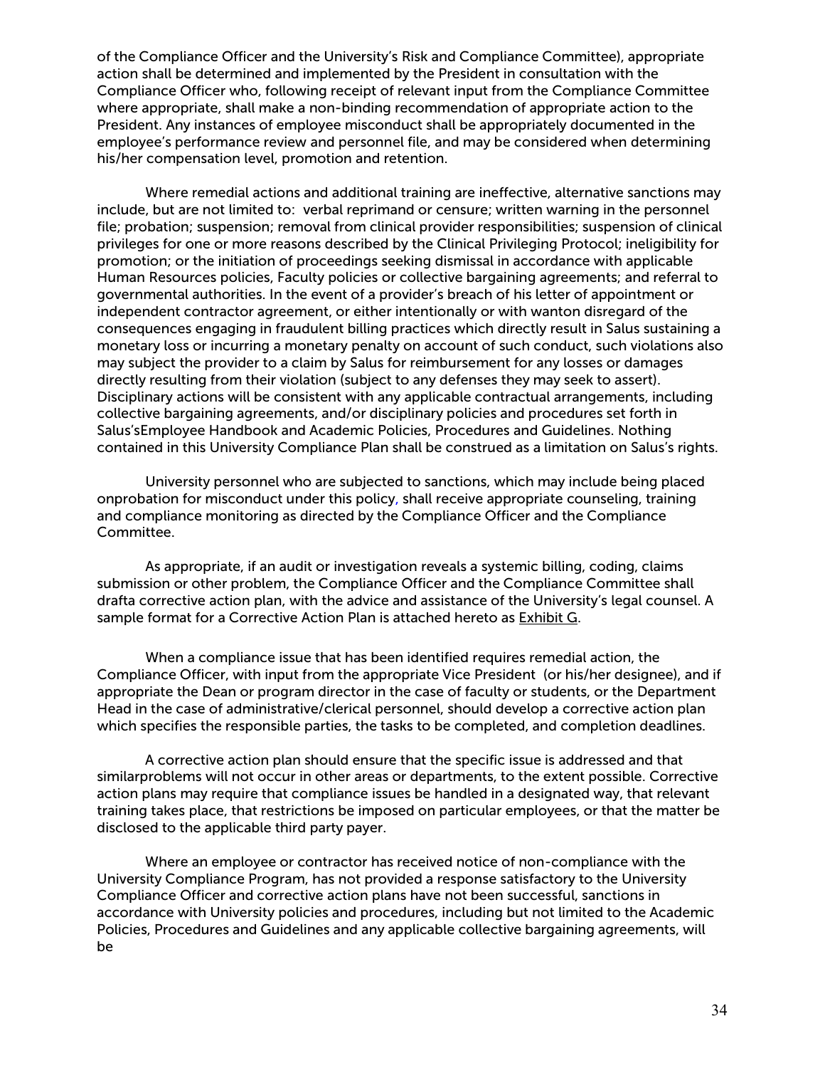of the Compliance Officer and the University's Risk and Compliance Committee), appropriate action shall be determined and implemented by the President in consultation with the Compliance Officer who, following receipt of relevant input from the Compliance Committee where appropriate, shall make a non-binding recommendation of appropriate action to the President. Any instances of employee misconduct shall be appropriately documented in the employee's performance review and personnel file, and may be considered when determining his/her compensation level, promotion and retention.

Where remedial actions and additional training are ineffective, alternative sanctions may include, but are not limited to: verbal reprimand or censure; written warning in the personnel file; probation; suspension; removal from clinical provider responsibilities; suspension of clinical privileges for one or more reasons described by the Clinical Privileging Protocol; ineligibility for promotion; or the initiation of proceedings seeking dismissal in accordance with applicable Human Resources policies, Faculty policies or collective bargaining agreements; and referral to governmental authorities. In the event of a provider's breach of his letter of appointment or independent contractor agreement, or either intentionally or with wanton disregard of the consequences engaging in fraudulent billing practices which directly result in Salus sustaining a monetary loss or incurring a monetary penalty on account of such conduct, such violations also may subject the provider to a claim by Salus for reimbursement for any losses or damages directly resulting from their violation (subject to any defenses they may seek to assert). Disciplinary actions will be consistent with any applicable contractual arrangements, including collective bargaining agreements, and/or disciplinary policies and procedures set forth in Salus'sEmployee Handbook and Academic Policies, Procedures and Guidelines. Nothing contained in this University Compliance Plan shall be construed as a limitation on Salus's rights.

University personnel who are subjected to sanctions, which may include being placed onprobation for misconduct under this policy, shall receive appropriate counseling, training and compliance monitoring as directed by the Compliance Officer and the Compliance Committee.

As appropriate, if an audit or investigation reveals a systemic billing, coding, claims submission or other problem, the Compliance Officer and the Compliance Committee shall drafta corrective action plan, with the advice and assistance of the University's legal counsel. A sample format for a Corrective Action Plan is attached hereto as Exhibit G.

When a compliance issue that has been identified requires remedial action, the Compliance Officer, with input from the appropriate Vice President (or his/her designee), and if appropriate the Dean or program director in the case of faculty or students, or the Department Head in the case of administrative/clerical personnel, should develop a corrective action plan which specifies the responsible parties, the tasks to be completed, and completion deadlines.

A corrective action plan should ensure that the specific issue is addressed and that similarproblems will not occur in other areas or departments, to the extent possible. Corrective action plans may require that compliance issues be handled in a designated way, that relevant training takes place, that restrictions be imposed on particular employees, or that the matter be disclosed to the applicable third party payer.

Where an employee or contractor has received notice of non-compliance with the University Compliance Program, has not provided a response satisfactory to the University Compliance Officer and corrective action plans have not been successful, sanctions in accordance with University policies and procedures, including but not limited to the Academic Policies, Procedures and Guidelines and any applicable collective bargaining agreements, will be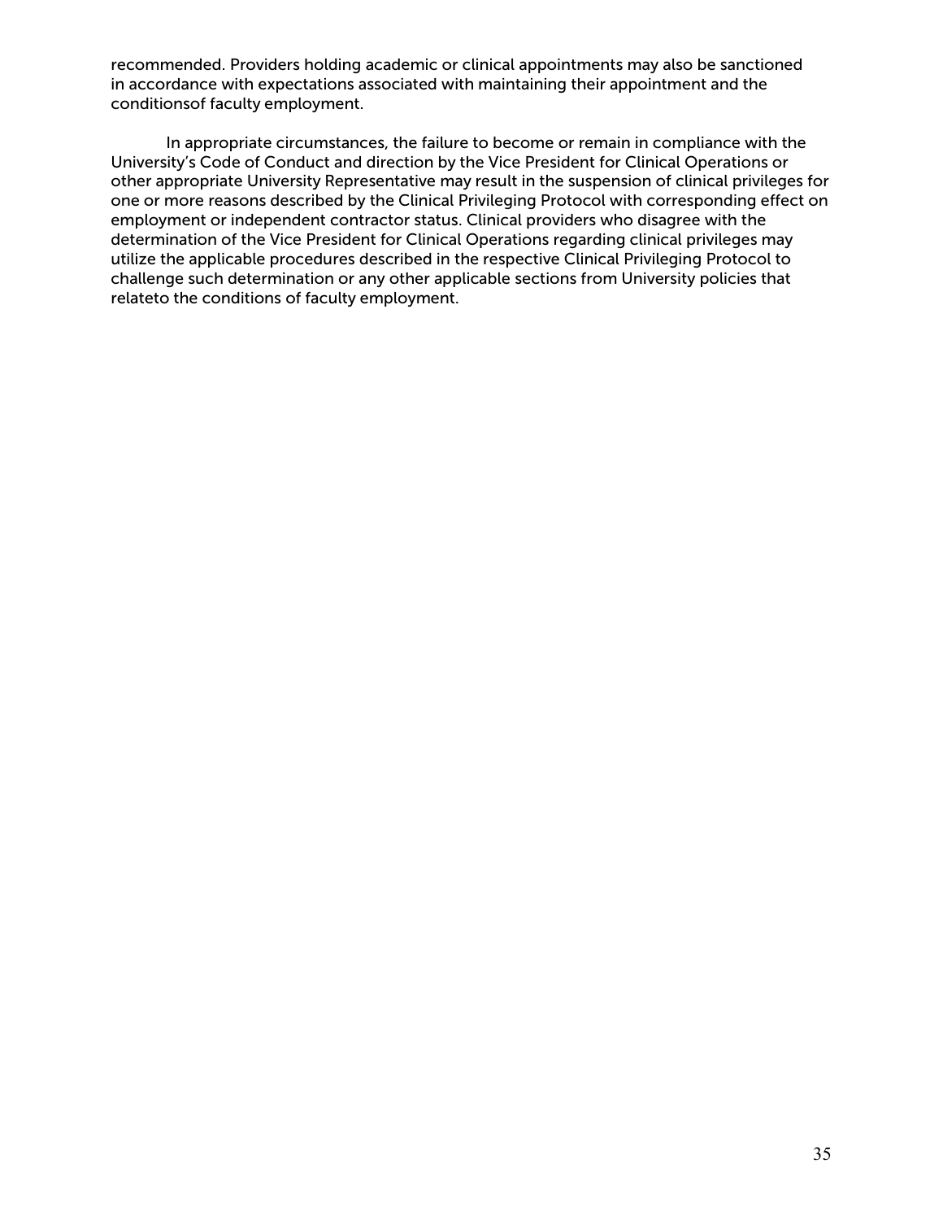recommended. Providers holding academic or clinical appointments may also be sanctioned in accordance with expectations associated with maintaining their appointment and the conditionsof faculty employment.

In appropriate circumstances, the failure to become or remain in compliance with the University's Code of Conduct and direction by the Vice President for Clinical Operations or other appropriate University Representative may result in the suspension of clinical privileges for one or more reasons described by the Clinical Privileging Protocol with corresponding effect on employment or independent contractor status. Clinical providers who disagree with the determination of the Vice President for Clinical Operations regarding clinical privileges may utilize the applicable procedures described in the respective Clinical Privileging Protocol to challenge such determination or any other applicable sections from University policies that relateto the conditions of faculty employment.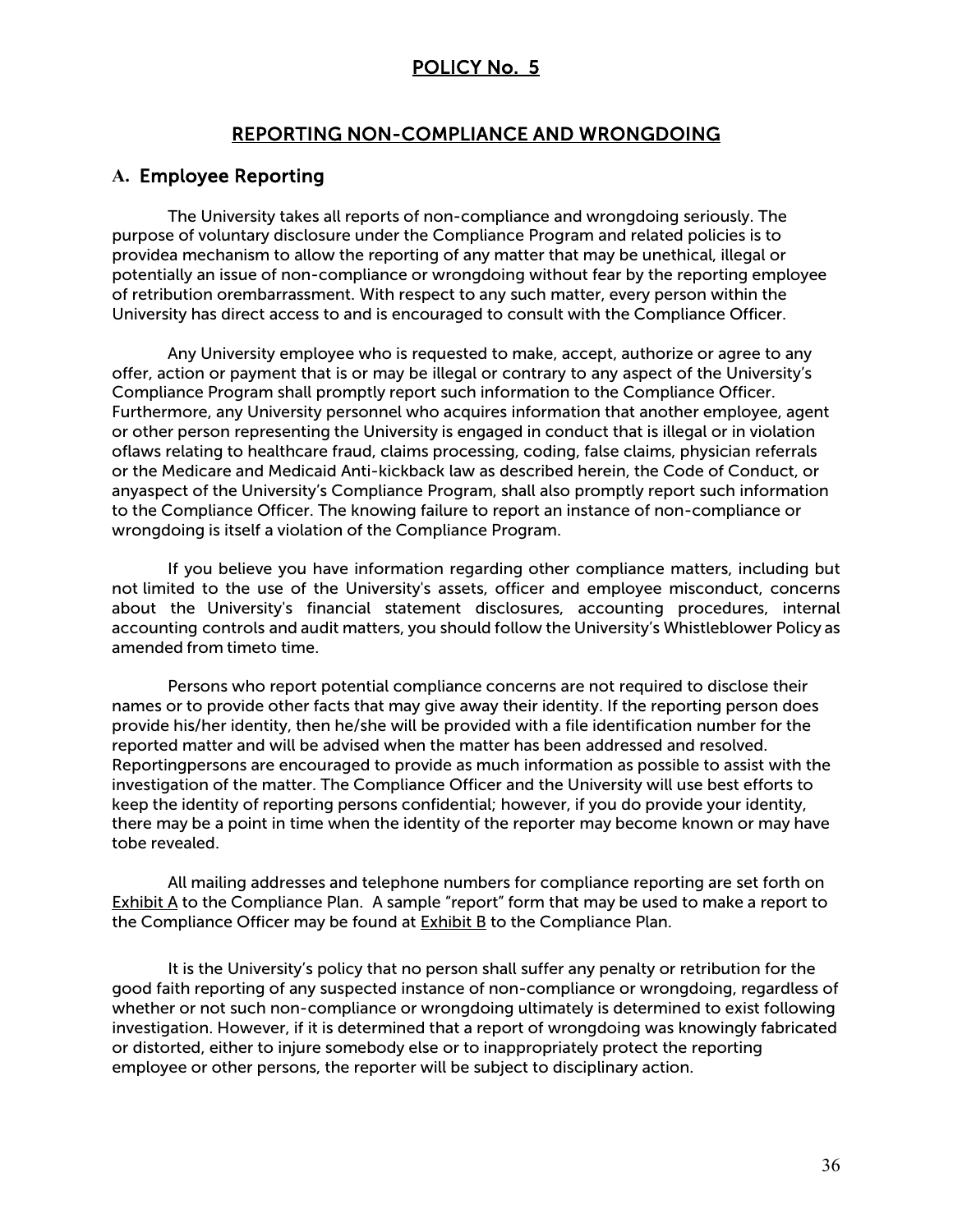## POLICY No. 5

## REPORTING NON-COMPLIANCE AND WRONGDOING

### A. Employee Reporting

The University takes all reports of non-compliance and wrongdoing seriously. The purpose of voluntary disclosure under the Compliance Program and related policies is to providea mechanism to allow the reporting of any matter that may be unethical, illegal or potentially an issue of non-compliance or wrongdoing without fear by the reporting employee of retribution orembarrassment. With respect to any such matter, every person within the University has direct access to and is encouraged to consult with the Compliance Officer.

Any University employee who is requested to make, accept, authorize or agree to any offer, action or payment that is or may be illegal or contrary to any aspect of the University's Compliance Program shall promptly report such information to the Compliance Officer. Furthermore, any University personnel who acquires information that another employee, agent or other person representing the University is engaged in conduct that is illegal or in violation oflaws relating to healthcare fraud, claims processing, coding, false claims, physician referrals or the Medicare and Medicaid Anti-kickback law as described herein, the Code of Conduct, or anyaspect of the University's Compliance Program, shall also promptly report such information to the Compliance Officer. The knowing failure to report an instance of non-compliance or wrongdoing is itself a violation of the Compliance Program.

If you believe you have information regarding other compliance matters, including but not limited to the use of the University's assets, officer and employee misconduct, concerns about the University's financial statement disclosures, accounting procedures, internal accounting controls and audit matters, you should follow the University's Whistleblower Policy as amended from timeto time.

Persons who report potential compliance concerns are not required to disclose their names or to provide other facts that may give away their identity. If the reporting person does provide his/her identity, then he/she will be provided with a file identification number for the reported matter and will be advised when the matter has been addressed and resolved. Reportingpersons are encouraged to provide as much information as possible to assist with the investigation of the matter. The Compliance Officer and the University will use best efforts to keep the identity of reporting persons confidential; however, if you do provide your identity, there may be a point in time when the identity of the reporter may become known or may have tobe revealed.

All mailing addresses and telephone numbers for compliance reporting are set forth on Exhibit A to the Compliance Plan. A sample "report" form that may be used to make a report to the Compliance Officer may be found at Exhibit B to the Compliance Plan.

It is the University's policy that no person shall suffer any penalty or retribution for the good faith reporting of any suspected instance of non-compliance or wrongdoing, regardless of whether or not such non-compliance or wrongdoing ultimately is determined to exist following investigation. However, if it is determined that a report of wrongdoing was knowingly fabricated or distorted, either to injure somebody else or to inappropriately protect the reporting employee or other persons, the reporter will be subject to disciplinary action.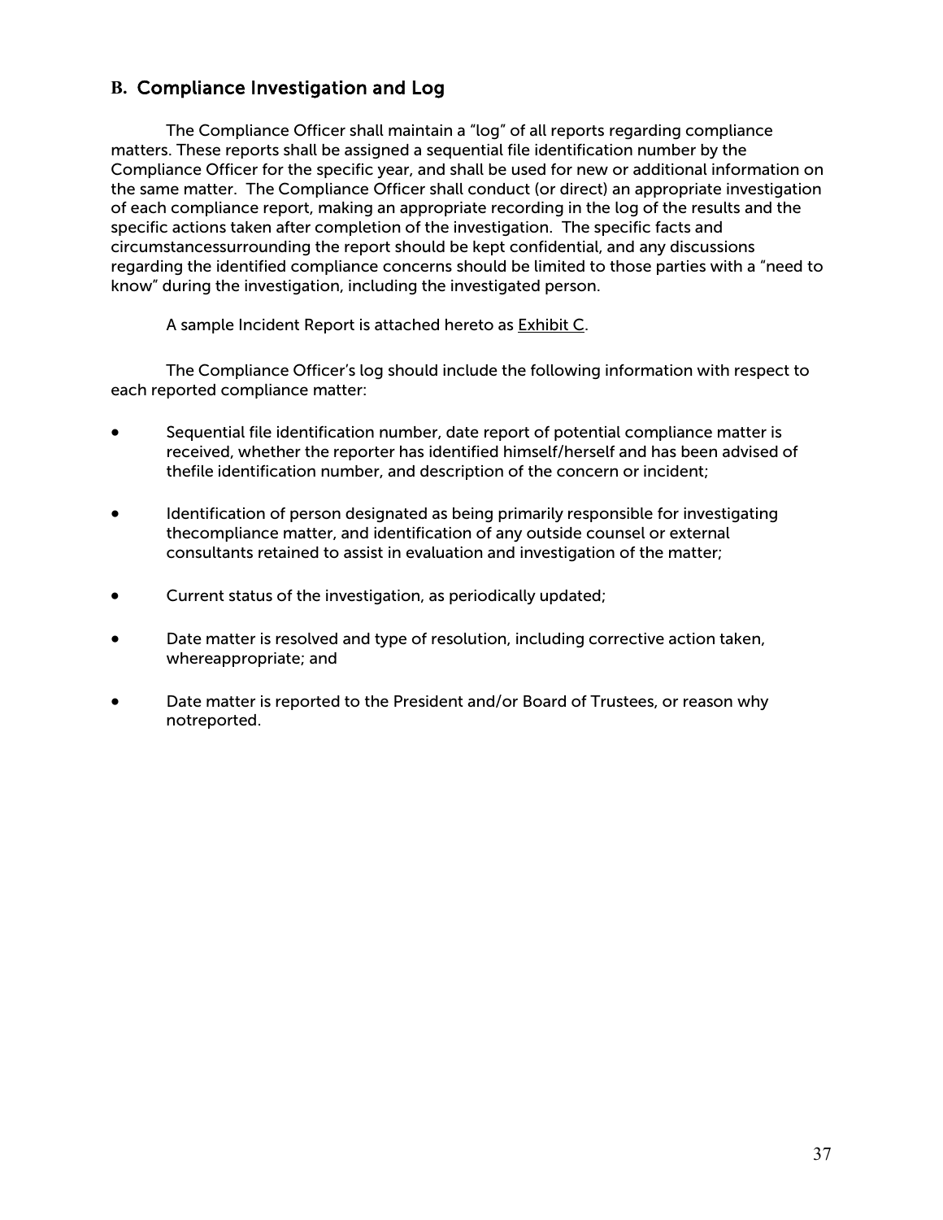## B. Compliance Investigation and Log

The Compliance Officer shall maintain a "log" of all reports regarding compliance matters. These reports shall be assigned a sequential file identification number by the Compliance Officer for the specific year, and shall be used for new or additional information on the same matter. The Compliance Officer shall conduct (or direct) an appropriate investigation of each compliance report, making an appropriate recording in the log of the results and the specific actions taken after completion of the investigation. The specific facts and circumstancessurrounding the report should be kept confidential, and any discussions regarding the identified compliance concerns should be limited to those parties with a "need to know" during the investigation, including the investigated person.

A sample Incident Report is attached hereto as Exhibit C.

The Compliance Officer's log should include the following information with respect to each reported compliance matter:

- Sequential file identification number, date report of potential compliance matter is received, whether the reporter has identified himself/herself and has been advised of thefile identification number, and description of the concern or incident;
- Identification of person designated as being primarily responsible for investigating thecompliance matter, and identification of any outside counsel or external consultants retained to assist in evaluation and investigation of the matter;
- Current status of the investigation, as periodically updated;
- Date matter is resolved and type of resolution, including corrective action taken, whereappropriate; and
- Date matter is reported to the President and/or Board of Trustees, or reason why notreported.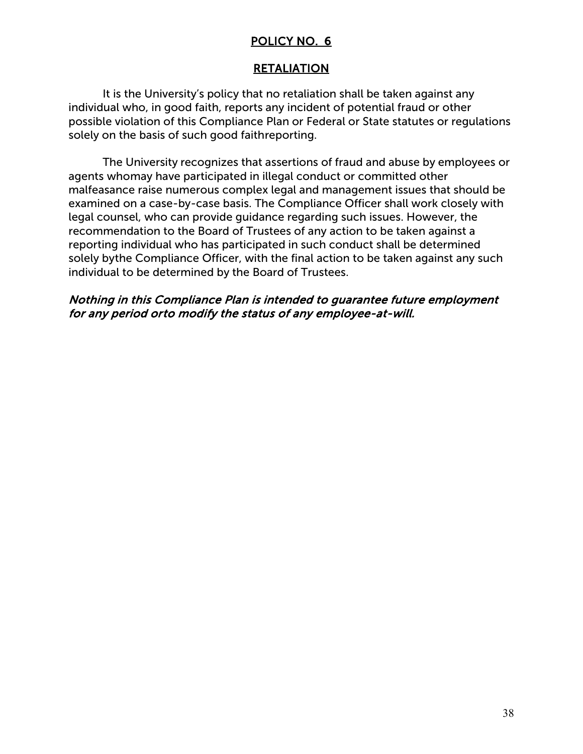## POLICY NO. 6

## RETALIATION

It is the University's policy that no retaliation shall be taken against any individual who, in good faith, reports any incident of potential fraud or other possible violation of this Compliance Plan or Federal or State statutes or regulations solely on the basis of such good faithreporting.

The University recognizes that assertions of fraud and abuse by employees or agents whomay have participated in illegal conduct or committed other malfeasance raise numerous complex legal and management issues that should be examined on a case-by-case basis. The Compliance Officer shall work closely with legal counsel, who can provide guidance regarding such issues. However, the recommendation to the Board of Trustees of any action to be taken against a reporting individual who has participated in such conduct shall be determined solely bythe Compliance Officer, with the final action to be taken against any such individual to be determined by the Board of Trustees.

***Nothing in this Compliance Plan is intended to guarantee future employment for any period orto modify the status of any employee-at-will.***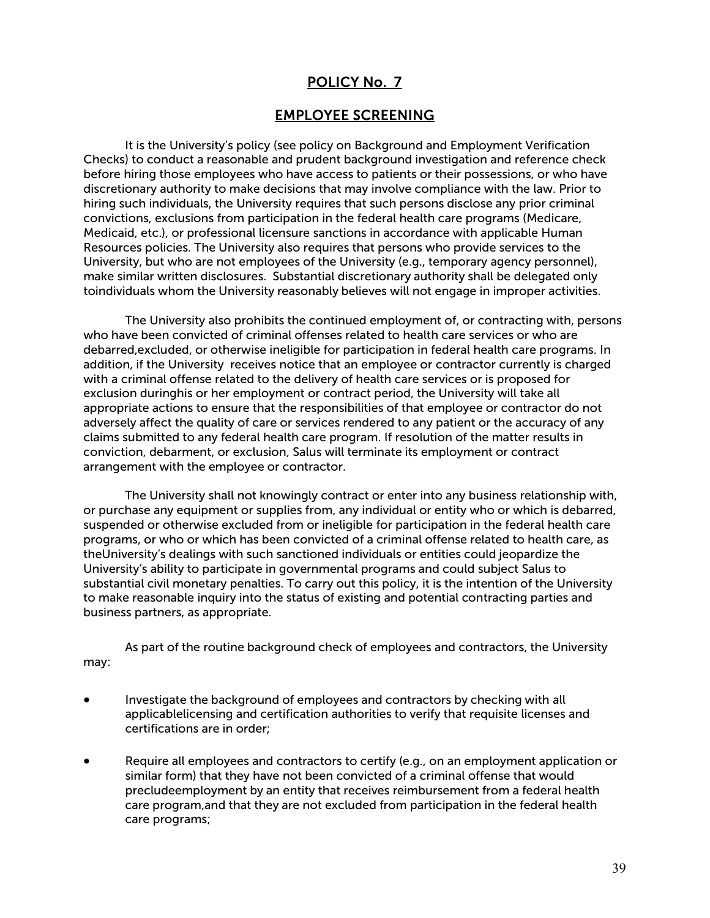# POLICY No. 7

## EMPLOYEE SCREENING

It is the University's policy (see policy on Background and Employment Verification Checks) to conduct a reasonable and prudent background investigation and reference check before hiring those employees who have access to patients or their possessions, or who have discretionary authority to make decisions that may involve compliance with the law. Prior to hiring such individuals, the University requires that such persons disclose any prior criminal convictions, exclusions from participation in the federal health care programs (Medicare, Medicaid, etc.), or professional licensure sanctions in accordance with applicable Human Resources policies. The University also requires that persons who provide services to the University, but who are not employees of the University (e.g., temporary agency personnel), make similar written disclosures. Substantial discretionary authority shall be delegated only toindividuals whom the University reasonably believes will not engage in improper activities.

The University also prohibits the continued employment of, or contracting with, persons who have been convicted of criminal offenses related to health care services or who are debarred,excluded, or otherwise ineligible for participation in federal health care programs. In addition, if the University receives notice that an employee or contractor currently is charged with a criminal offense related to the delivery of health care services or is proposed for exclusion duringhis or her employment or contract period, the University will take all appropriate actions to ensure that the responsibilities of that employee or contractor do not adversely affect the quality of care or services rendered to any patient or the accuracy of any claims submitted to any federal health care program. If resolution of the matter results in conviction, debarment, or exclusion, Salus will terminate its employment or contract arrangement with the employee or contractor.

The University shall not knowingly contract or enter into any business relationship with, or purchase any equipment or supplies from, any individual or entity who or which is debarred, suspended or otherwise excluded from or ineligible for participation in the federal health care programs, or who or which has been convicted of a criminal offense related to health care, as theUniversity's dealings with such sanctioned individuals or entities could jeopardize the University's ability to participate in governmental programs and could subject Salus to substantial civil monetary penalties. To carry out this policy, it is the intention of the University to make reasonable inquiry into the status of existing and potential contracting parties and business partners, as appropriate.

As part of the routine background check of employees and contractors, the University may:

- Investigate the background of employees and contractors by checking with all applicablelicensing and certification authorities to verify that requisite licenses and certifications are in order;
- Require all employees and contractors to certify (e.g., on an employment application or similar form) that they have not been convicted of a criminal offense that would precludeemployment by an entity that receives reimbursement from a federal health care program,and that they are not excluded from participation in the federal health care programs;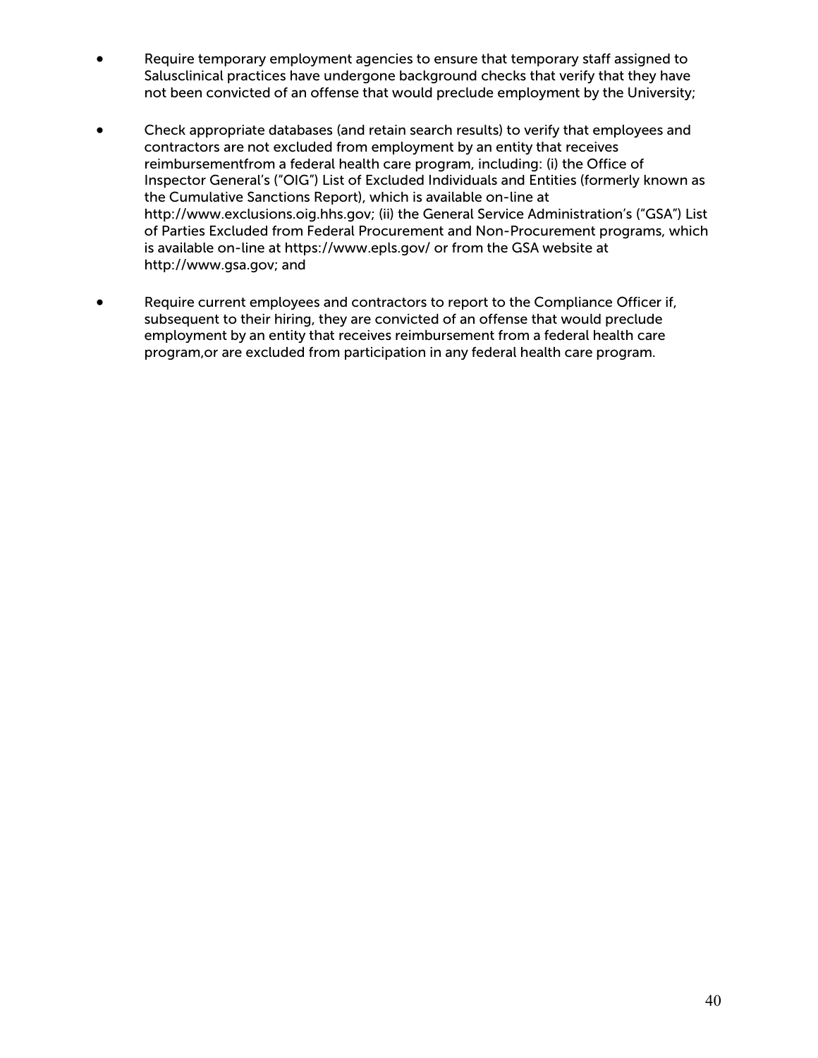- Require temporary employment agencies to ensure that temporary staff assigned to Salusclinical practices have undergone background checks that verify that they have not been convicted of an offense that would preclude employment by the University;

- Check appropriate databases (and retain search results) to verify that employees and contractors are not excluded from employment by an entity that receives reimbursementfrom a federal health care program, including: (i) the Office of Inspector General's ("OIG") List of Excluded Individuals and Entities (formerly known as the Cumulative Sanctions Report), which is available on-line at http://www.exclusions.oig.hhs.gov; (ii) the General Service Administration's ("GSA") List of Parties Excluded from Federal Procurement and Non-Procurement programs, which is available on-line at https://www.epls.gov/ or from the GSA website at http://www.gsa.gov; and

- Require current employees and contractors to report to the Compliance Officer if, subsequent to their hiring, they are convicted of an offense that would preclude employment by an entity that receives reimbursement from a federal health care program,or are excluded from participation in any federal health care program.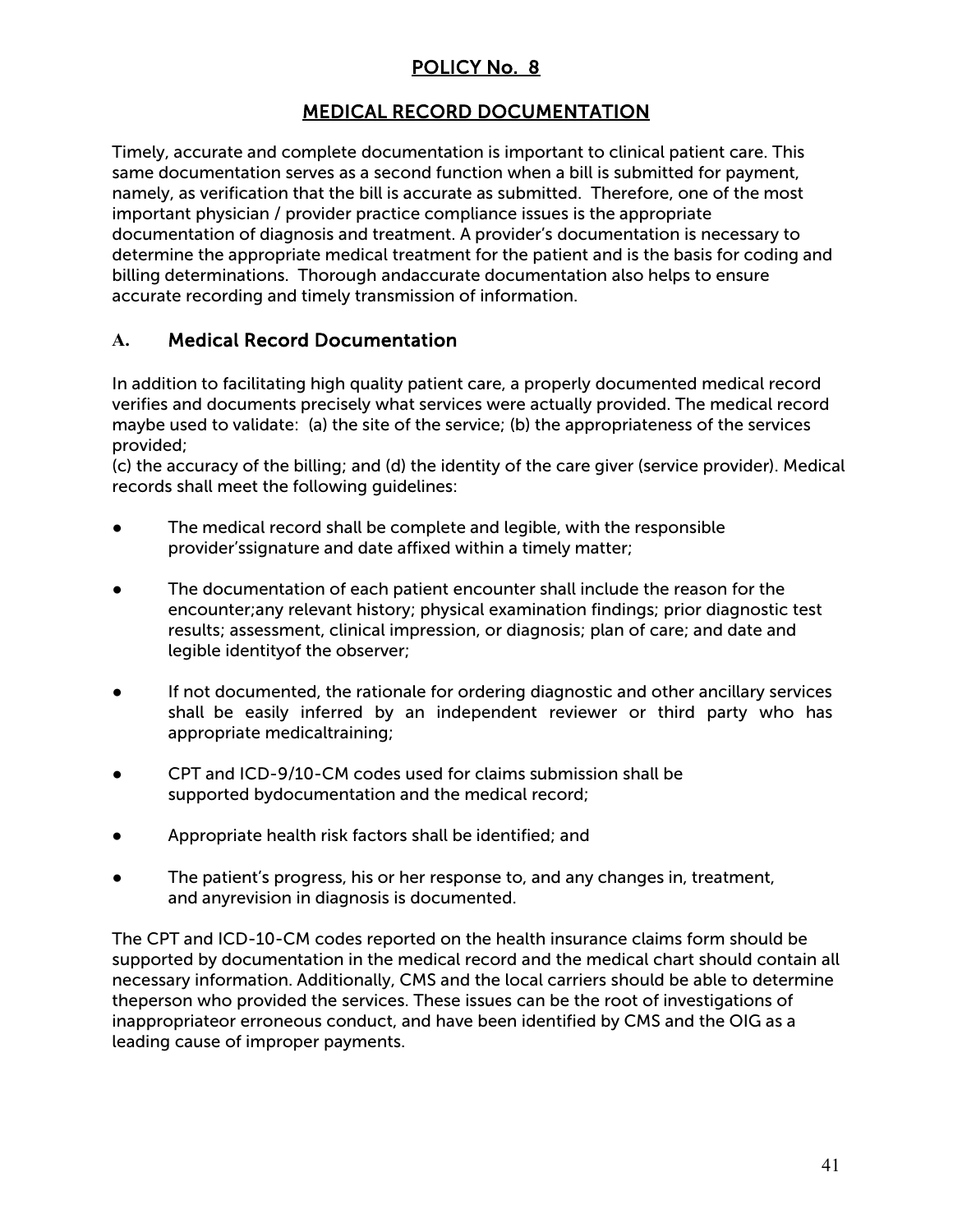# POLICY No. 8

## MEDICAL RECORD DOCUMENTATION

Timely, accurate and complete documentation is important to clinical patient care. This same documentation serves as a second function when a bill is submitted for payment, namely, as verification that the bill is accurate as submitted. Therefore, one of the most important physician / provider practice compliance issues is the appropriate documentation of diagnosis and treatment. A provider's documentation is necessary to determine the appropriate medical treatment for the patient and is the basis for coding and billing determinations. Thorough andaccurate documentation also helps to ensure accurate recording and timely transmission of information.

### A. Medical Record Documentation

In addition to facilitating high quality patient care, a properly documented medical record verifies and documents precisely what services were actually provided. The medical record maybe used to validate: (a) the site of the service; (b) the appropriateness of the services provided;
(c) the accuracy of the billing; and (d) the identity of the care giver (service provider). Medical records shall meet the following guidelines:

- The medical record shall be complete and legible, with the responsible provider'ssignature and date affixed within a timely matter;
- The documentation of each patient encounter shall include the reason for the encounter;any relevant history; physical examination findings; prior diagnostic test results; assessment, clinical impression, or diagnosis; plan of care; and date and legible identityof the observer;
- If not documented, the rationale for ordering diagnostic and other ancillary services shall be easily inferred by an independent reviewer or third party who has appropriate medicaltraining;
- CPT and ICD-9/10-CM codes used for claims submission shall be supported bydocumentation and the medical record;
- Appropriate health risk factors shall be identified; and
- The patient's progress, his or her response to, and any changes in, treatment, and anyrevision in diagnosis is documented.

The CPT and ICD-10-CM codes reported on the health insurance claims form should be supported by documentation in the medical record and the medical chart should contain all necessary information. Additionally, CMS and the local carriers should be able to determine theperson who provided the services. These issues can be the root of investigations of inappropriateor erroneous conduct, and have been identified by CMS and the OIG as a leading cause of improper payments.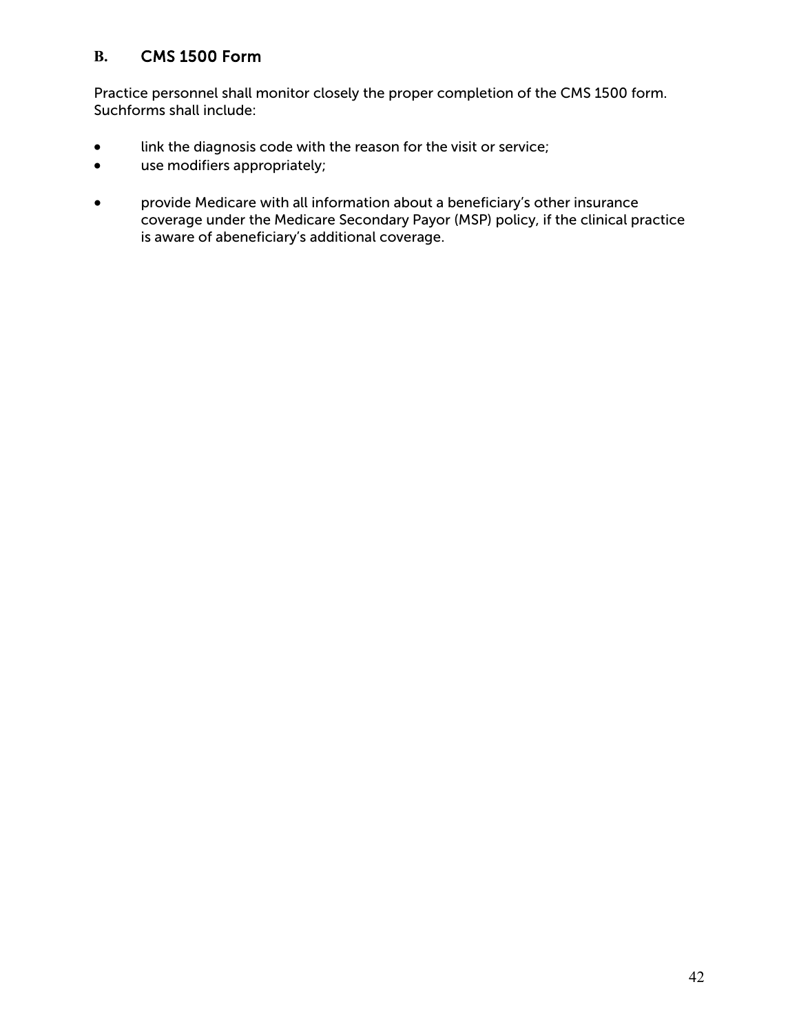## B. CMS 1500 Form

Practice personnel shall monitor closely the proper completion of the CMS 1500 form. Suchforms shall include:

- link the diagnosis code with the reason for the visit or service;
- use modifiers appropriately;
- provide Medicare with all information about a beneficiary's other insurance coverage under the Medicare Secondary Payor (MSP) policy, if the clinical practice is aware of abeneficiary's additional coverage.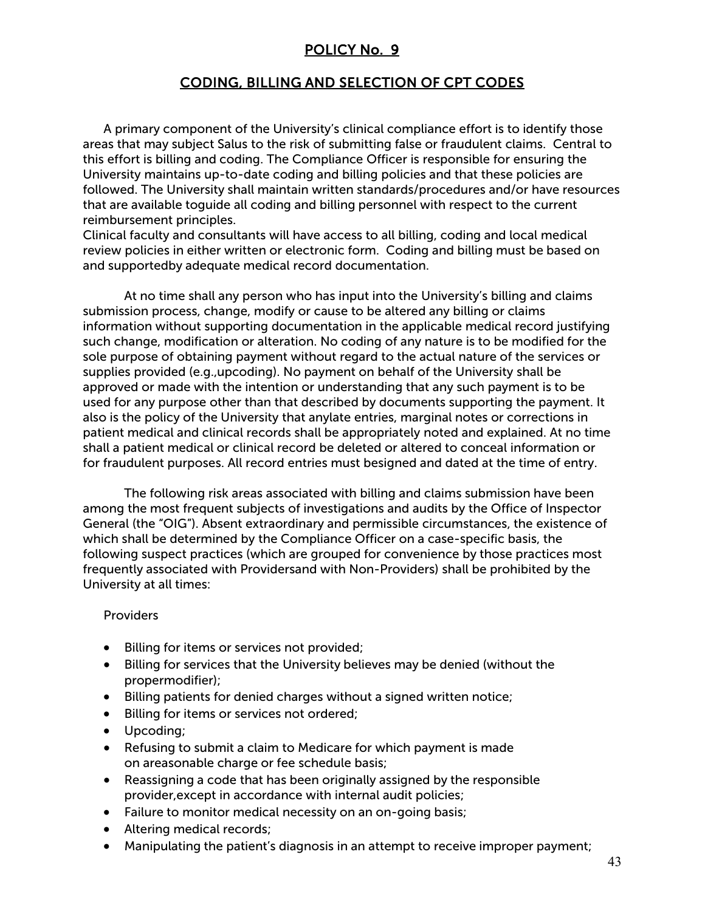## POLICY No. 9

## CODING, BILLING AND SELECTION OF CPT CODES

A primary component of the University's clinical compliance effort is to identify those areas that may subject Salus to the risk of submitting false or fraudulent claims. Central to this effort is billing and coding. The Compliance Officer is responsible for ensuring the University maintains up-to-date coding and billing policies and that these policies are followed. The University shall maintain written standards/procedures and/or have resources that are available toguide all coding and billing personnel with respect to the current reimbursement principles.
Clinical faculty and consultants will have access to all billing, coding and local medical review policies in either written or electronic form. Coding and billing must be based on and supportedby adequate medical record documentation.

At no time shall any person who has input into the University's billing and claims submission process, change, modify or cause to be altered any billing or claims information without supporting documentation in the applicable medical record justifying such change, modification or alteration. No coding of any nature is to be modified for the sole purpose of obtaining payment without regard to the actual nature of the services or supplies provided (e.g.,upcoding). No payment on behalf of the University shall be approved or made with the intention or understanding that any such payment is to be used for any purpose other than that described by documents supporting the payment. It also is the policy of the University that anylate entries, marginal notes or corrections in patient medical and clinical records shall be appropriately noted and explained. At no time shall a patient medical or clinical record be deleted or altered to conceal information or for fraudulent purposes. All record entries must besigned and dated at the time of entry.

The following risk areas associated with billing and claims submission have been among the most frequent subjects of investigations and audits by the Office of Inspector General (the "OIG"). Absent extraordinary and permissible circumstances, the existence of which shall be determined by the Compliance Officer on a case-specific basis, the following suspect practices (which are grouped for convenience by those practices most frequently associated with Providersand with Non-Providers) shall be prohibited by the University at all times:

Providers

- Billing for items or services not provided;
- Billing for services that the University believes may be denied (without the propermodifier);
- Billing patients for denied charges without a signed written notice;
- Billing for items or services not ordered;
- Upcoding;
- Refusing to submit a claim to Medicare for which payment is made on areasonable charge or fee schedule basis;
- Reassigning a code that has been originally assigned by the responsible provider,except in accordance with internal audit policies;
- Failure to monitor medical necessity on an on-going basis;
- Altering medical records;
- Manipulating the patient's diagnosis in an attempt to receive improper payment;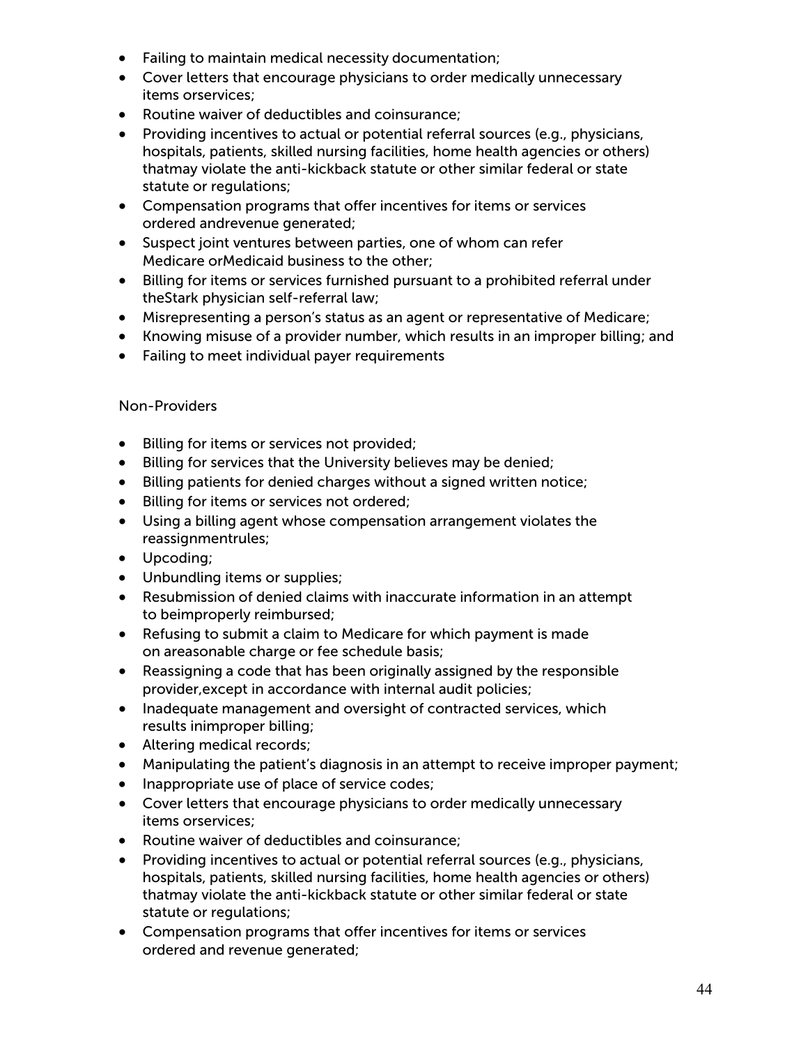- Failing to maintain medical necessity documentation;
- Cover letters that encourage physicians to order medically unnecessary items orservices;
- Routine waiver of deductibles and coinsurance;
- Providing incentives to actual or potential referral sources (e.g., physicians, hospitals, patients, skilled nursing facilities, home health agencies or others) thatmay violate the anti-kickback statute or other similar federal or state statute or regulations;
- Compensation programs that offer incentives for items or services ordered andrevenue generated;
- Suspect joint ventures between parties, one of whom can refer Medicare orMedicaid business to the other;
- Billing for items or services furnished pursuant to a prohibited referral under theStark physician self-referral law;
- Misrepresenting a person's status as an agent or representative of Medicare;
- Knowing misuse of a provider number, which results in an improper billing; and
- Failing to meet individual payer requirements

Non-Providers

- Billing for items or services not provided;
- Billing for services that the University believes may be denied;
- Billing patients for denied charges without a signed written notice;
- Billing for items or services not ordered;
- Using a billing agent whose compensation arrangement violates the reassignmentrules;
- Upcoding;
- Unbundling items or supplies;
- Resubmission of denied claims with inaccurate information in an attempt to beimproperly reimbursed;
- Refusing to submit a claim to Medicare for which payment is made on areasonable charge or fee schedule basis;
- Reassigning a code that has been originally assigned by the responsible provider,except in accordance with internal audit policies;
- Inadequate management and oversight of contracted services, which results inimproper billing;
- Altering medical records;
- Manipulating the patient's diagnosis in an attempt to receive improper payment;
- Inappropriate use of place of service codes;
- Cover letters that encourage physicians to order medically unnecessary items orservices;
- Routine waiver of deductibles and coinsurance;
- Providing incentives to actual or potential referral sources (e.g., physicians, hospitals, patients, skilled nursing facilities, home health agencies or others) thatmay violate the anti-kickback statute or other similar federal or state statute or regulations;
- Compensation programs that offer incentives for items or services ordered and revenue generated;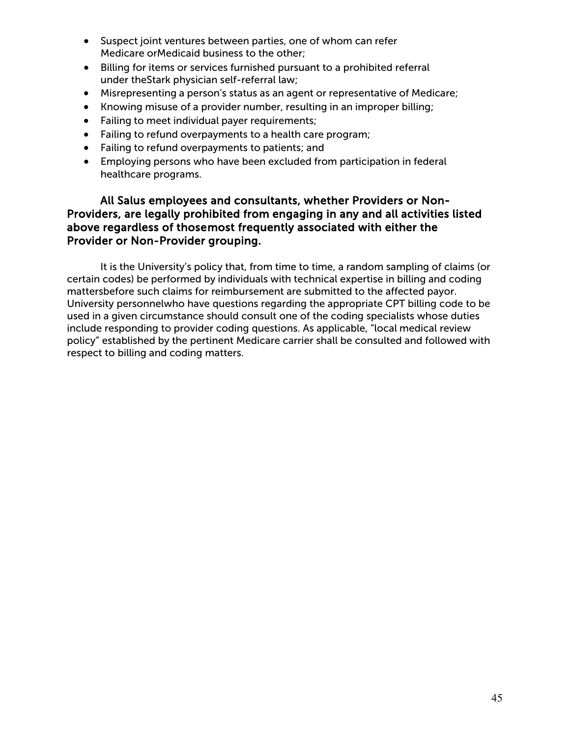- Suspect joint ventures between parties, one of whom can refer Medicare orMedicaid business to the other;
- Billing for items or services furnished pursuant to a prohibited referral under theStark physician self-referral law;
- Misrepresenting a person's status as an agent or representative of Medicare;
- Knowing misuse of a provider number, resulting in an improper billing;
- Failing to meet individual payer requirements;
- Failing to refund overpayments to a health care program;
- Failing to refund overpayments to patients; and
- Employing persons who have been excluded from participation in federal healthcare programs.

**All Salus employees and consultants, whether Providers or Non-Providers, are legally prohibited from engaging in any and all activities listed above regardless of thosemost frequently associated with either the Provider or Non-Provider grouping.**

It is the University's policy that, from time to time, a random sampling of claims (or certain codes) be performed by individuals with technical expertise in billing and coding mattersbefore such claims for reimbursement are submitted to the affected payor. University personnelwho have questions regarding the appropriate CPT billing code to be used in a given circumstance should consult one of the coding specialists whose duties include responding to provider coding questions. As applicable, "local medical review policy" established by the pertinent Medicare carrier shall be consulted and followed with respect to billing and coding matters.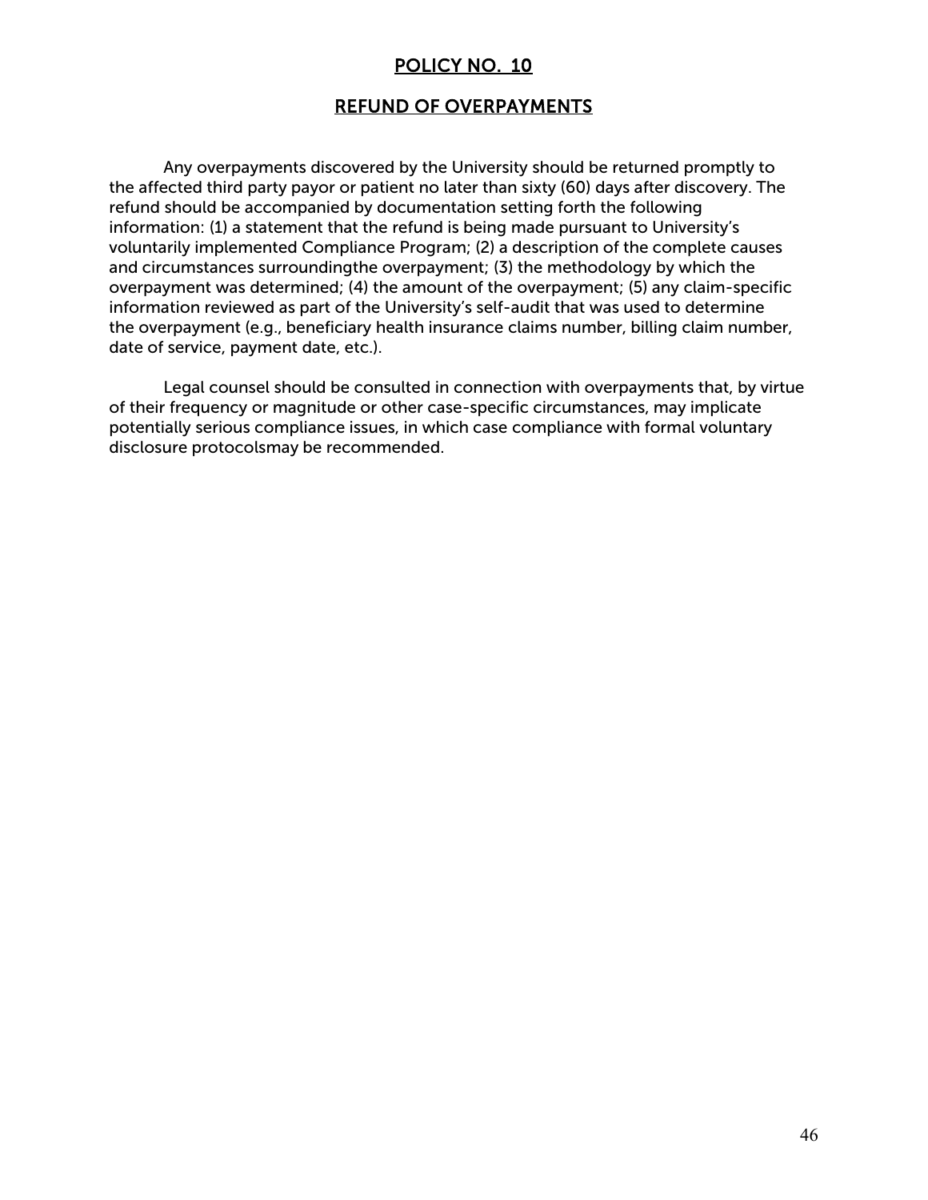## POLICY NO. 10

## REFUND OF OVERPAYMENTS

Any overpayments discovered by the University should be returned promptly to the affected third party payor or patient no later than sixty (60) days after discovery. The refund should be accompanied by documentation setting forth the following information: (1) a statement that the refund is being made pursuant to University's voluntarily implemented Compliance Program; (2) a description of the complete causes and circumstances surroundingthe overpayment; (3) the methodology by which the overpayment was determined; (4) the amount of the overpayment; (5) any claim-specific information reviewed as part of the University's self-audit that was used to determine the overpayment (e.g., beneficiary health insurance claims number, billing claim number, date of service, payment date, etc.).

Legal counsel should be consulted in connection with overpayments that, by virtue of their frequency or magnitude or other case-specific circumstances, may implicate potentially serious compliance issues, in which case compliance with formal voluntary disclosure protocolsmay be recommended.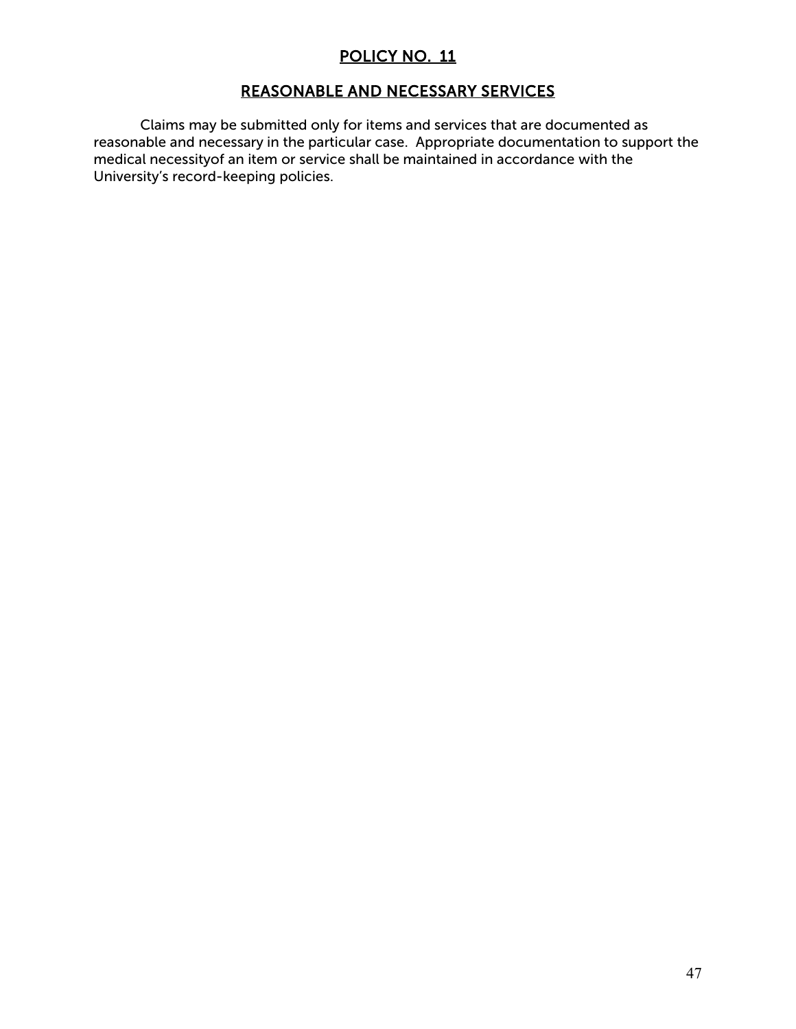## POLICY NO. 11

## REASONABLE AND NECESSARY SERVICES

Claims may be submitted only for items and services that are documented as reasonable and necessary in the particular case. Appropriate documentation to support the medical necessityof an item or service shall be maintained in accordance with the University's record-keeping policies.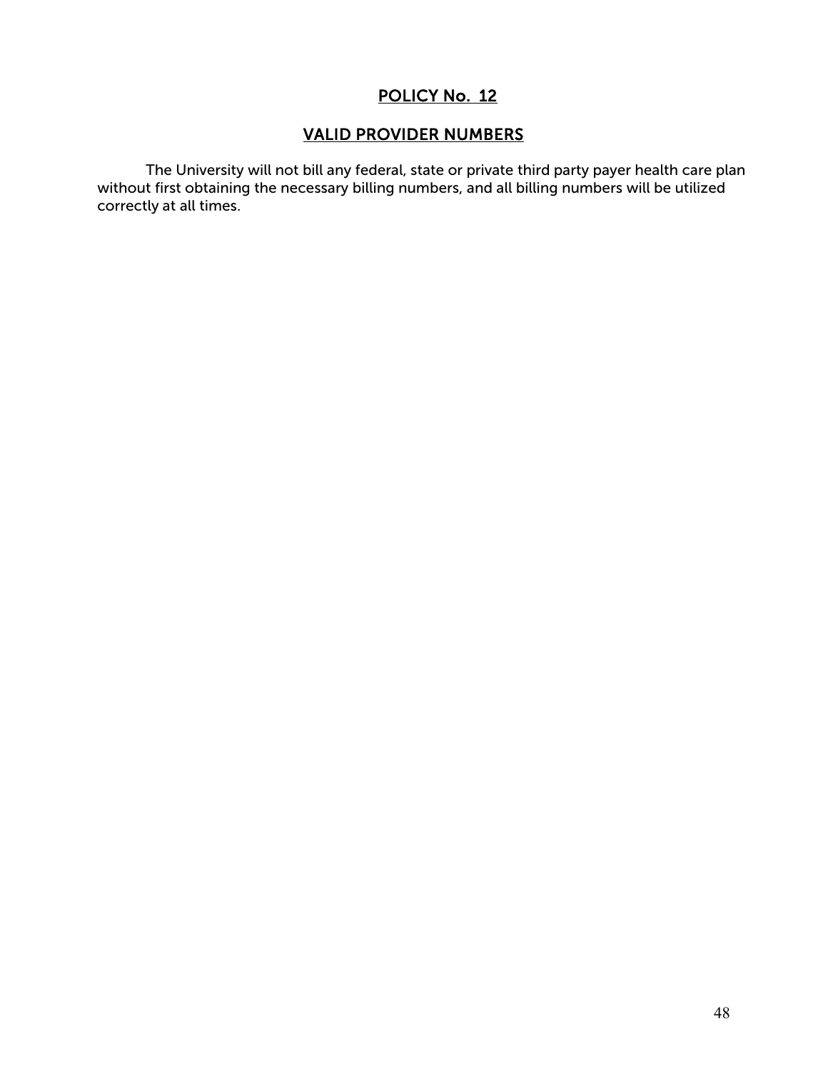## POLICY No. 12

## VALID PROVIDER NUMBERS

The University will not bill any federal, state or private third party payer health care plan without first obtaining the necessary billing numbers, and all billing numbers will be utilized correctly at all times.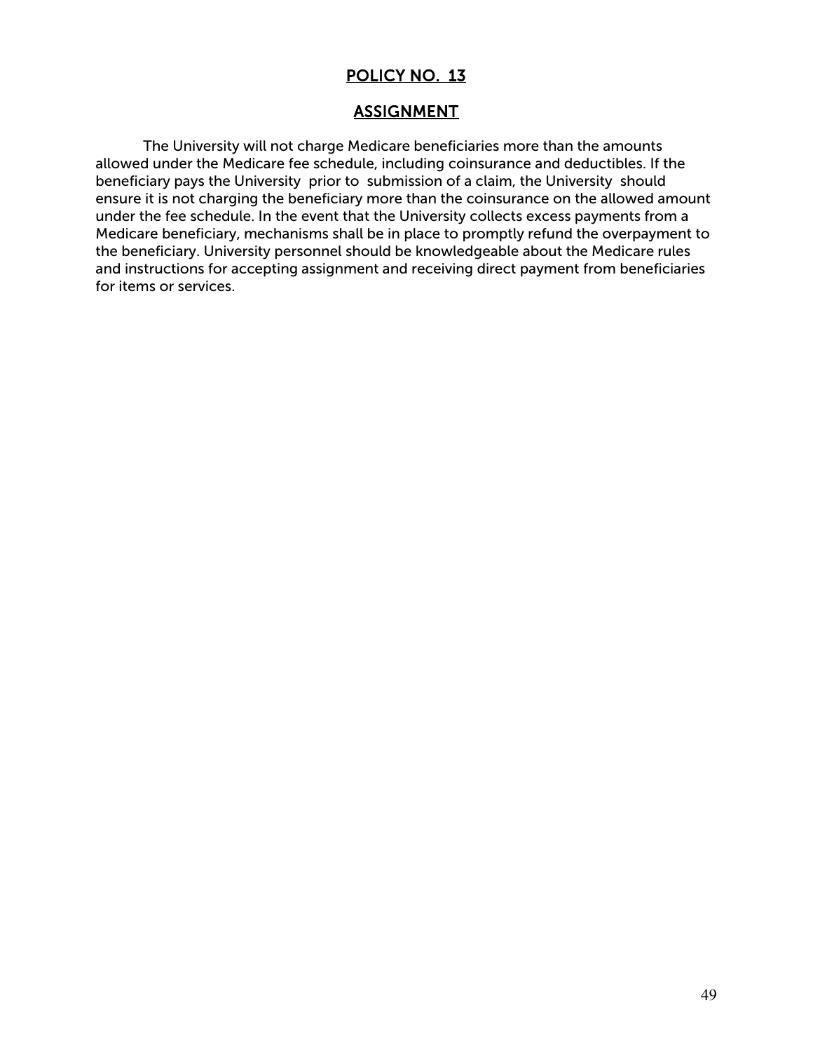## POLICY NO. 13

## ASSIGNMENT

The University will not charge Medicare beneficiaries more than the amounts allowed under the Medicare fee schedule, including coinsurance and deductibles. If the beneficiary pays the University prior to submission of a claim, the University should ensure it is not charging the beneficiary more than the coinsurance on the allowed amount under the fee schedule. In the event that the University collects excess payments from a Medicare beneficiary, mechanisms shall be in place to promptly refund the overpayment to the beneficiary. University personnel should be knowledgeable about the Medicare rules and instructions for accepting assignment and receiving direct payment from beneficiaries for items or services.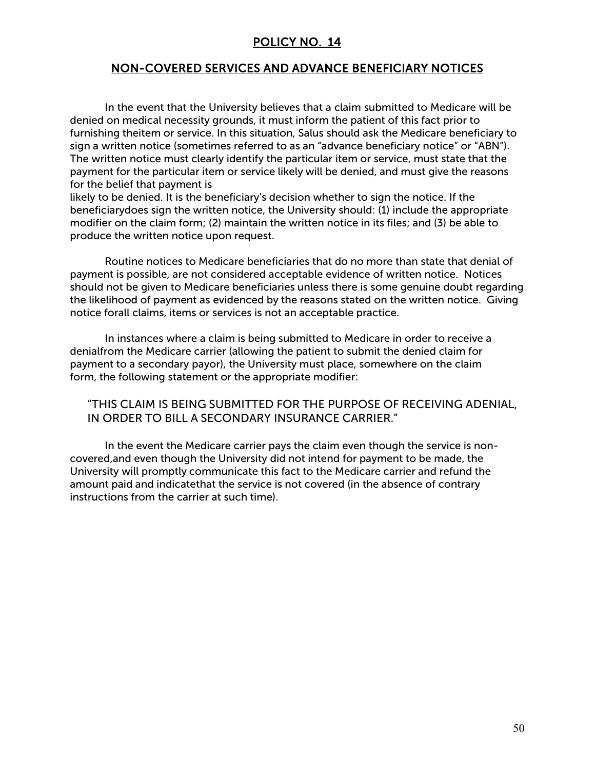# POLICY NO. 14

## NON-COVERED SERVICES AND ADVANCE BENEFICIARY NOTICES

In the event that the University believes that a claim submitted to Medicare will be denied on medical necessity grounds, it must inform the patient of this fact prior to furnishing theitem or service. In this situation, Salus should ask the Medicare beneficiary to sign a written notice (sometimes referred to as an "advance beneficiary notice" or "ABN"). The written notice must clearly identify the particular item or service, must state that the payment for the particular item or service likely will be denied, and must give the reasons for the belief that payment is likely to be denied. It is the beneficiary's decision whether to sign the notice. If the beneficiarydoes sign the written notice, the University should: (1) include the appropriate modifier on the claim form; (2) maintain the written notice in its files; and (3) be able to produce the written notice upon request.

Routine notices to Medicare beneficiaries that do no more than state that denial of payment is possible, are not considered acceptable evidence of written notice. Notices should not be given to Medicare beneficiaries unless there is some genuine doubt regarding the likelihood of payment as evidenced by the reasons stated on the written notice. Giving notice forall claims, items or services is not an acceptable practice.

In instances where a claim is being submitted to Medicare in order to receive a denialfrom the Medicare carrier (allowing the patient to submit the denied claim for payment to a secondary payor), the University must place, somewhere on the claim form, the following statement or the appropriate modifier:

> "THIS CLAIM IS BEING SUBMITTED FOR THE PURPOSE OF RECEIVING ADENIAL, IN ORDER TO BILL A SECONDARY INSURANCE CARRIER."

In the event the Medicare carrier pays the claim even though the service is non-covered,and even though the University did not intend for payment to be made, the University will promptly communicate this fact to the Medicare carrier and refund the amount paid and indicatethat the service is not covered (in the absence of contrary instructions from the carrier at such time).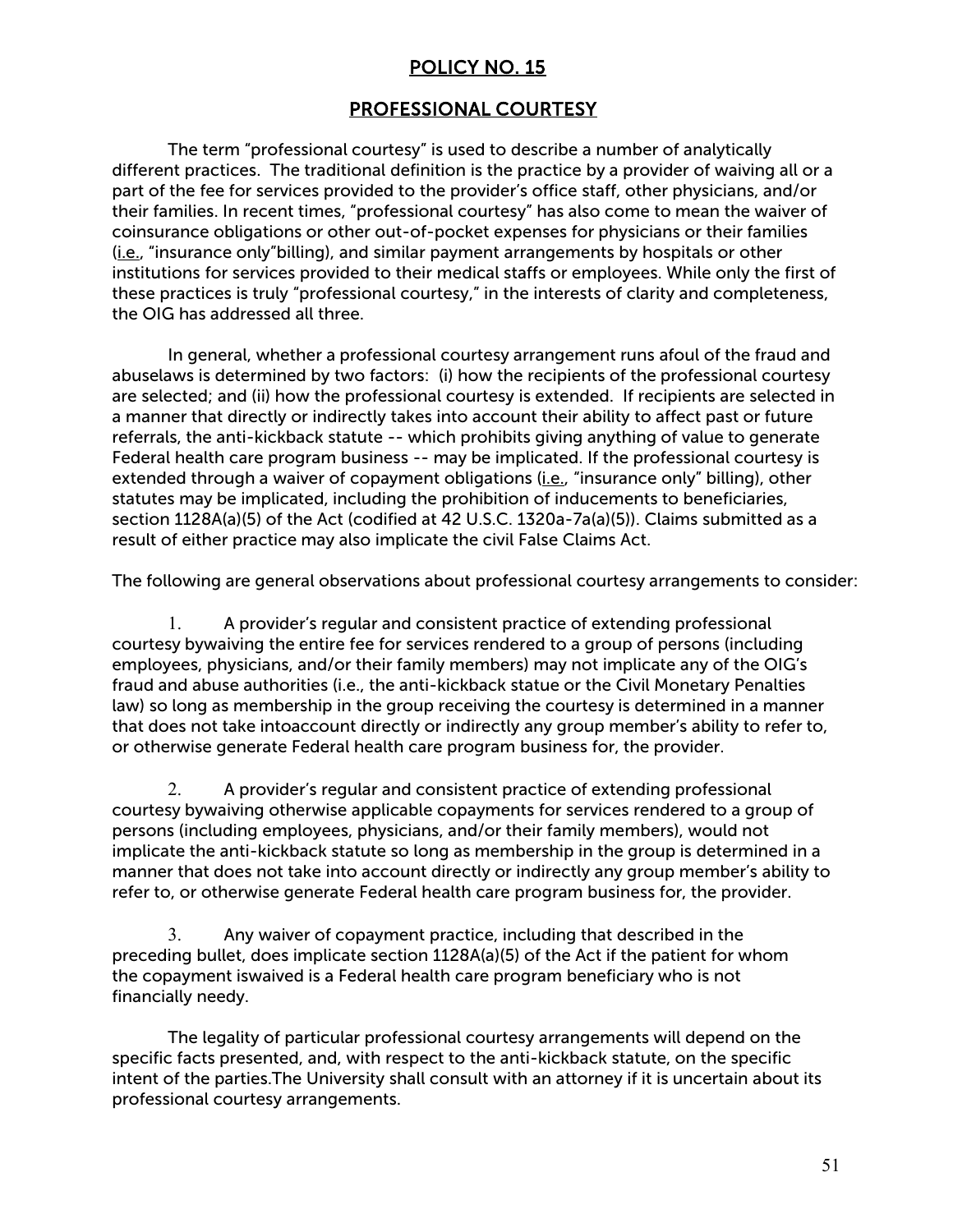## POLICY NO. 15

## PROFESSIONAL COURTESY

The term "professional courtesy" is used to describe a number of analytically different practices. The traditional definition is the practice by a provider of waiving all or a part of the fee for services provided to the provider's office staff, other physicians, and/or their families. In recent times, "professional courtesy" has also come to mean the waiver of coinsurance obligations or other out-of-pocket expenses for physicians or their families (i.e., "insurance only"billing), and similar payment arrangements by hospitals or other institutions for services provided to their medical staffs or employees. While only the first of these practices is truly "professional courtesy," in the interests of clarity and completeness, the OIG has addressed all three.

In general, whether a professional courtesy arrangement runs afoul of the fraud and abuselaws is determined by two factors: (i) how the recipients of the professional courtesy are selected; and (ii) how the professional courtesy is extended. If recipients are selected in a manner that directly or indirectly takes into account their ability to affect past or future referrals, the anti-kickback statute -- which prohibits giving anything of value to generate Federal health care program business -- may be implicated. If the professional courtesy is extended through a waiver of copayment obligations (i.e., "insurance only" billing), other statutes may be implicated, including the prohibition of inducements to beneficiaries, section 1128A(a)(5) of the Act (codified at 42 U.S.C. 1320a-7a(a)(5)). Claims submitted as a result of either practice may also implicate the civil False Claims Act.

The following are general observations about professional courtesy arrangements to consider:

1. A provider's regular and consistent practice of extending professional courtesy bywaiving the entire fee for services rendered to a group of persons (including employees, physicians, and/or their family members) may not implicate any of the OIG's fraud and abuse authorities (i.e., the anti-kickback statue or the Civil Monetary Penalties law) so long as membership in the group receiving the courtesy is determined in a manner that does not take intoaccount directly or indirectly any group member's ability to refer to, or otherwise generate Federal health care program business for, the provider.

2. A provider's regular and consistent practice of extending professional courtesy bywaiving otherwise applicable copayments for services rendered to a group of persons (including employees, physicians, and/or their family members), would not implicate the anti-kickback statute so long as membership in the group is determined in a manner that does not take into account directly or indirectly any group member's ability to refer to, or otherwise generate Federal health care program business for, the provider.

3. Any waiver of copayment practice, including that described in the preceding bullet, does implicate section 1128A(a)(5) of the Act if the patient for whom the copayment iswaived is a Federal health care program beneficiary who is not financially needy.

The legality of particular professional courtesy arrangements will depend on the specific facts presented, and, with respect to the anti-kickback statute, on the specific intent of the parties.The University shall consult with an attorney if it is uncertain about its professional courtesy arrangements.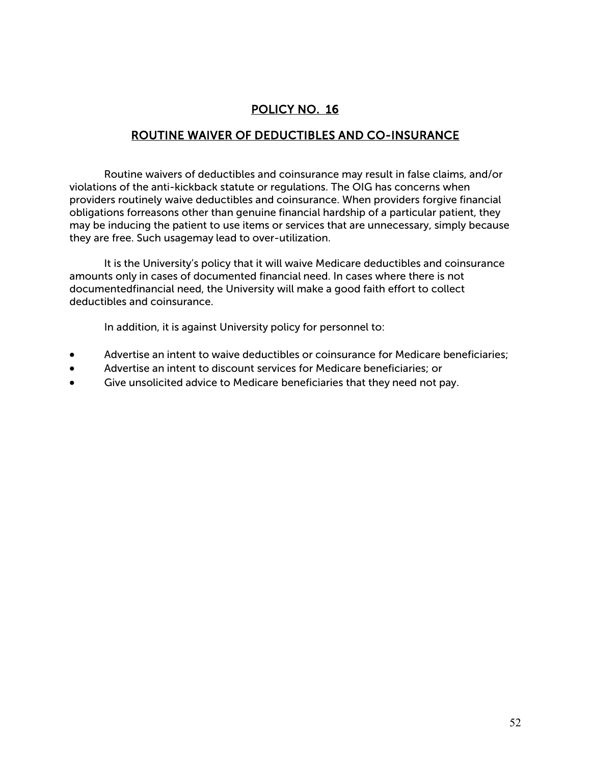## POLICY NO. 16

## ROUTINE WAIVER OF DEDUCTIBLES AND CO-INSURANCE

Routine waivers of deductibles and coinsurance may result in false claims, and/or violations of the anti-kickback statute or regulations. The OIG has concerns when providers routinely waive deductibles and coinsurance. When providers forgive financial obligations forreasons other than genuine financial hardship of a particular patient, they may be inducing the patient to use items or services that are unnecessary, simply because they are free. Such usagemay lead to over-utilization.

It is the University's policy that it will waive Medicare deductibles and coinsurance amounts only in cases of documented financial need. In cases where there is not documentedfinancial need, the University will make a good faith effort to collect deductibles and coinsurance.

In addition, it is against University policy for personnel to:

- Advertise an intent to waive deductibles or coinsurance for Medicare beneficiaries;
- Advertise an intent to discount services for Medicare beneficiaries; or
- Give unsolicited advice to Medicare beneficiaries that they need not pay.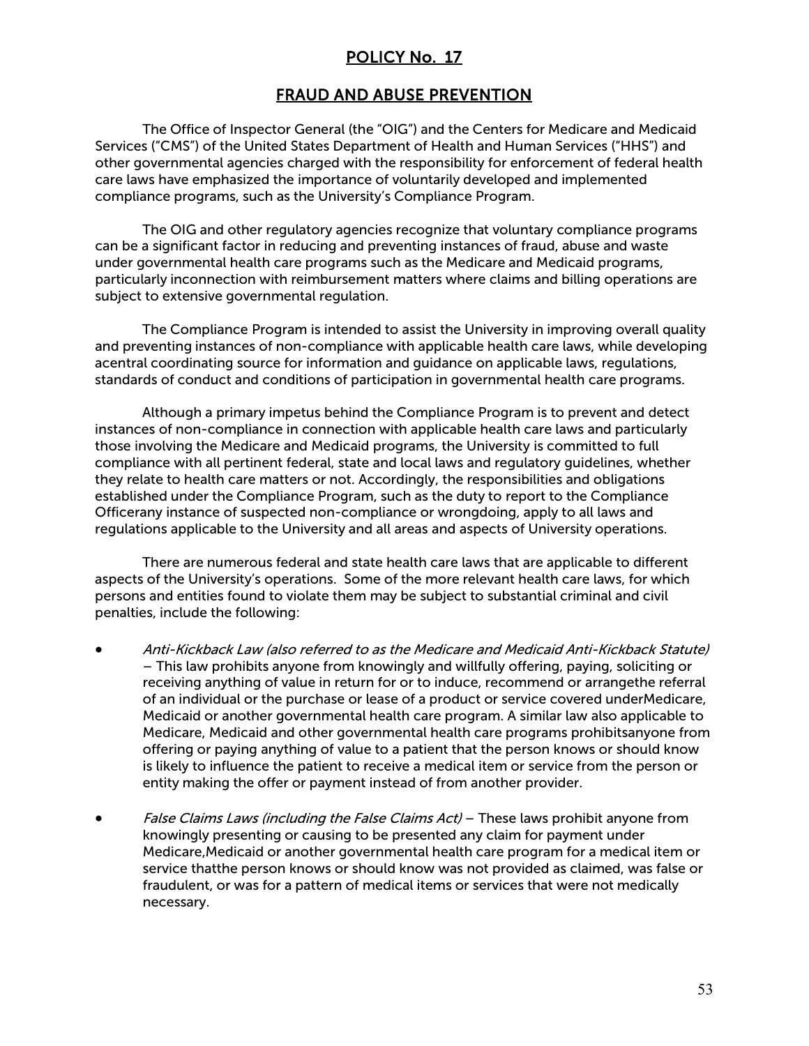## POLICY No. 17

## FRAUD AND ABUSE PREVENTION

The Office of Inspector General (the "OIG") and the Centers for Medicare and Medicaid Services ("CMS") of the United States Department of Health and Human Services ("HHS") and other governmental agencies charged with the responsibility for enforcement of federal health care laws have emphasized the importance of voluntarily developed and implemented compliance programs, such as the University's Compliance Program.

The OIG and other regulatory agencies recognize that voluntary compliance programs can be a significant factor in reducing and preventing instances of fraud, abuse and waste under governmental health care programs such as the Medicare and Medicaid programs, particularly inconnection with reimbursement matters where claims and billing operations are subject to extensive governmental regulation.

The Compliance Program is intended to assist the University in improving overall quality and preventing instances of non-compliance with applicable health care laws, while developing acentral coordinating source for information and guidance on applicable laws, regulations, standards of conduct and conditions of participation in governmental health care programs.

Although a primary impetus behind the Compliance Program is to prevent and detect instances of non-compliance in connection with applicable health care laws and particularly those involving the Medicare and Medicaid programs, the University is committed to full compliance with all pertinent federal, state and local laws and regulatory guidelines, whether they relate to health care matters or not. Accordingly, the responsibilities and obligations established under the Compliance Program, such as the duty to report to the Compliance Officerany instance of suspected non-compliance or wrongdoing, apply to all laws and regulations applicable to the University and all areas and aspects of University operations.

There are numerous federal and state health care laws that are applicable to different aspects of the University's operations. Some of the more relevant health care laws, for which persons and entities found to violate them may be subject to substantial criminal and civil penalties, include the following:

- *Anti-Kickback Law (also referred to as the Medicare and Medicaid Anti-Kickback Statute)* – This law prohibits anyone from knowingly and willfully offering, paying, soliciting or receiving anything of value in return for or to induce, recommend or arrangethe referral of an individual or the purchase or lease of a product or service covered underMedicare, Medicaid or another governmental health care program. A similar law also applicable to Medicare, Medicaid and other governmental health care programs prohibitsanyone from offering or paying anything of value to a patient that the person knows or should know is likely to influence the patient to receive a medical item or service from the person or entity making the offer or payment instead of from another provider.

- *False Claims Laws (including the False Claims Act)* – These laws prohibit anyone from knowingly presenting or causing to be presented any claim for payment under Medicare,Medicaid or another governmental health care program for a medical item or service thatthe person knows or should know was not provided as claimed, was false or fraudulent, or was for a pattern of medical items or services that were not medically necessary.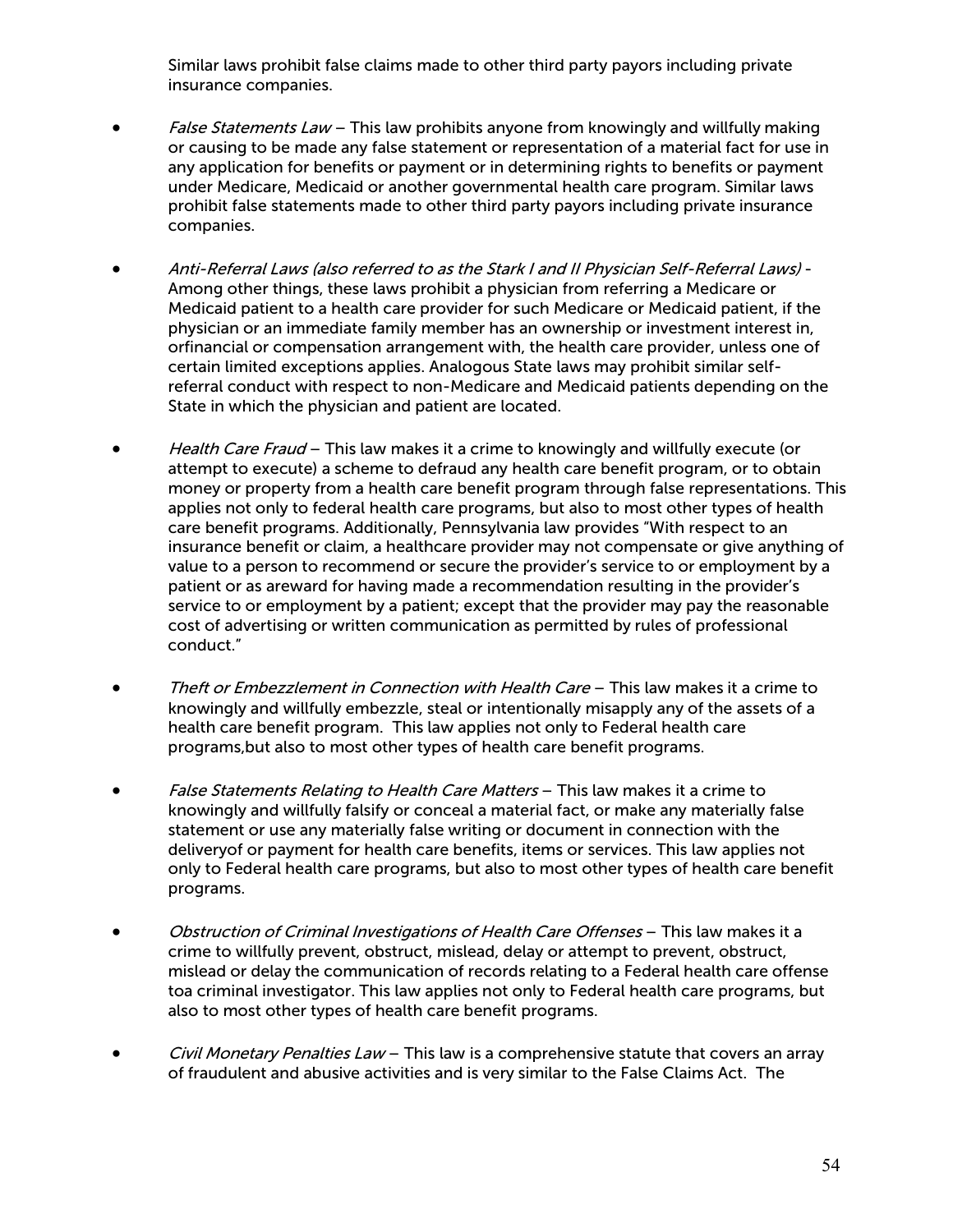Similar laws prohibit false claims made to other third party payors including private insurance companies.

- *False Statements Law* – This law prohibits anyone from knowingly and willfully making or causing to be made any false statement or representation of a material fact for use in any application for benefits or payment or in determining rights to benefits or payment under Medicare, Medicaid or another governmental health care program. Similar laws prohibit false statements made to other third party payors including private insurance companies.

- *Anti-Referral Laws (also referred to as the Stark I and II Physician Self-Referral Laws)* - Among other things, these laws prohibit a physician from referring a Medicare or Medicaid patient to a health care provider for such Medicare or Medicaid patient, if the physician or an immediate family member has an ownership or investment interest in, orfinancial or compensation arrangement with, the health care provider, unless one of certain limited exceptions applies. Analogous State laws may prohibit similar self-referral conduct with respect to non-Medicare and Medicaid patients depending on the State in which the physician and patient are located.

- *Health Care Fraud* – This law makes it a crime to knowingly and willfully execute (or attempt to execute) a scheme to defraud any health care benefit program, or to obtain money or property from a health care benefit program through false representations. This applies not only to federal health care programs, but also to most other types of health care benefit programs. Additionally, Pennsylvania law provides "With respect to an insurance benefit or claim, a healthcare provider may not compensate or give anything of value to a person to recommend or secure the provider's service to or employment by a patient or as areward for having made a recommendation resulting in the provider's service to or employment by a patient; except that the provider may pay the reasonable cost of advertising or written communication as permitted by rules of professional conduct."

- *Theft or Embezzlement in Connection with Health Care* – This law makes it a crime to knowingly and willfully embezzle, steal or intentionally misapply any of the assets of a health care benefit program. This law applies not only to Federal health care programs,but also to most other types of health care benefit programs.

- *False Statements Relating to Health Care Matters* – This law makes it a crime to knowingly and willfully falsify or conceal a material fact, or make any materially false statement or use any materially false writing or document in connection with the deliveryof or payment for health care benefits, items or services. This law applies not only to Federal health care programs, but also to most other types of health care benefit programs.

- *Obstruction of Criminal Investigations of Health Care Offenses* – This law makes it a crime to willfully prevent, obstruct, mislead, delay or attempt to prevent, obstruct, mislead or delay the communication of records relating to a Federal health care offense toa criminal investigator. This law applies not only to Federal health care programs, but also to most other types of health care benefit programs.

- *Civil Monetary Penalties Law* – This law is a comprehensive statute that covers an array of fraudulent and abusive activities and is very similar to the False Claims Act. The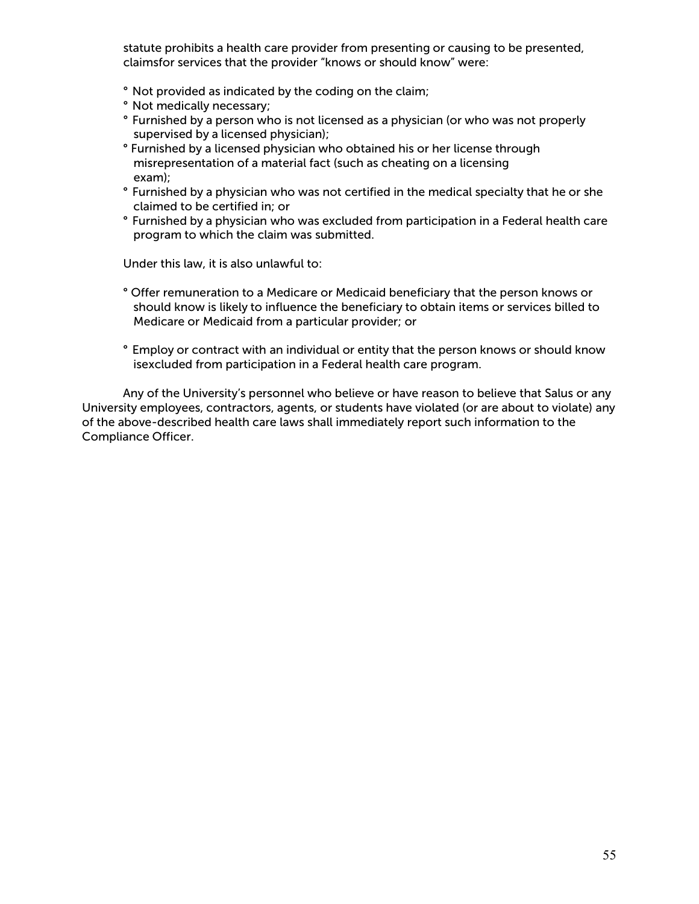statute prohibits a health care provider from presenting or causing to be presented, claimsfor services that the provider "knows or should know" were:

- Not provided as indicated by the coding on the claim;
- Not medically necessary;
- Furnished by a person who is not licensed as a physician (or who was not properly supervised by a licensed physician);
- Furnished by a licensed physician who obtained his or her license through misrepresentation of a material fact (such as cheating on a licensing exam);
- Furnished by a physician who was not certified in the medical specialty that he or she claimed to be certified in; or
- Furnished by a physician who was excluded from participation in a Federal health care program to which the claim was submitted.

Under this law, it is also unlawful to:

- Offer remuneration to a Medicare or Medicaid beneficiary that the person knows or should know is likely to influence the beneficiary to obtain items or services billed to Medicare or Medicaid from a particular provider; or
- Employ or contract with an individual or entity that the person knows or should know isexcluded from participation in a Federal health care program.

Any of the University's personnel who believe or have reason to believe that Salus or any University employees, contractors, agents, or students have violated (or are about to violate) any of the above-described health care laws shall immediately report such information to the Compliance Officer.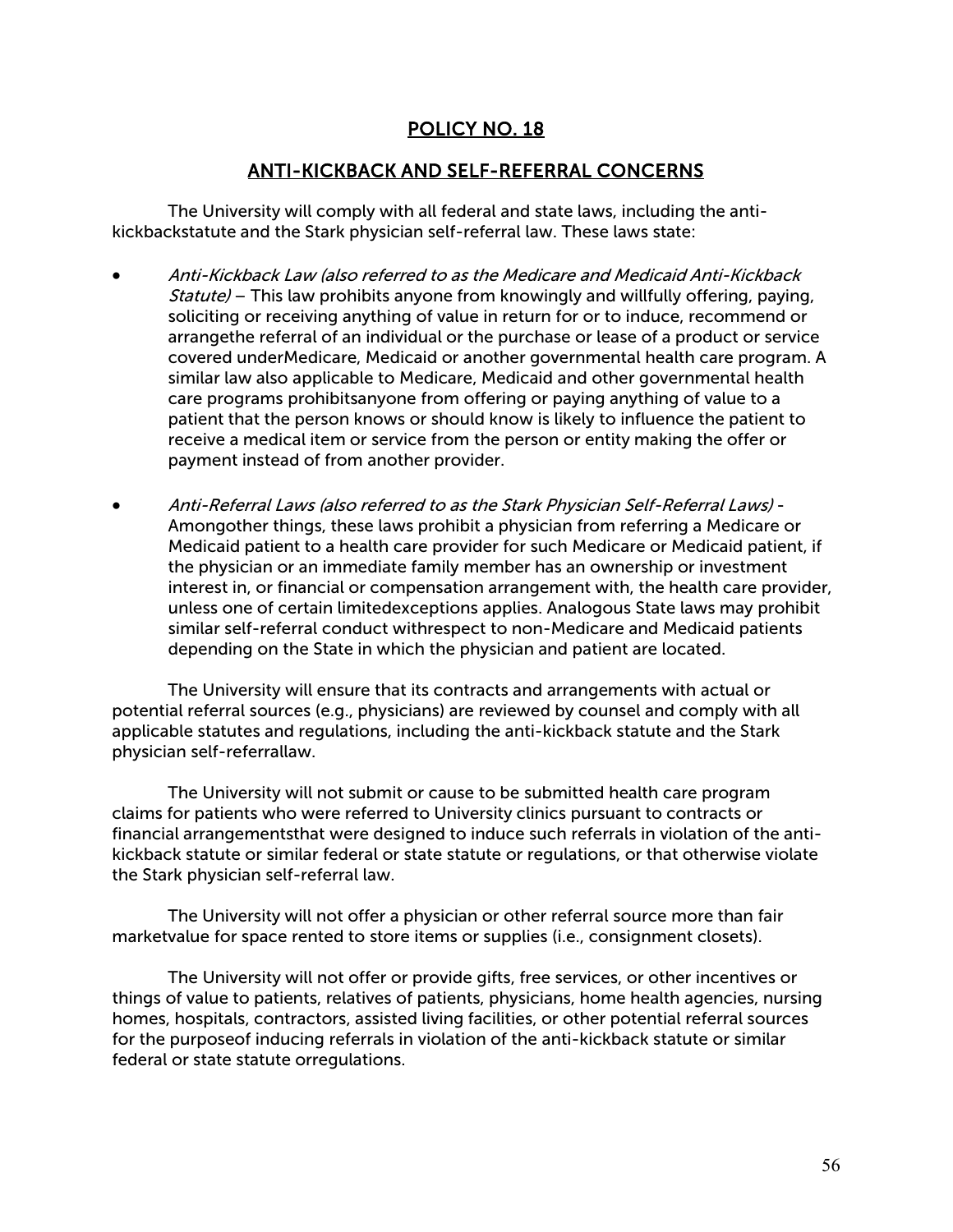## POLICY NO. 18

## ANTI-KICKBACK AND SELF-REFERRAL CONCERNS

The University will comply with all federal and state laws, including the anti-kickbackstatute and the Stark physician self-referral law. These laws state:

- *Anti-Kickback Law (also referred to as the Medicare and Medicaid Anti-Kickback Statute)* – This law prohibits anyone from knowingly and willfully offering, paying, soliciting or receiving anything of value in return for or to induce, recommend or arrangethe referral of an individual or the purchase or lease of a product or service covered underMedicare, Medicaid or another governmental health care program. A similar law also applicable to Medicare, Medicaid and other governmental health care programs prohibitsanyone from offering or paying anything of value to a patient that the person knows or should know is likely to influence the patient to receive a medical item or service from the person or entity making the offer or payment instead of from another provider.

- *Anti-Referral Laws (also referred to as the Stark Physician Self-Referral Laws)* - Amongother things, these laws prohibit a physician from referring a Medicare or Medicaid patient to a health care provider for such Medicare or Medicaid patient, if the physician or an immediate family member has an ownership or investment interest in, or financial or compensation arrangement with, the health care provider, unless one of certain limitedexceptions applies. Analogous State laws may prohibit similar self-referral conduct withrespect to non-Medicare and Medicaid patients depending on the State in which the physician and patient are located.

The University will ensure that its contracts and arrangements with actual or potential referral sources (e.g., physicians) are reviewed by counsel and comply with all applicable statutes and regulations, including the anti-kickback statute and the Stark physician self-referrallaw.

The University will not submit or cause to be submitted health care program claims for patients who were referred to University clinics pursuant to contracts or financial arrangementsthat were designed to induce such referrals in violation of the anti-kickback statute or similar federal or state statute or regulations, or that otherwise violate the Stark physician self-referral law.

The University will not offer a physician or other referral source more than fair marketvalue for space rented to store items or supplies (i.e., consignment closets).

The University will not offer or provide gifts, free services, or other incentives or things of value to patients, relatives of patients, physicians, home health agencies, nursing homes, hospitals, contractors, assisted living facilities, or other potential referral sources for the purposeof inducing referrals in violation of the anti-kickback statute or similar federal or state statute orregulations.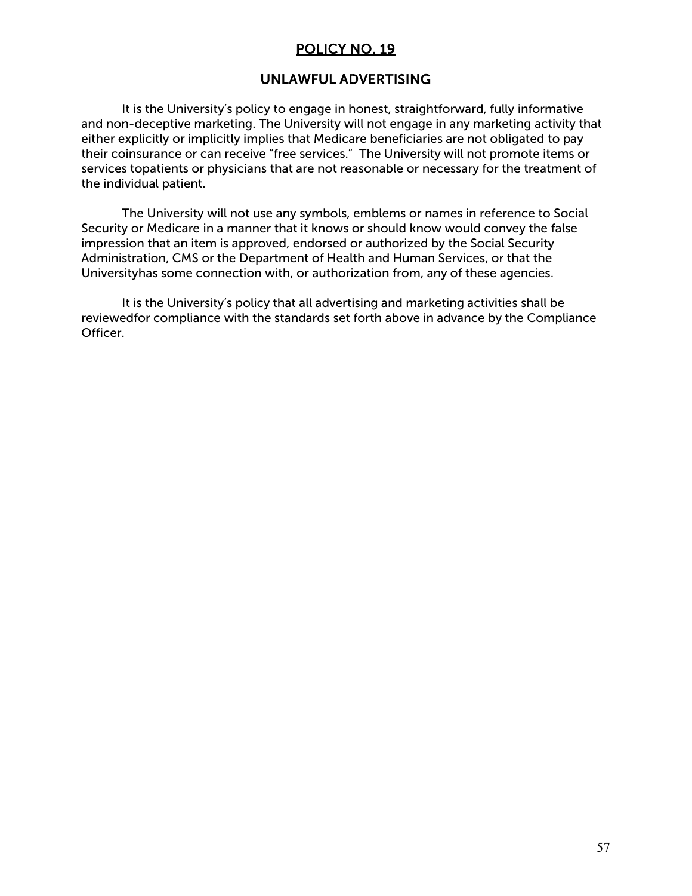## POLICY NO. 19

## UNLAWFUL ADVERTISING

It is the University's policy to engage in honest, straightforward, fully informative and non-deceptive marketing. The University will not engage in any marketing activity that either explicitly or implicitly implies that Medicare beneficiaries are not obligated to pay their coinsurance or can receive "free services." The University will not promote items or services topatients or physicians that are not reasonable or necessary for the treatment of the individual patient.

The University will not use any symbols, emblems or names in reference to Social Security or Medicare in a manner that it knows or should know would convey the false impression that an item is approved, endorsed or authorized by the Social Security Administration, CMS or the Department of Health and Human Services, or that the Universityhas some connection with, or authorization from, any of these agencies.

It is the University's policy that all advertising and marketing activities shall be reviewedfor compliance with the standards set forth above in advance by the Compliance Officer.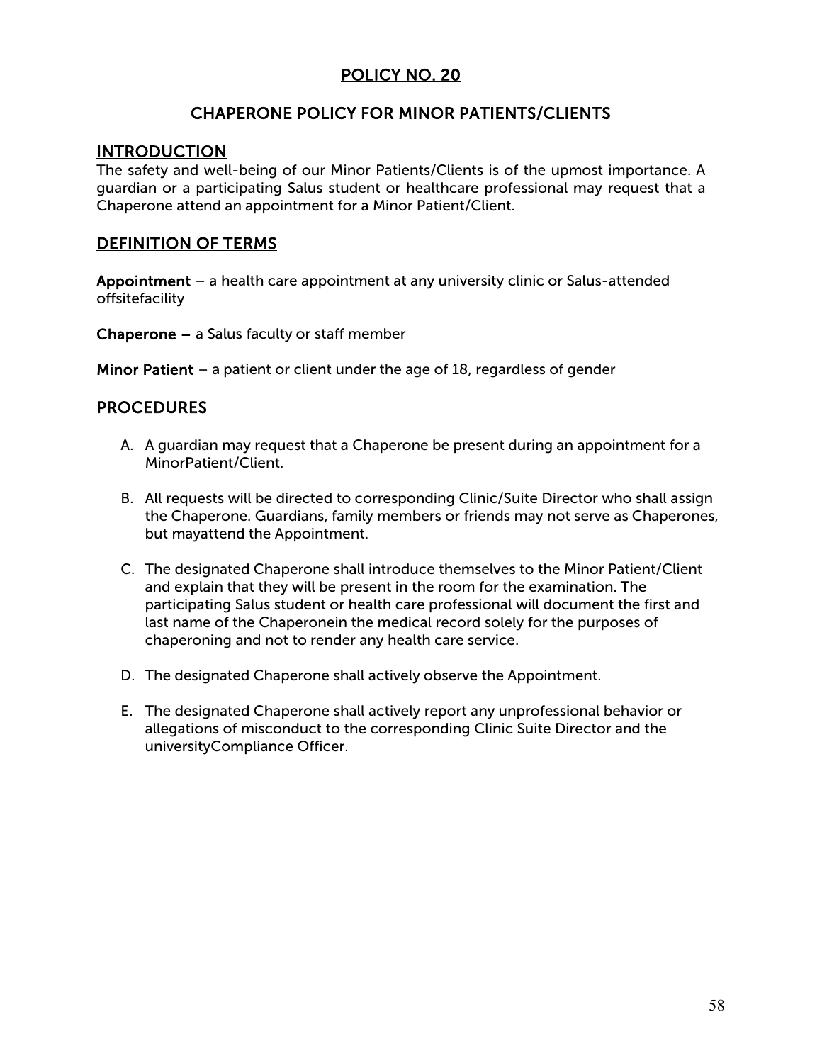# POLICY NO. 20

## CHAPERONE POLICY FOR MINOR PATIENTS/CLIENTS

### INTRODUCTION

The safety and well-being of our Minor Patients/Clients is of the upmost importance. A guardian or a participating Salus student or healthcare professional may request that a Chaperone attend an appointment for a Minor Patient/Client.

### DEFINITION OF TERMS

**Appointment** – a health care appointment at any university clinic or Salus-attended offsitefacility

**Chaperone –** a Salus faculty or staff member

**Minor Patient** – a patient or client under the age of 18, regardless of gender

### PROCEDURES

A. A guardian may request that a Chaperone be present during an appointment for a MinorPatient/Client.

B. All requests will be directed to corresponding Clinic/Suite Director who shall assign the Chaperone. Guardians, family members or friends may not serve as Chaperones, but mayattend the Appointment.

C. The designated Chaperone shall introduce themselves to the Minor Patient/Client and explain that they will be present in the room for the examination. The participating Salus student or health care professional will document the first and last name of the Chaperonein the medical record solely for the purposes of chaperoning and not to render any health care service.

D. The designated Chaperone shall actively observe the Appointment.

E. The designated Chaperone shall actively report any unprofessional behavior or allegations of misconduct to the corresponding Clinic Suite Director and the universityCompliance Officer.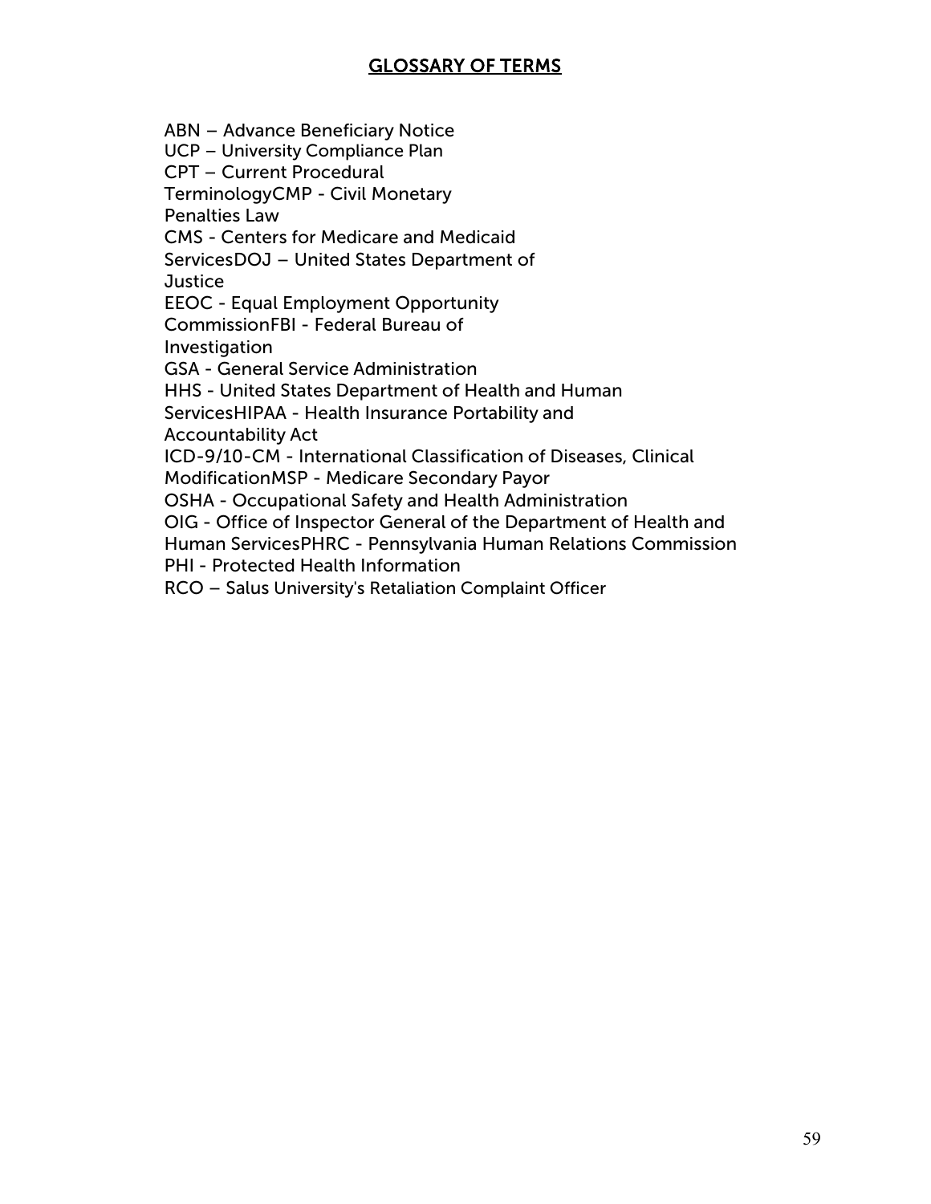## GLOSSARY OF TERMS

ABN – Advance Beneficiary Notice
UCP – University Compliance Plan
CPT – Current Procedural TerminologyCMP - Civil Monetary Penalties Law
CMS - Centers for Medicare and Medicaid ServicesDOJ – United States Department of Justice
EEOC - Equal Employment Opportunity CommissionFBI - Federal Bureau of Investigation
GSA - General Service Administration
HHS - United States Department of Health and Human ServicesHIPAA - Health Insurance Portability and Accountability Act
ICD-9/10-CM - International Classification of Diseases, Clinical ModificationMSP - Medicare Secondary Payor
OSHA - Occupational Safety and Health Administration
OIG - Office of Inspector General of the Department of Health and Human ServicesPHRC - Pennsylvania Human Relations Commission
PHI - Protected Health Information
RCO – Salus University's Retaliation Complaint Officer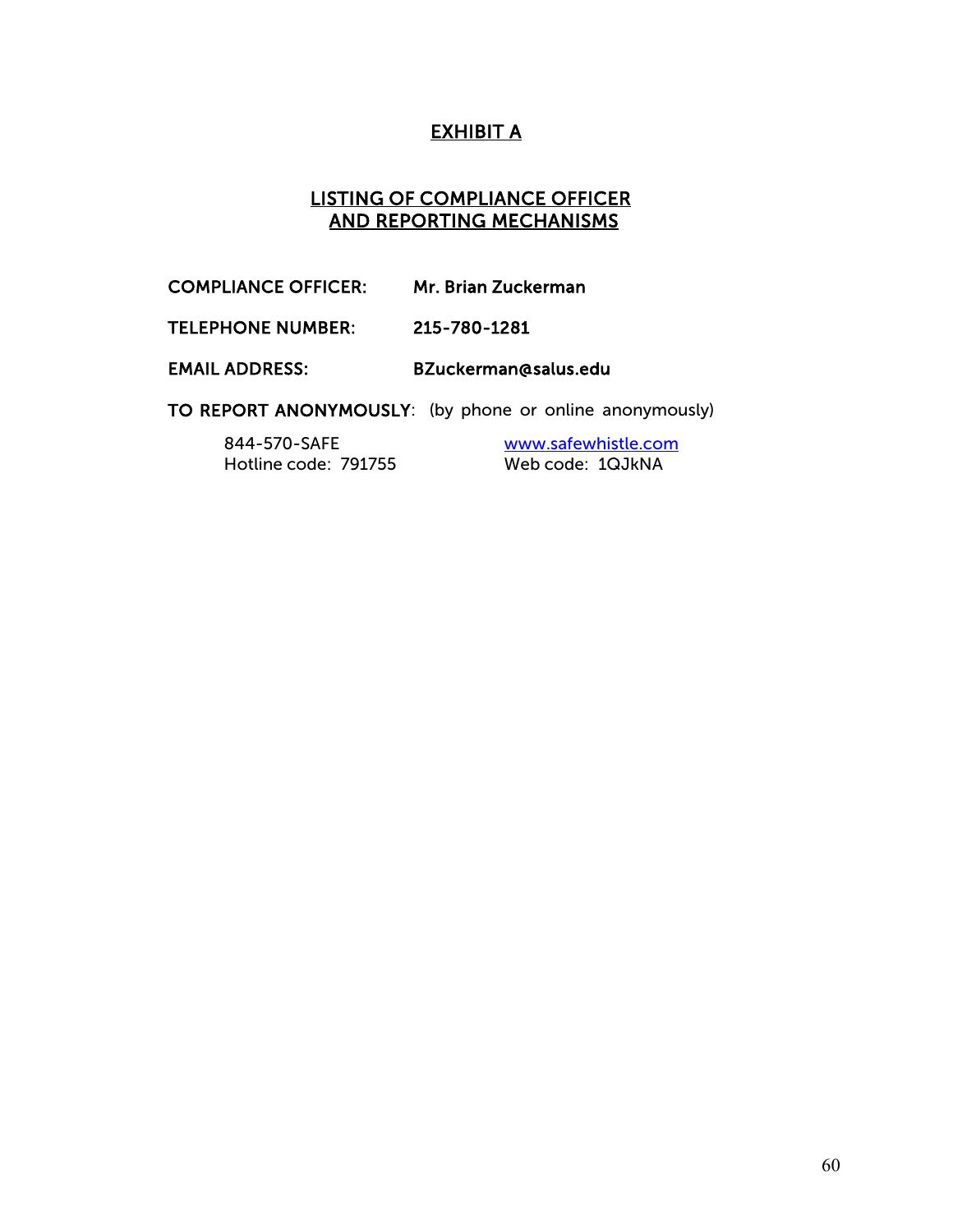# EXHIBIT A

## LISTING OF COMPLIANCE OFFICER AND REPORTING MECHANISMS

**COMPLIANCE OFFICER:** **Mr. Brian Zuckerman**

**TELEPHONE NUMBER:** **215-780-1281**

**EMAIL ADDRESS:** **BZuckerman@salus.edu**

**TO REPORT ANONYMOUSLY**: (by phone or online anonymously)

844-570-SAFE
Hotline code: 791755

www.safewhistle.com
Web code: 1QJkNA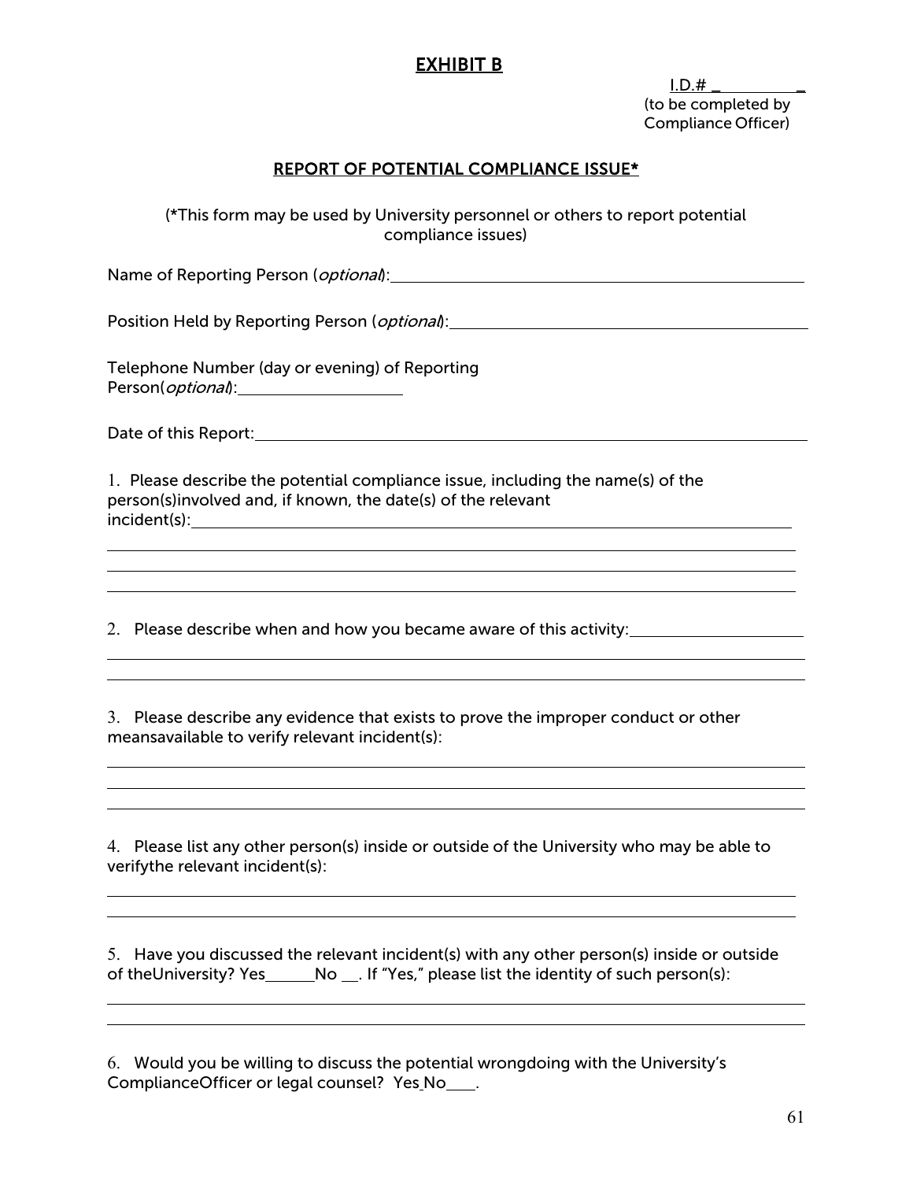# EXHIBIT B

I.D.# ___________
(to be completed by Compliance Officer)

## REPORT OF POTENTIAL COMPLIANCE ISSUE*

(*This form may be used by University personnel or others to report potential compliance issues)

Name of Reporting Person (*optional*):_______________________________________________

Position Held by Reporting Person (*optional*):_________________________________________

Telephone Number (day or evening) of Reporting Person(*optional*):____________________

Date of this Report:______________________________________________________________

1. Please describe the potential compliance issue, including the name(s) of the person(s)involved and, if known, the date(s) of the relevant incident(s):______________________________________________________________

_____________________________________________________________________________

_____________________________________________________________________________

_____________________________________________________________________________

2. Please describe when and how you became aware of this activity:____________________

_____________________________________________________________________________

_____________________________________________________________________________

3. Please describe any evidence that exists to prove the improper conduct or other meansavailable to verify relevant incident(s):

_____________________________________________________________________________

_____________________________________________________________________________

_____________________________________________________________________________

4. Please list any other person(s) inside or outside of the University who may be able to verifythe relevant incident(s):

_____________________________________________________________________________

_____________________________________________________________________________

5. Have you discussed the relevant incident(s) with any other person(s) inside or outside of theUniversity? Yes______No __. If "Yes," please list the identity of such person(s):

_____________________________________________________________________________

_____________________________________________________________________________

6. Would you be willing to discuss the potential wrongdoing with the University's ComplianceOfficer or legal counsel? Yes No____.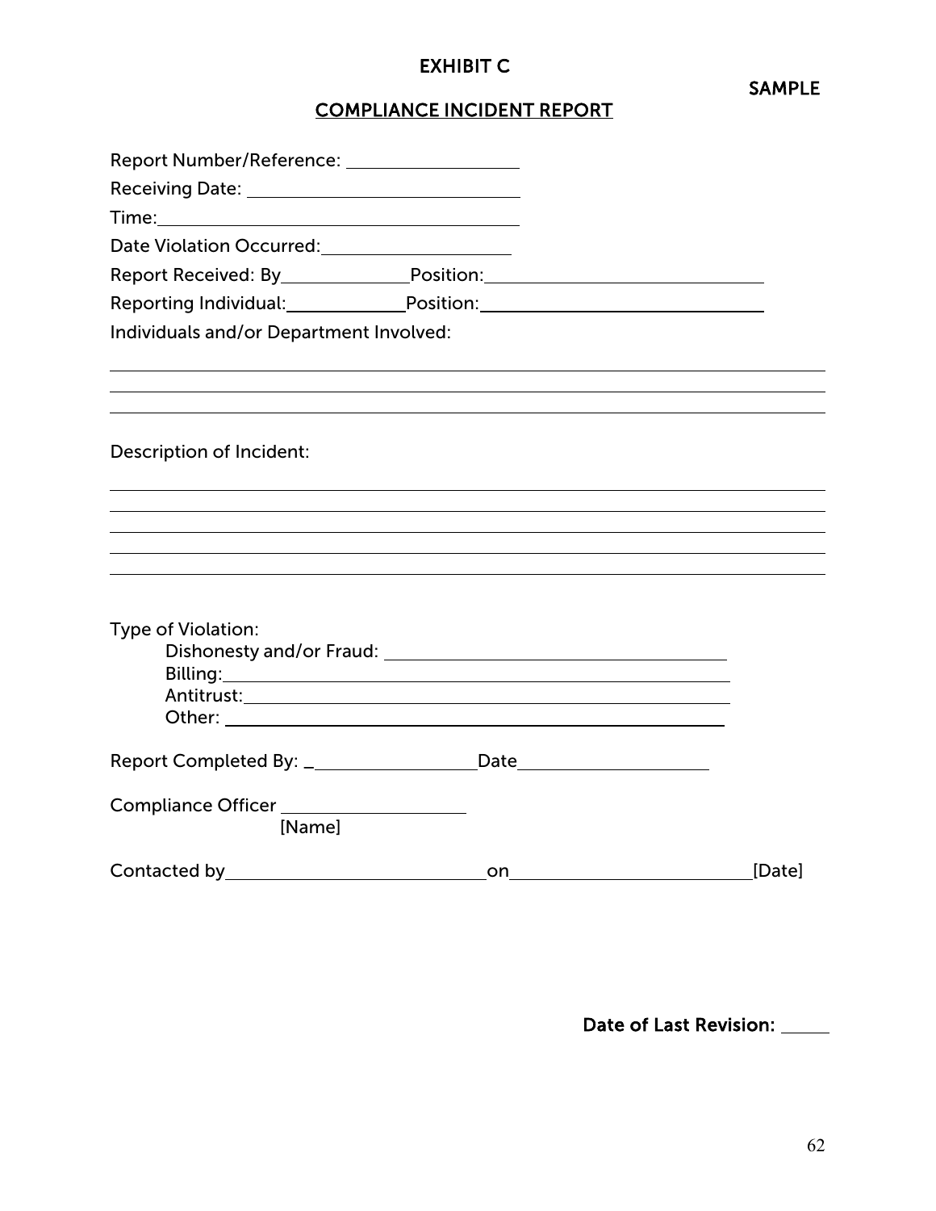# EXHIBIT C

SAMPLE

## COMPLIANCE INCIDENT REPORT

Report Number/Reference: ___________________

Receiving Date: ___________________________

Time: ______________________________________

Date Violation Occurred: ___________________

Report Received: By_______________Position:______________________________

Reporting Individual:_____________Position:______________________________

Individuals and/or Department Involved:

___________________________________________________________________________

___________________________________________________________________________

___________________________________________________________________________

Description of Incident:

___________________________________________________________________________

___________________________________________________________________________

___________________________________________________________________________

___________________________________________________________________________

___________________________________________________________________________

Type of Violation:

Dishonesty and/or Fraud: ________________________________________

Billing: _________________________________________________________

Antitrust: _______________________________________________________

Other: _________________________________________________________

Report Completed By: ___________________Date_____________________

Compliance Officer ____________________
[Name]

Contacted by____________________________on__________________________[Date]

**Date of Last Revision:** _____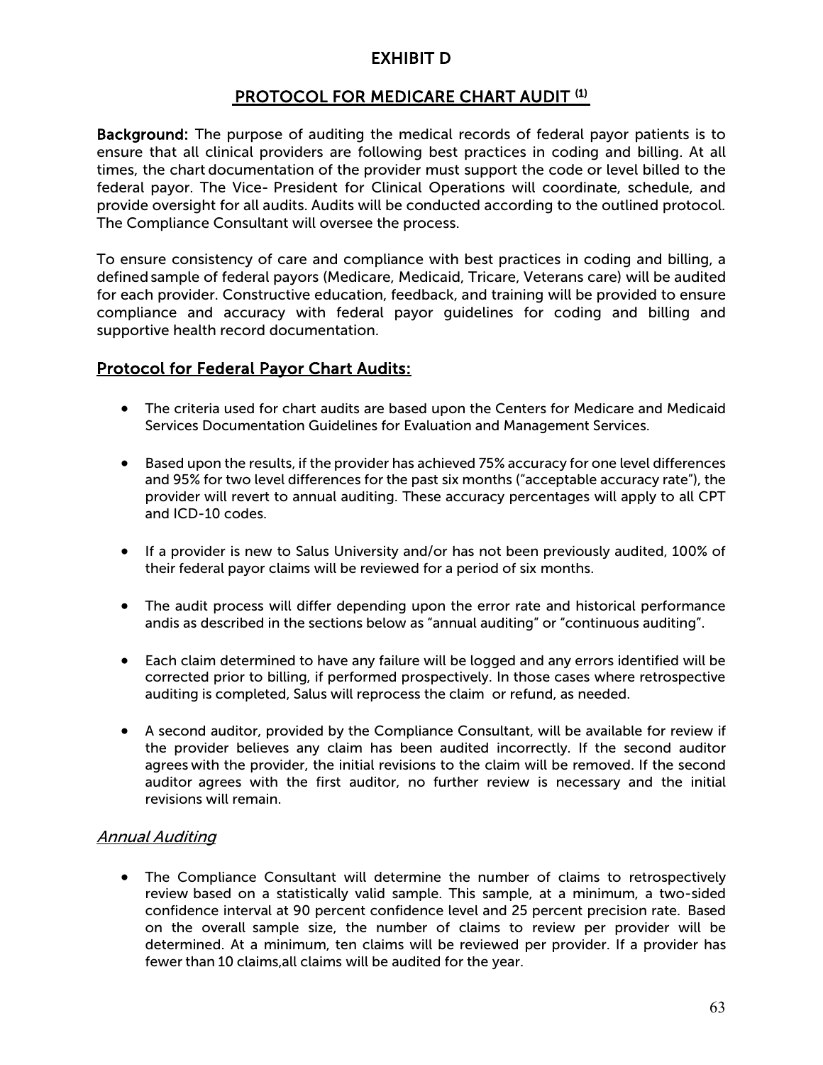# EXHIBIT D

## PROTOCOL FOR MEDICARE CHART AUDIT [1]

**Background:** The purpose of auditing the medical records of federal payor patients is to ensure that all clinical providers are following best practices in coding and billing. At all times, the chart documentation of the provider must support the code or level billed to the federal payor. The Vice- President for Clinical Operations will coordinate, schedule, and provide oversight for all audits. Audits will be conducted according to the outlined protocol. The Compliance Consultant will oversee the process.

To ensure consistency of care and compliance with best practices in coding and billing, a defined sample of federal payors (Medicare, Medicaid, Tricare, Veterans care) will be audited for each provider. Constructive education, feedback, and training will be provided to ensure compliance and accuracy with federal payor guidelines for coding and billing and supportive health record documentation.

## Protocol for Federal Payor Chart Audits:

- The criteria used for chart audits are based upon the Centers for Medicare and Medicaid Services Documentation Guidelines for Evaluation and Management Services.
- Based upon the results, if the provider has achieved 75% accuracy for one level differences and 95% for two level differences for the past six months ("acceptable accuracy rate"), the provider will revert to annual auditing. These accuracy percentages will apply to all CPT and ICD-10 codes.
- If a provider is new to Salus University and/or has not been previously audited, 100% of their federal payor claims will be reviewed for a period of six months.
- The audit process will differ depending upon the error rate and historical performance andis as described in the sections below as "annual auditing" or "continuous auditing".
- Each claim determined to have any failure will be logged and any errors identified will be corrected prior to billing, if performed prospectively. In those cases where retrospective auditing is completed, Salus will reprocess the claim or refund, as needed.
- A second auditor, provided by the Compliance Consultant, will be available for review if the provider believes any claim has been audited incorrectly. If the second auditor agrees with the provider, the initial revisions to the claim will be removed. If the second auditor agrees with the first auditor, no further review is necessary and the initial revisions will remain.

### *Annual Auditing*

- The Compliance Consultant will determine the number of claims to retrospectively review based on a statistically valid sample. This sample, at a minimum, a two-sided confidence interval at 90 percent confidence level and 25 percent precision rate. Based on the overall sample size, the number of claims to review per provider will be determined. At a minimum, ten claims will be reviewed per provider. If a provider has fewer than 10 claims,all claims will be audited for the year.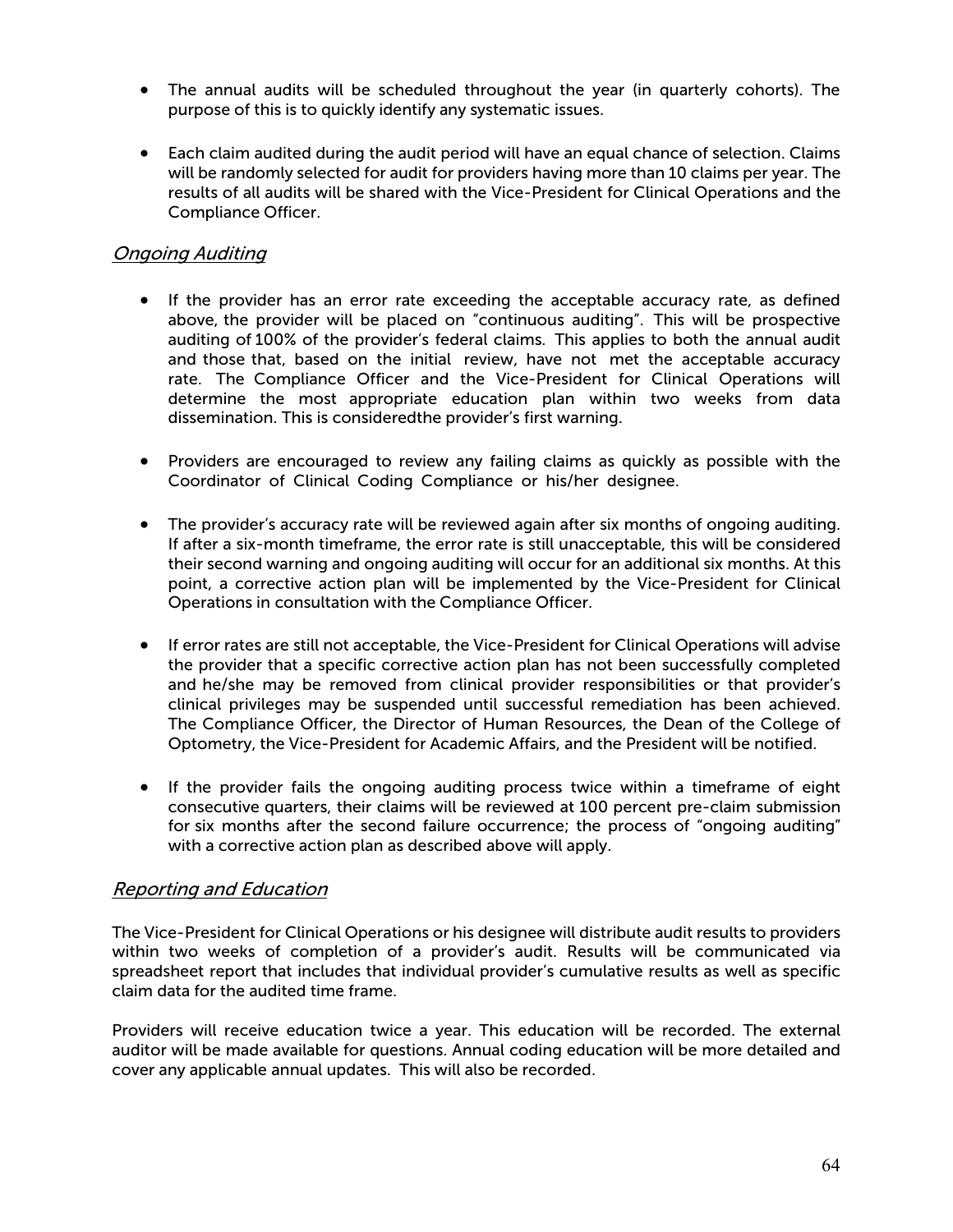- The annual audits will be scheduled throughout the year (in quarterly cohorts). The purpose of this is to quickly identify any systematic issues.

- Each claim audited during the audit period will have an equal chance of selection. Claims will be randomly selected for audit for providers having more than 10 claims per year. The results of all audits will be shared with the Vice-President for Clinical Operations and the Compliance Officer.

## *Ongoing Auditing*

- If the provider has an error rate exceeding the acceptable accuracy rate, as defined above, the provider will be placed on "continuous auditing". This will be prospective auditing of 100% of the provider's federal claims. This applies to both the annual audit and those that, based on the initial review, have not met the acceptable accuracy rate. The Compliance Officer and the Vice-President for Clinical Operations will determine the most appropriate education plan within two weeks from data dissemination. This is consideredthe provider's first warning.

- Providers are encouraged to review any failing claims as quickly as possible with the Coordinator of Clinical Coding Compliance or his/her designee.

- The provider's accuracy rate will be reviewed again after six months of ongoing auditing. If after a six-month timeframe, the error rate is still unacceptable, this will be considered their second warning and ongoing auditing will occur for an additional six months. At this point, a corrective action plan will be implemented by the Vice-President for Clinical Operations in consultation with the Compliance Officer.

- If error rates are still not acceptable, the Vice-President for Clinical Operations will advise the provider that a specific corrective action plan has not been successfully completed and he/she may be removed from clinical provider responsibilities or that provider's clinical privileges may be suspended until successful remediation has been achieved. The Compliance Officer, the Director of Human Resources, the Dean of the College of Optometry, the Vice-President for Academic Affairs, and the President will be notified.

- If the provider fails the ongoing auditing process twice within a timeframe of eight consecutive quarters, their claims will be reviewed at 100 percent pre-claim submission for six months after the second failure occurrence; the process of "ongoing auditing" with a corrective action plan as described above will apply.

## *Reporting and Education*

The Vice-President for Clinical Operations or his designee will distribute audit results to providers within two weeks of completion of a provider's audit. Results will be communicated via spreadsheet report that includes that individual provider's cumulative results as well as specific claim data for the audited time frame.

Providers will receive education twice a year. This education will be recorded. The external auditor will be made available for questions. Annual coding education will be more detailed and cover any applicable annual updates. This will also be recorded.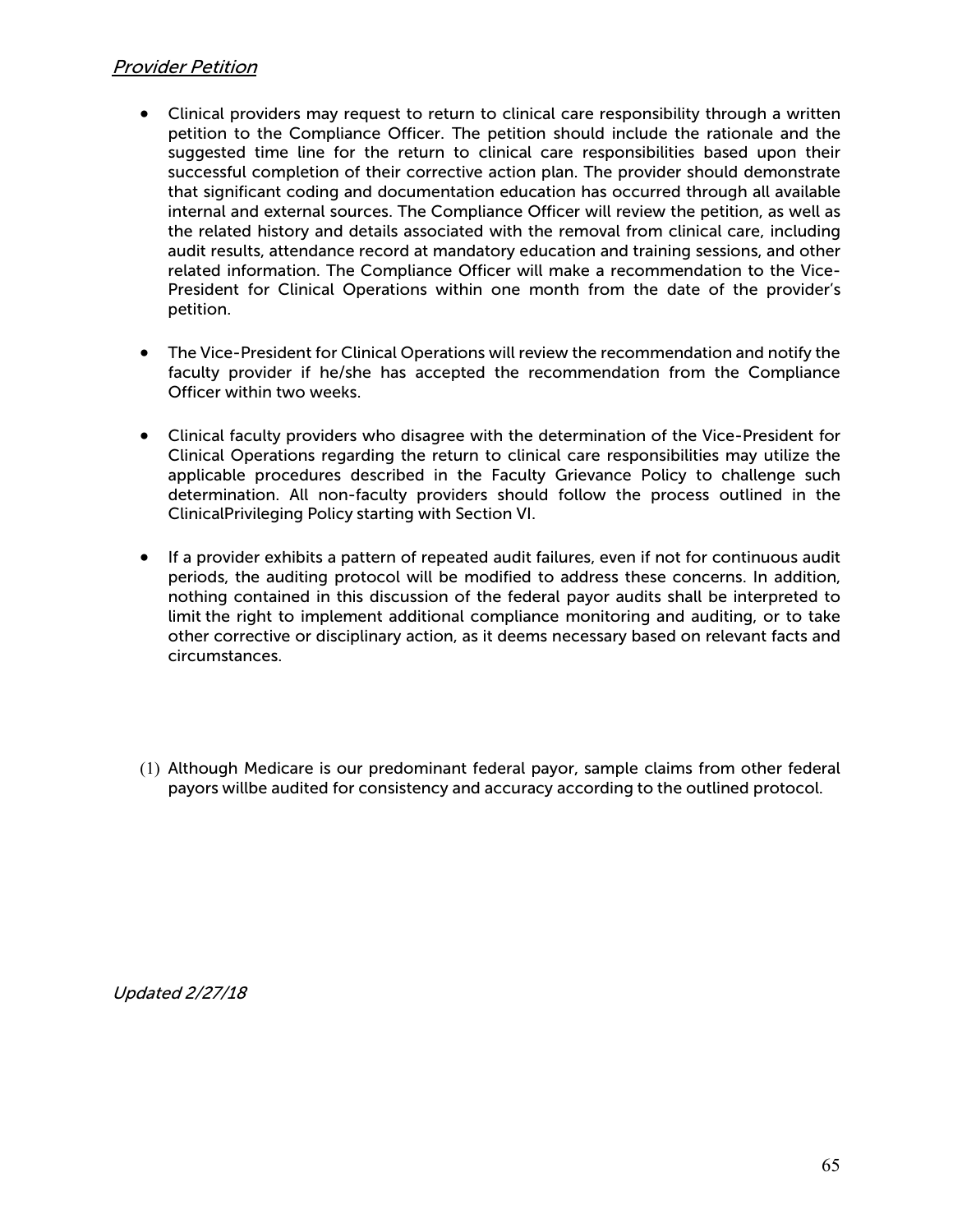### *Provider Petition*

- Clinical providers may request to return to clinical care responsibility through a written petition to the Compliance Officer. The petition should include the rationale and the suggested time line for the return to clinical care responsibilities based upon their successful completion of their corrective action plan. The provider should demonstrate that significant coding and documentation education has occurred through all available internal and external sources. The Compliance Officer will review the petition, as well as the related history and details associated with the removal from clinical care, including audit results, attendance record at mandatory education and training sessions, and other related information. The Compliance Officer will make a recommendation to the Vice-President for Clinical Operations within one month from the date of the provider's petition.

- The Vice-President for Clinical Operations will review the recommendation and notify the faculty provider if he/she has accepted the recommendation from the Compliance Officer within two weeks.

- Clinical faculty providers who disagree with the determination of the Vice-President for Clinical Operations regarding the return to clinical care responsibilities may utilize the applicable procedures described in the Faculty Grievance Policy to challenge such determination. All non-faculty providers should follow the process outlined in the ClinicalPrivileging Policy starting with Section VI.

- If a provider exhibits a pattern of repeated audit failures, even if not for continuous audit periods, the auditing protocol will be modified to address these concerns. In addition, nothing contained in this discussion of the federal payor audits shall be interpreted to limit the right to implement additional compliance monitoring and auditing, or to take other corrective or disciplinary action, as it deems necessary based on relevant facts and circumstances.

(1) Although Medicare is our predominant federal payor, sample claims from other federal payors willbe audited for consistency and accuracy according to the outlined protocol.

*Updated 2/27/18*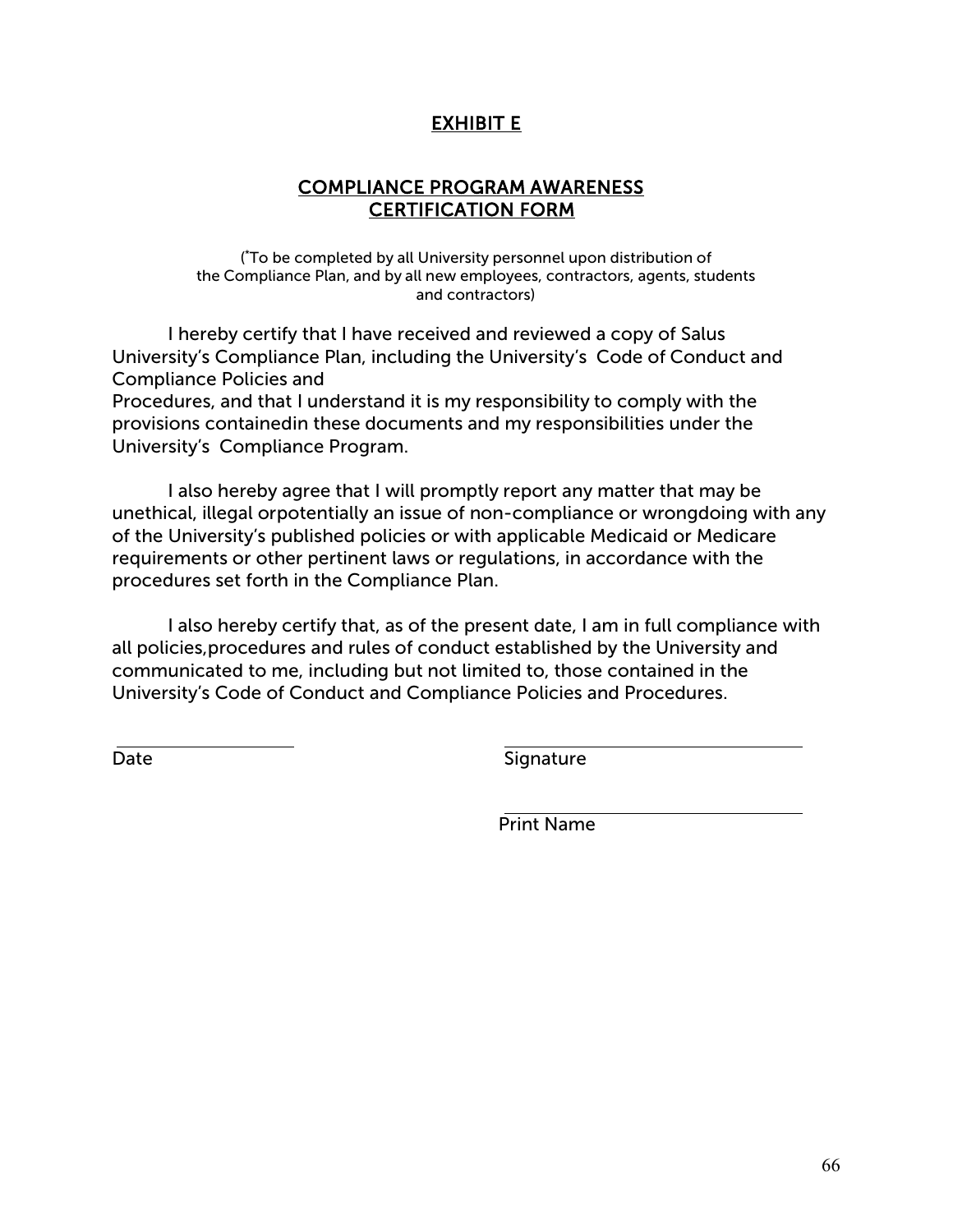## EXHIBIT E

## COMPLIANCE PROGRAM AWARENESS CERTIFICATION FORM

(*To be completed by all University personnel upon distribution of the Compliance Plan, and by all new employees, contractors, agents, students and contractors)

I hereby certify that I have received and reviewed a copy of Salus University's Compliance Plan, including the University's Code of Conduct and Compliance Policies and Procedures, and that I understand it is my responsibility to comply with the provisions containedin these documents and my responsibilities under the University's Compliance Program.

I also hereby agree that I will promptly report any matter that may be unethical, illegal orpotentially an issue of non-compliance or wrongdoing with any of the University's published policies or with applicable Medicaid or Medicare requirements or other pertinent laws or regulations, in accordance with the procedures set forth in the Compliance Plan.

I also hereby certify that, as of the present date, I am in full compliance with all policies,procedures and rules of conduct established by the University and communicated to me, including but not limited to, those contained in the University's Code of Conduct and Compliance Policies and Procedures.

\_\_\_\_\_\_\_\_\_\_\_\_\_\_\_\_\_\_\_\_ &nbsp;&nbsp;&nbsp;&nbsp;&nbsp;&nbsp;&nbsp;&nbsp;&nbsp;&nbsp;&nbsp;&nbsp;&nbsp;&nbsp;&nbsp;&nbsp;&nbsp;&nbsp;&nbsp;&nbsp;\_\_\_\_\_\_\_\_\_\_\_\_\_\_\_\_\_\_\_\_\_\_\_\_\_\_\_\_\_\_

Date &nbsp;&nbsp;&nbsp;&nbsp;&nbsp;&nbsp;&nbsp;&nbsp;&nbsp;&nbsp;&nbsp;&nbsp;&nbsp;&nbsp;&nbsp;&nbsp;&nbsp;&nbsp;&nbsp;&nbsp;&nbsp;&nbsp;&nbsp;&nbsp;&nbsp;&nbsp;&nbsp;&nbsp;&nbsp;&nbsp;&nbsp;&nbsp;&nbsp;&nbsp;&nbsp;&nbsp;&nbsp;&nbsp;&nbsp;&nbsp;Signature

\_\_\_\_\_\_\_\_\_\_\_\_\_\_\_\_\_\_\_\_\_\_\_\_\_\_\_\_\_\_

Print Name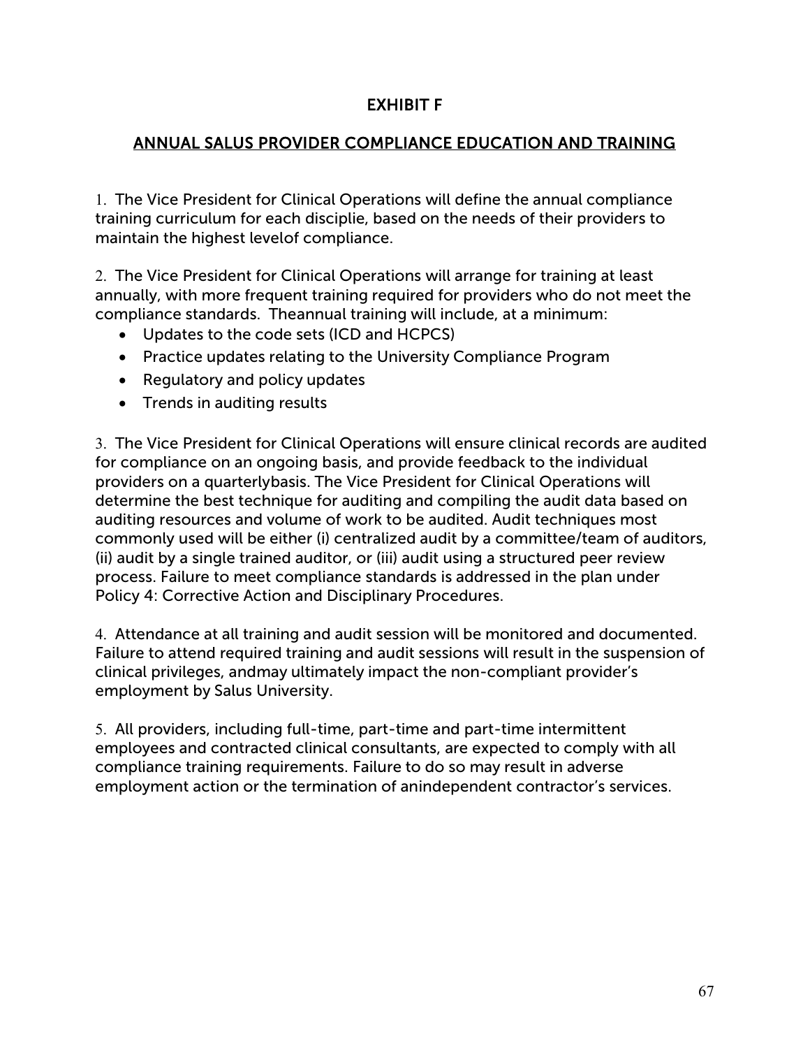# EXHIBIT F

## ANNUAL SALUS PROVIDER COMPLIANCE EDUCATION AND TRAINING

1. The Vice President for Clinical Operations will define the annual compliance training curriculum for each disciplie, based on the needs of their providers to maintain the highest levelof compliance.

2. The Vice President for Clinical Operations will arrange for training at least annually, with more frequent training required for providers who do not meet the compliance standards. Theannual training will include, at a minimum:

- Updates to the code sets (ICD and HCPCS)
- Practice updates relating to the University Compliance Program
- Regulatory and policy updates
- Trends in auditing results

3. The Vice President for Clinical Operations will ensure clinical records are audited for compliance on an ongoing basis, and provide feedback to the individual providers on a quarterlybasis. The Vice President for Clinical Operations will determine the best technique for auditing and compiling the audit data based on auditing resources and volume of work to be audited. Audit techniques most commonly used will be either (i) centralized audit by a committee/team of auditors, (ii) audit by a single trained auditor, or (iii) audit using a structured peer review process. Failure to meet compliance standards is addressed in the plan under Policy 4: Corrective Action and Disciplinary Procedures.

4. Attendance at all training and audit session will be monitored and documented. Failure to attend required training and audit sessions will result in the suspension of clinical privileges, andmay ultimately impact the non-compliant provider's employment by Salus University.

5. All providers, including full-time, part-time and part-time intermittent employees and contracted clinical consultants, are expected to comply with all compliance training requirements. Failure to do so may result in adverse employment action or the termination of anindependent contractor's services.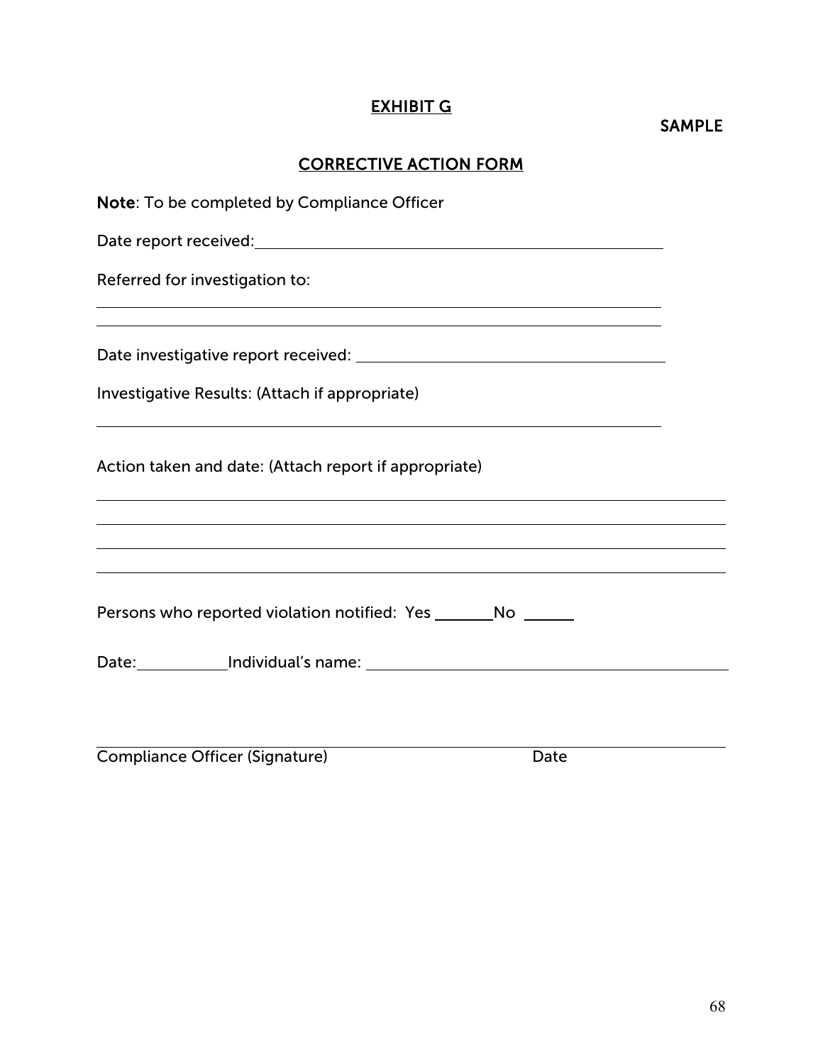**EXHIBIT G**

**SAMPLE**

**CORRECTIVE ACTION FORM**

**Note**: To be completed by Compliance Officer

Date report received: ______________________________________________

Referred for investigation to:

______________________________________________

______________________________________________

Date investigative report received: ______________________________________________

Investigative Results: (Attach if appropriate)

______________________________________________

Action taken and date: (Attach report if appropriate)

______________________________________________

______________________________________________

______________________________________________

______________________________________________

Persons who reported violation notified: Yes _______ No ______

Date: ___________ Individual's name: ______________________________________________

______________________________________________

Compliance Officer (Signature) Date